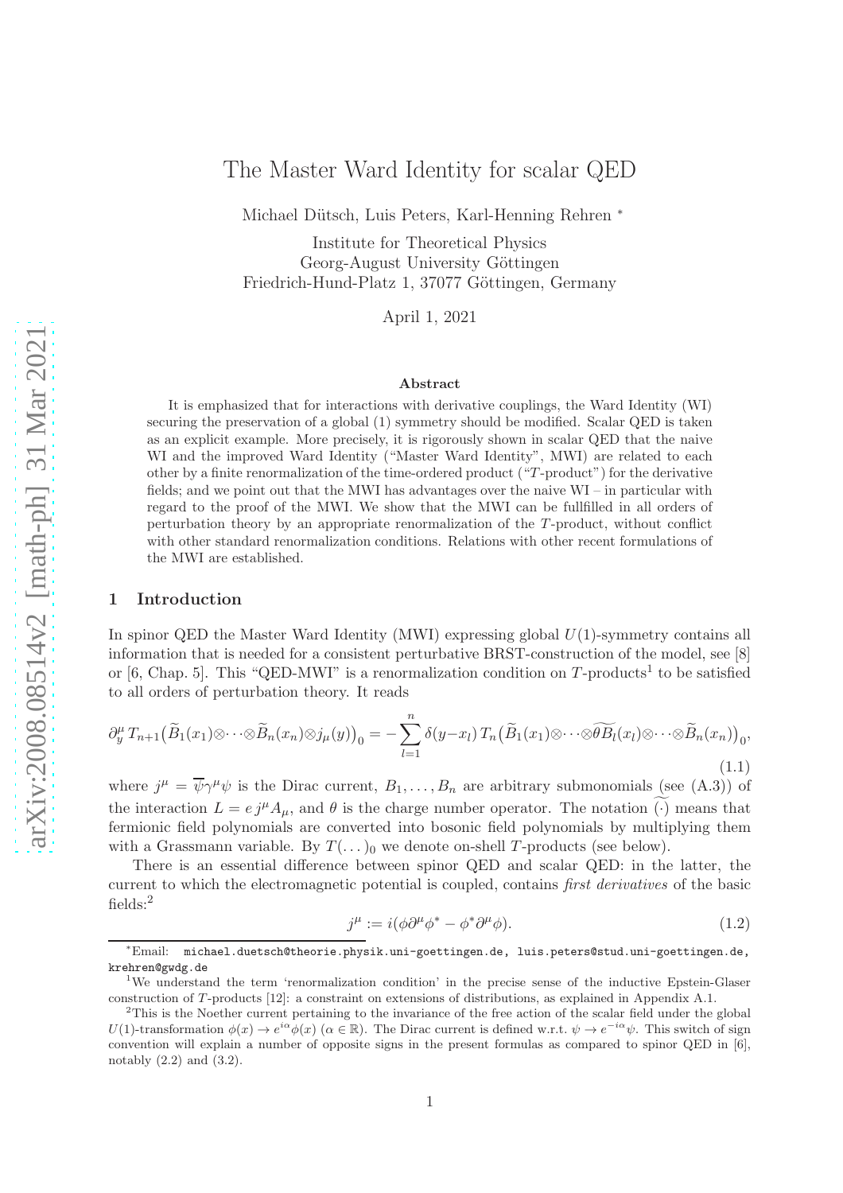# The Master Ward Identity for scalar QED

Michael Dütsch, Luis Peters, Karl-Henning Rehren [*]

Institute for Theoretical Physics
Georg-August University Göttingen
Friedrich-Hund-Platz 1, 37077 Göttingen, Germany

April 1, 2021

### Abstract

It is emphasized that for interactions with derivative couplings, the Ward Identity (WI) securing the preservation of a global (1) symmetry should be modified. Scalar QED is taken as an explicit example. More precisely, it is rigorously shown in scalar QED that the naive WI and the improved Ward Identity ("Master Ward Identity", MWI) are related to each other by a finite renormalization of the time-ordered product ("$T$-product") for the derivative fields; and we point out that the MWI has advantages over the naive WI – in particular with regard to the proof of the MWI. We show that the MWI can be fullfilled in all orders of perturbation theory by an appropriate renormalization of the $T$-product, without conflict with other standard renormalization conditions. Relations with other recent formulations of the MWI are established.

## 1 Introduction

In spinor QED the Master Ward Identity (MWI) expressing global $U(1)$-symmetry contains all information that is needed for a consistent perturbative BRST-construction of the model, see [8] or [6, Chap. 5]. This "QED-MWI" is a renormalization condition on $T$-products[1] to be satisfied to all orders of perturbation theory. It reads

$$\partial_y^\mu T_{n+1}\big(\widetilde{B}_1(x_1)\otimes\cdots\otimes\widetilde{B}_n(x_n)\otimes j_\mu(y)\big)_0 = -\sum_{l=1}^{n}\delta(y-x_l)\,T_n\big(\widetilde{B}_1(x_1)\otimes\cdots\otimes\widetilde{\theta B_l}(x_l)\otimes\cdots\otimes\widetilde{B}_n(x_n)\big)_0, \tag{1.1}$$

where $j^\mu = \overline{\psi}\gamma^\mu\psi$ is the Dirac current, $B_1,\ldots,B_n$ are arbitrary submonomials (see (A.3)) of the interaction $L = e\, j^\mu A_\mu$, and $\theta$ is the charge number operator. The notation $\widetilde{(\cdot)}$ means that fermionic field polynomials are converted into bosonic field polynomials by multiplying them with a Grassmann variable. By $T(\ldots)_0$ we denote on-shell $T$-products (see below).

There is an essential difference between spinor QED and scalar QED: in the latter, the current to which the electromagnetic potential is coupled, contains *first derivatives* of the basic fields:[2]

$$j^\mu := i(\phi\partial^\mu\phi^* - \phi^*\partial^\mu\phi). \tag{1.2}$$

---

[*] Email: michael.duetsch@theorie.physik.uni-goettingen.de, luis.peters@stud.uni-goettingen.de, krehren@gwdg.de

[1] We understand the term 'renormalization condition' in the precise sense of the inductive Epstein-Glaser construction of $T$-products [12]: a constraint on extensions of distributions, as explained in Appendix A.1.

[2] This is the Noether current pertaining to the invariance of the free action of the scalar field under the global $U(1)$-transformation $\phi(x) \to e^{i\alpha}\phi(x)$ ($\alpha \in \mathbb{R}$). The Dirac current is defined w.r.t. $\psi \to e^{-i\alpha}\psi$. This switch of sign convention will explain a number of opposite signs in the present formulas as compared to spinor QED in [6], notably (2.2) and (3.2).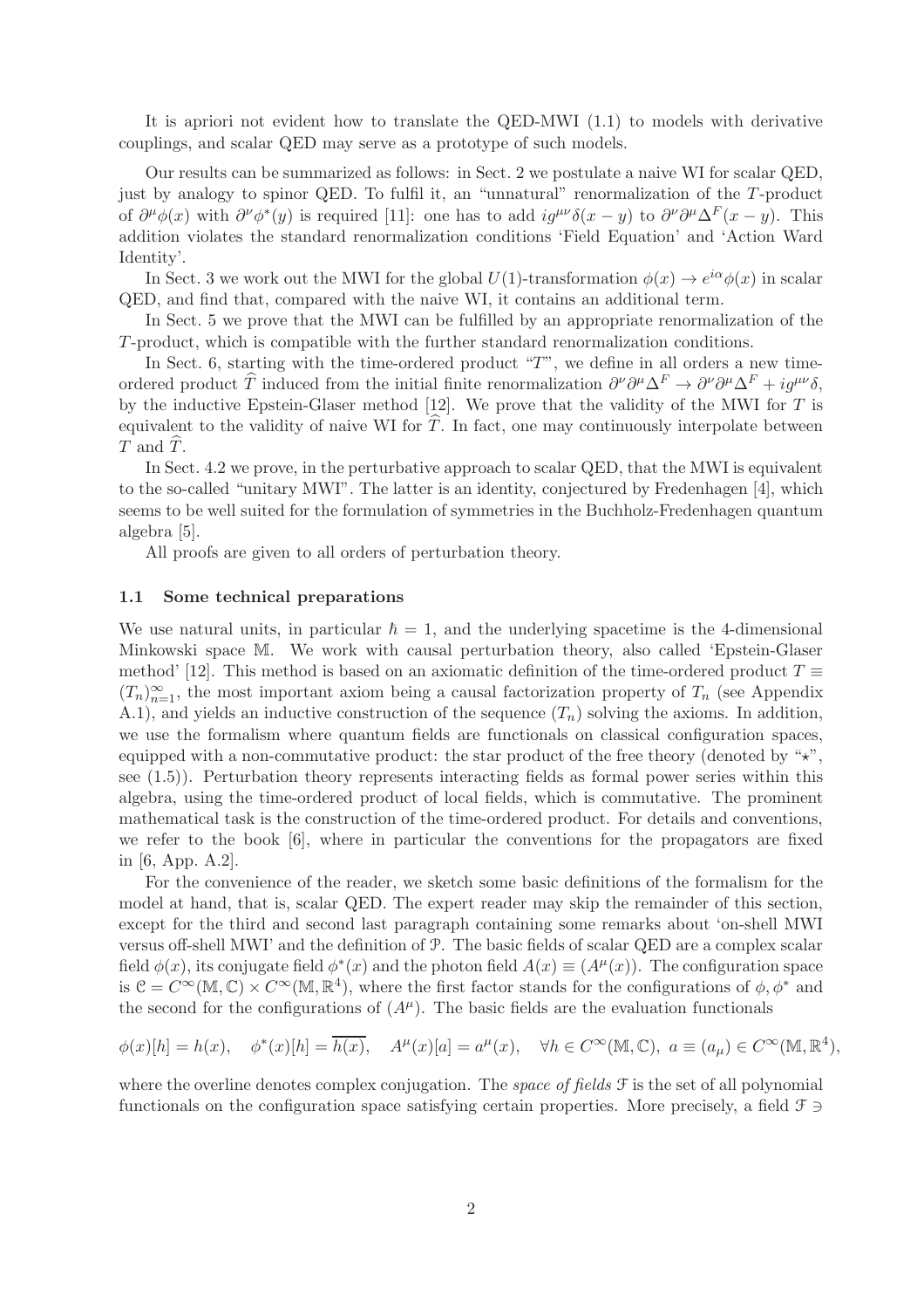It is apriori not evident how to translate the QED-MWI (1.1) to models with derivative couplings, and scalar QED may serve as a prototype of such models.

Our results can be summarized as follows: in Sect. 2 we postulate a naive WI for scalar QED, just by analogy to spinor QED. To fulfil it, an "unnatural" renormalization of the $T$-product of $\partial^\mu\phi(x)$ with $\partial^\nu\phi^*(y)$ is required [11]: one has to add $ig^{\mu\nu}\delta(x-y)$ to $\partial^\nu\partial^\mu\Delta^F(x-y)$. This addition violates the standard renormalization conditions 'Field Equation' and 'Action Ward Identity'.

In Sect. 3 we work out the MWI for the global $U(1)$-transformation $\phi(x) \to e^{i\alpha}\phi(x)$ in scalar QED, and find that, compared with the naive WI, it contains an additional term.

In Sect. 5 we prove that the MWI can be fulfilled by an appropriate renormalization of the $T$-product, which is compatible with the further standard renormalization conditions.

In Sect. 6, starting with the time-ordered product "$T$", we define in all orders a new time-ordered product $\widehat{T}$ induced from the initial finite renormalization $\partial^\nu\partial^\mu\Delta^F \to \partial^\nu\partial^\mu\Delta^F + ig^{\mu\nu}\delta$, by the inductive Epstein-Glaser method [12]. We prove that the validity of the MWI for $T$ is equivalent to the validity of naive WI for $\widehat{T}$. In fact, one may continuously interpolate between $T$ and $\widehat{T}$.

In Sect. 4.2 we prove, in the perturbative approach to scalar QED, that the MWI is equivalent to the so-called "unitary MWI". The latter is an identity, conjectured by Fredenhagen [4], which seems to be well suited for the formulation of symmetries in the Buchholz-Fredenhagen quantum algebra [5].

All proofs are given to all orders of perturbation theory.

### 1.1 Some technical preparations

We use natural units, in particular $\hbar = 1$, and the underlying spacetime is the 4-dimensional Minkowski space $\mathbb{M}$. We work with causal perturbation theory, also called 'Epstein-Glaser method' [12]. This method is based on an axiomatic definition of the time-ordered product $T \equiv (T_n)_{n=1}^\infty$, the most important axiom being a causal factorization property of $T_n$ (see Appendix A.1), and yields an inductive construction of the sequence $(T_n)$ solving the axioms. In addition, we use the formalism where quantum fields are functionals on classical configuration spaces, equipped with a non-commutative product: the star product of the free theory (denoted by "$\star$", see (1.5)). Perturbation theory represents interacting fields as formal power series within this algebra, using the time-ordered product of local fields, which is commutative. The prominent mathematical task is the construction of the time-ordered product. For details and conventions, we refer to the book [6], where in particular the conventions for the propagators are fixed in [6, App. A.2].

For the convenience of the reader, we sketch some basic definitions of the formalism for the model at hand, that is, scalar QED. The expert reader may skip the remainder of this section, except for the third and second last paragraph containing some remarks about 'on-shell MWI versus off-shell MWI' and the definition of $\mathcal{P}$. The basic fields of scalar QED are a complex scalar field $\phi(x)$, its conjugate field $\phi^*(x)$ and the photon field $A(x) \equiv (A^\mu(x))$. The configuration space is $\mathcal{C} = C^\infty(\mathbb{M},\mathbb{C}) \times C^\infty(\mathbb{M},\mathbb{R}^4)$, where the first factor stands for the configurations of $\phi, \phi^*$ and the second for the configurations of $(A^\mu)$. The basic fields are the evaluation functionals

$$\phi(x)[h] = h(x), \quad \phi^*(x)[h] = \overline{h(x)}, \quad A^\mu(x)[a] = a^\mu(x), \quad \forall h \in C^\infty(\mathbb{M},\mathbb{C}),\ a \equiv (a_\mu) \in C^\infty(\mathbb{M},\mathbb{R}^4),$$

where the overline denotes complex conjugation. The *space of fields* $\mathcal{F}$ is the set of all polynomial functionals on the configuration space satisfying certain properties. More precisely, a field $\mathcal{F} \ni$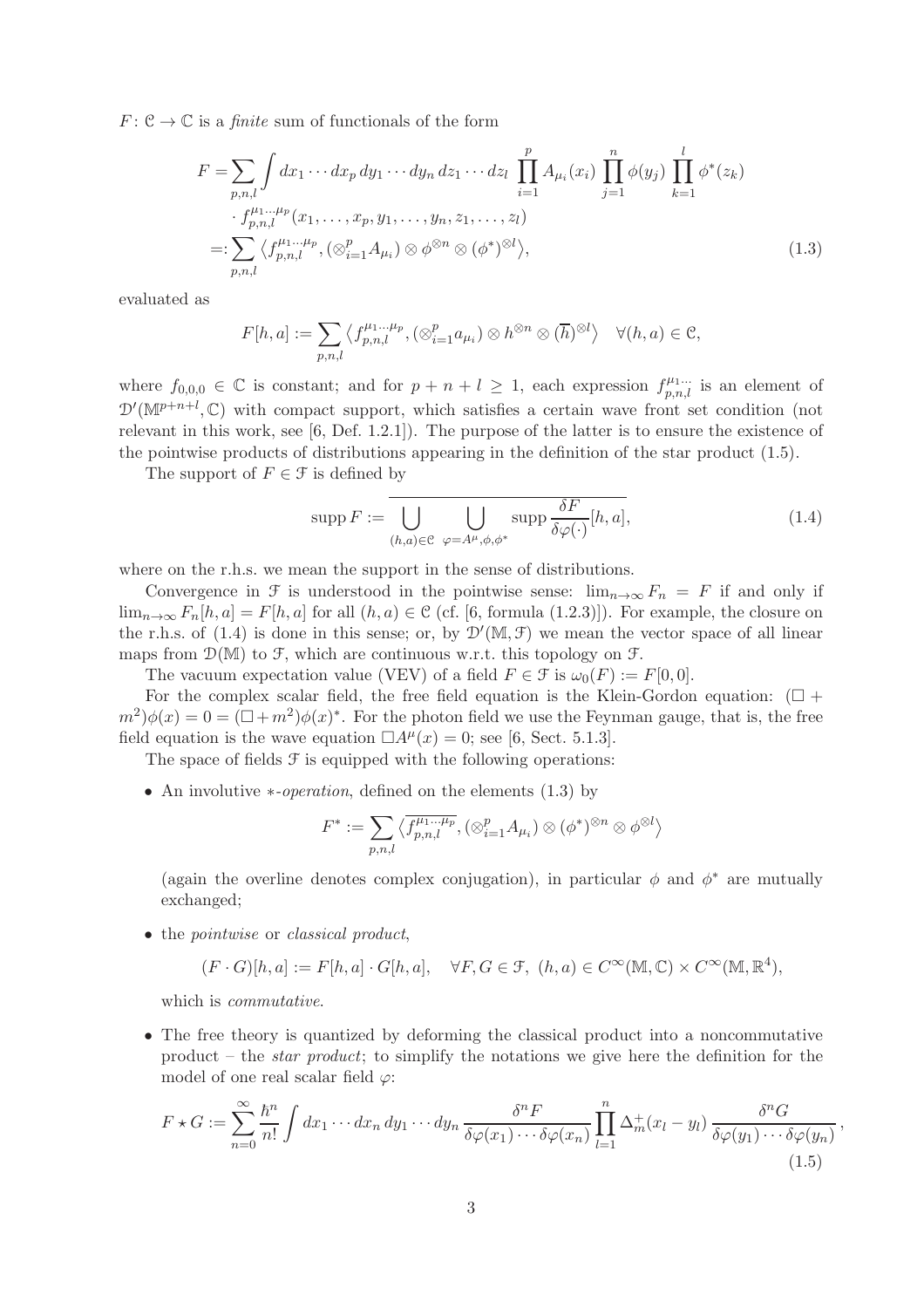$F\colon \mathcal{C} \to \mathbb{C}$ is a *finite* sum of functionals of the form

$$
\begin{aligned}
F =& \sum_{p,n,l} \int dx_1 \cdots dx_p \, dy_1 \cdots dy_n \, dz_1 \cdots dz_l \, \prod_{i=1}^{p} A_{\mu_i}(x_i) \prod_{j=1}^{n} \phi(y_j) \prod_{k=1}^{l} \phi^*(z_k) \\
& \cdot f_{p,n,l}^{\mu_1 \ldots \mu_p}(x_1, \ldots, x_p, y_1, \ldots, y_n, z_1, \ldots, z_l) \\
=:& \sum_{p,n,l} \big\langle f_{p,n,l}^{\mu_1 \ldots \mu_p}, (\otimes_{i=1}^{p} A_{\mu_i}) \otimes \phi^{\otimes n} \otimes (\phi^*)^{\otimes l} \big\rangle,
\end{aligned}
\tag{1.3}
$$

evaluated as

$$
F[h,a] := \sum_{p,n,l} \big\langle f_{p,n,l}^{\mu_1 \ldots \mu_p}, (\otimes_{i=1}^{p} a_{\mu_i}) \otimes h^{\otimes n} \otimes (\overline{h})^{\otimes l} \big\rangle \quad \forall (h,a) \in \mathcal{C},
$$

where $f_{0,0,0} \in \mathbb{C}$ is constant; and for $p + n + l \geq 1$, each expression $f_{p,n,l}^{\mu_1 \cdots}$ is an element of $\mathcal{D}'(\mathbb{M}^{p+n+l}, \mathbb{C})$ with compact support, which satisfies a certain wave front set condition (not relevant in this work, see [6, Def. 1.2.1]). The purpose of the latter is to ensure the existence of the pointwise products of distributions appearing in the definition of the star product (1.5).

The support of $F \in \mathcal{F}$ is defined by

$$
\operatorname{supp} F := \overline{\bigcup_{(h,a) \in \mathcal{C}} \; \bigcup_{\varphi = A^\mu, \phi, \phi^*} \operatorname{supp} \frac{\delta F}{\delta \varphi(\cdot)}[h,a]},
\tag{1.4}
$$

where on the r.h.s. we mean the support in the sense of distributions.

Convergence in $\mathcal{F}$ is understood in the pointwise sense: $\lim_{n\to\infty} F_n = F$ if and only if $\lim_{n\to\infty} F_n[h,a] = F[h,a]$ for all $(h,a) \in \mathcal{C}$ (cf. [6, formula (1.2.3)]). For example, the closure on the r.h.s. of (1.4) is done in this sense; or, by $\mathcal{D}'(\mathbb{M}, \mathcal{F})$ we mean the vector space of all linear maps from $\mathcal{D}(\mathbb{M})$ to $\mathcal{F}$, which are continuous w.r.t. this topology on $\mathcal{F}$.

The vacuum expectation value (VEV) of a field $F \in \mathcal{F}$ is $\omega_0(F) := F[0,0]$.

For the complex scalar field, the free field equation is the Klein-Gordon equation: $(\Box + m^2)\phi(x) = 0 = (\Box + m^2)\phi(x)^*$. For the photon field we use the Feynman gauge, that is, the free field equation is the wave equation $\Box A^\mu(x) = 0$; see [6, Sect. 5.1.3].

The space of fields $\mathcal{F}$ is equipped with the following operations:

- An involutive $*$*-operation*, defined on the elements (1.3) by

  $$
  F^* := \sum_{p,n,l} \big\langle \overline{f_{p,n,l}^{\mu_1 \ldots \mu_p}}, (\otimes_{i=1}^{p} A_{\mu_i}) \otimes (\phi^*)^{\otimes n} \otimes \phi^{\otimes l} \big\rangle
  $$

  (again the overline denotes complex conjugation), in particular $\phi$ and $\phi^*$ are mutually exchanged;

- the *pointwise* or *classical product*,

  $$
  (F \cdot G)[h,a] := F[h,a] \cdot G[h,a], \quad \forall F, G \in \mathcal{F}, \; (h,a) \in C^\infty(\mathbb{M}, \mathbb{C}) \times C^\infty(\mathbb{M}, \mathbb{R}^4),
  $$

  which is *commutative*.

- The free theory is quantized by deforming the classical product into a noncommutative product – the *star product*; to simplify the notations we give here the definition for the model of one real scalar field $\varphi$:

$$
F \star G := \sum_{n=0}^{\infty} \frac{\hbar^n}{n!} \int dx_1 \cdots dx_n \, dy_1 \cdots dy_n \, \frac{\delta^n F}{\delta \varphi(x_1) \cdots \delta \varphi(x_n)} \prod_{l=1}^{n} \Delta_m^+(x_l - y_l) \, \frac{\delta^n G}{\delta \varphi(y_1) \cdots \delta \varphi(y_n)} \, ,
\tag{1.5}
$$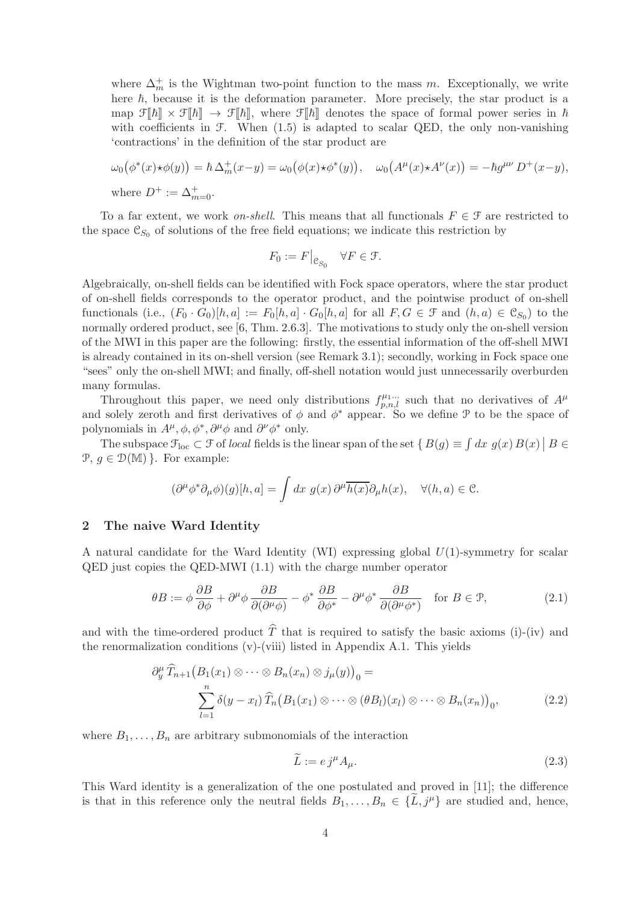where $\Delta_m^+$ is the Wightman two-point function to the mass $m$. Exceptionally, we write here $\hbar$, because it is the deformation parameter. More precisely, the star product is a map $\mathcal{F}[\![\hbar]\!] \times \mathcal{F}[\![\hbar]\!] \to \mathcal{F}[\![\hbar]\!]$, where $\mathcal{F}[\![\hbar]\!]$ denotes the space of formal power series in $\hbar$ with coefficients in $\mathcal{F}$. When (1.5) is adapted to scalar QED, the only non-vanishing 'contractions' in the definition of the star product are

$$\omega_0\big(\phi^*(x)\star\phi(y)\big) = \hbar\,\Delta_m^+(x-y) = \omega_0\big(\phi(x)\star\phi^*(y)\big), \quad \omega_0\big(A^\mu(x)\star A^\nu(x)\big) = -\hbar g^{\mu\nu}\,D^+(x-y),$$

where $D^+ := \Delta_{m=0}^+$.

To a far extent, we work *on-shell*. This means that all functionals $F \in \mathcal{F}$ are restricted to the space $\mathcal{C}_{S_0}$ of solutions of the free field equations; we indicate this restriction by

$$F_0 := F\big|_{\mathcal{C}_{S_0}} \quad \forall F \in \mathcal{F}.$$

Algebraically, on-shell fields can be identified with Fock space operators, where the star product of on-shell fields corresponds to the operator product, and the pointwise product of on-shell functionals (i.e., $(F_0 \cdot G_0)[h,a] := F_0[h,a] \cdot G_0[h,a]$ for all $F, G \in \mathcal{F}$ and $(h,a) \in \mathcal{C}_{S_0}$) to the normally ordered product, see [6, Thm. 2.6.3]. The motivations to study only the on-shell version of the MWI in this paper are the following: firstly, the essential information of the off-shell MWI is already contained in its on-shell version (see Remark 3.1); secondly, working in Fock space one "sees" only the on-shell MWI; and finally, off-shell notation would just unnecessarily overburden many formulas.

Throughout this paper, we need only distributions $f^{\mu_1\dots}_{p,n,l}$ such that no derivatives of $A^\mu$ and solely zeroth and first derivatives of $\phi$ and $\phi^*$ appear. So we define $\mathcal{P}$ to be the space of polynomials in $A^\mu, \phi, \phi^*, \partial^\mu\phi$ and $\partial^\nu\phi^*$ only.

The subspace $\mathcal{F}_{\rm loc} \subset \mathcal{F}$ of *local* fields is the linear span of the set $\{\, B(g) \equiv \int dx\; g(x)\,B(x) \,\big|\, B \in \mathcal{P},\; g \in \mathcal{D}(\mathbb{M}) \,\}$. For example:

$$(\partial^\mu\phi^*\partial_\mu\phi)(g)[h,a] = \int dx\; g(x)\,\partial^\mu\overline{h(x)}\partial_\mu h(x), \quad \forall (h,a) \in \mathcal{C}.$$

## 2 The naive Ward Identity

A natural candidate for the Ward Identity (WI) expressing global $U(1)$-symmetry for scalar QED just copies the QED-MWI (1.1) with the charge number operator

$$\theta B := \phi\,\frac{\partial B}{\partial\phi} + \partial^\mu\phi\,\frac{\partial B}{\partial(\partial^\mu\phi)} - \phi^*\,\frac{\partial B}{\partial\phi^*} - \partial^\mu\phi^*\,\frac{\partial B}{\partial(\partial^\mu\phi^*)} \quad \text{for } B \in \mathcal{P}, \tag{2.1}$$

and with the time-ordered product $\widehat{T}$ that is required to satisfy the basic axioms (i)-(iv) and the renormalization conditions (v)-(viii) listed in Appendix A.1. This yields

$$\partial_y^\mu\,\widehat{T}_{n+1}\big(B_1(x_1)\otimes\cdots\otimes B_n(x_n)\otimes j_\mu(y)\big)_0 = \sum_{l=1}^n \delta(y-x_l)\,\widehat{T}_n\big(B_1(x_1)\otimes\cdots(\theta B_l)(x_l)\otimes\cdots\otimes B_n(x_n)\big)_0, \tag{2.2}$$

where $B_1,\dots,B_n$ are arbitrary submonomials of the interaction

$$\widetilde{L} := e\,j^\mu A_\mu. \tag{2.3}$$

This Ward identity is a generalization of the one postulated and proved in [11]; the difference is that in this reference only the neutral fields $B_1,\dots,B_n \in \{\widetilde{L}, j^\mu\}$ are studied and, hence,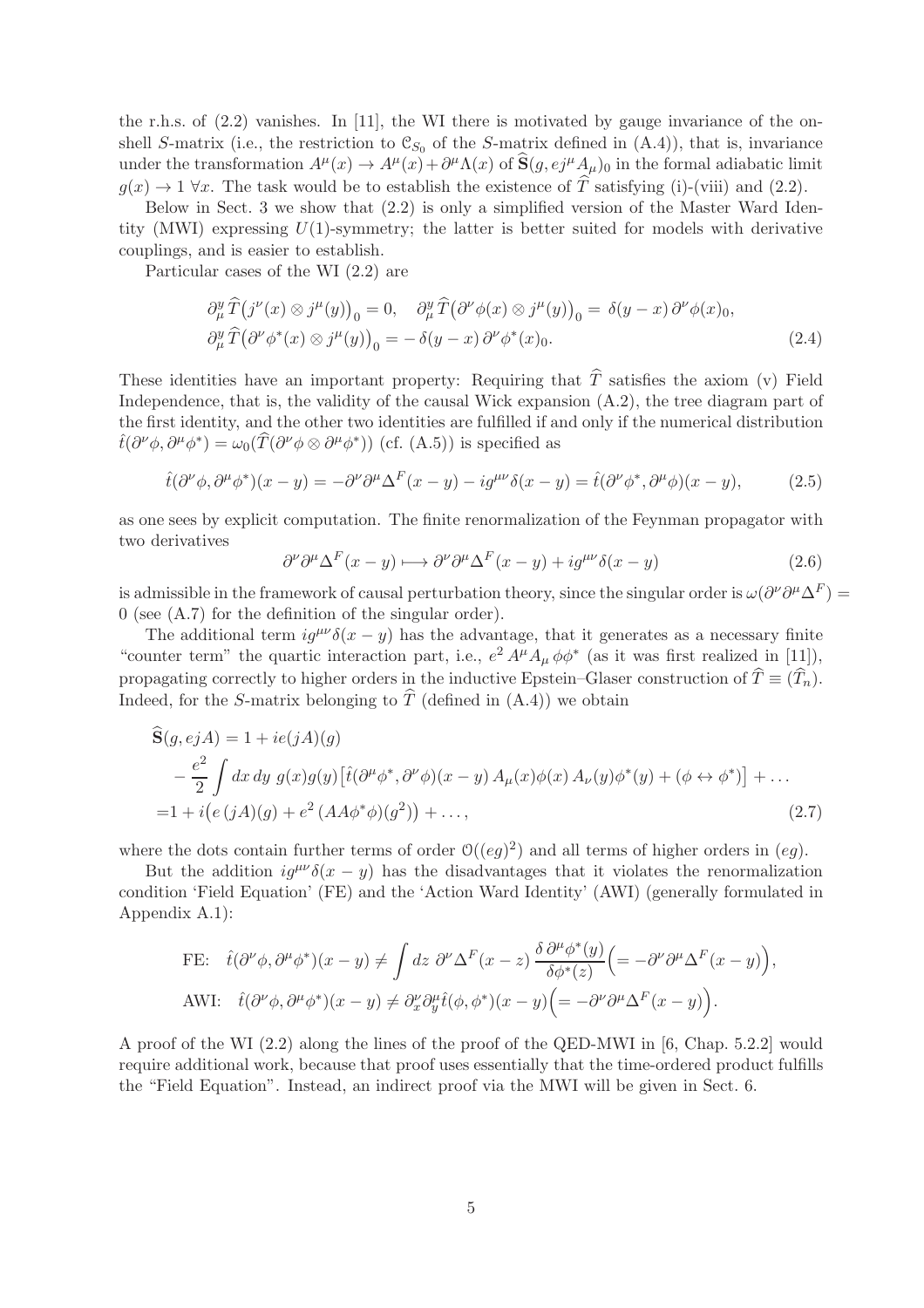the r.h.s. of (2.2) vanishes. In [11], the WI there is motivated by gauge invariance of the on-shell $S$-matrix (i.e., the restriction to $\mathcal{C}_{S_0}$ of the $S$-matrix defined in (A.4)), that is, invariance under the transformation $A^\mu(x) \to A^\mu(x) + \partial^\mu \Lambda(x)$ of $\widehat{\mathbf{S}}(g, ej^\mu A_\mu)_0$ in the formal adiabatic limit $g(x) \to 1\ \forall x$. The task would be to establish the existence of $\widehat{T}$ satisfying (i)-(viii) and (2.2).

Below in Sect. 3 we show that (2.2) is only a simplified version of the Master Ward Identity (MWI) expressing $U(1)$-symmetry; the latter is better suited for models with derivative couplings, and is easier to establish.

Particular cases of the WI (2.2) are

$$
\begin{aligned}
&\partial^y_\mu \widehat{T}\big(j^\nu(x) \otimes j^\mu(y)\big)_0 = 0, \quad \partial^y_\mu \widehat{T}\big(\partial^\nu \phi(x) \otimes j^\mu(y)\big)_0 = \delta(y-x)\, \partial^\nu \phi(x)_0, \\
&\partial^y_\mu \widehat{T}\big(\partial^\nu \phi^*(x) \otimes j^\mu(y)\big)_0 = -\,\delta(y-x)\, \partial^\nu \phi^*(x)_0.
\end{aligned}
\tag{2.4}
$$

These identities have an important property: Requiring that $\widehat{T}$ satisfies the axiom (v) Field Independence, that is, the validity of the causal Wick expansion (A.2), the tree diagram part of the first identity, and the other two identities are fulfilled if and only if the numerical distribution $\hat{t}(\partial^\nu \phi, \partial^\mu \phi^*) = \omega_0(\widehat{T}(\partial^\nu \phi \otimes \partial^\mu \phi^*))$ (cf. (A.5)) is specified as

$$
\hat{t}(\partial^\nu \phi, \partial^\mu \phi^*)(x-y) = -\partial^\nu \partial^\mu \Delta^F(x-y) - ig^{\mu\nu}\delta(x-y) = \hat{t}(\partial^\nu \phi^*, \partial^\mu \phi)(x-y),
\tag{2.5}
$$

as one sees by explicit computation. The finite renormalization of the Feynman propagator with two derivatives

$$
\partial^\nu \partial^\mu \Delta^F(x-y) \longmapsto \partial^\nu \partial^\mu \Delta^F(x-y) + ig^{\mu\nu}\delta(x-y)
\tag{2.6}
$$

is admissible in the framework of causal perturbation theory, since the singular order is $\omega(\partial^\nu \partial^\mu \Delta^F) = 0$ (see (A.7) for the definition of the singular order).

The additional term $ig^{\mu\nu}\delta(x-y)$ has the advantage, that it generates as a necessary finite "counter term" the quartic interaction part, i.e., $e^2 A^\mu A_\mu\, \phi\phi^*$ (as it was first realized in [11]), propagating correctly to higher orders in the inductive Epstein–Glaser construction of $\widehat{T} \equiv (\widehat{T}_n)$. Indeed, for the $S$-matrix belonging to $\widehat{T}$ (defined in (A.4)) we obtain

$$
\begin{aligned}
\widehat{\mathbf{S}}(g, ejA) &= 1 + ie(jA)(g) \\
&\quad - \frac{e^2}{2} \int dx\, dy\ g(x) g(y) \big[\hat{t}(\partial^\mu \phi^*, \partial^\nu \phi)(x-y)\, A_\mu(x) \phi(x)\, A_\nu(y) \phi^*(y) + (\phi \leftrightarrow \phi^*)\big] + \ldots \\
&= 1 + i\big(e\,(jA)(g) + e^2\,(AA\phi^*\phi)(g^2)\big) + \ldots,
\end{aligned}
\tag{2.7}
$$

where the dots contain further terms of order $\mathcal{O}((eg)^2)$ and all terms of higher orders in $(eg)$.

But the addition $ig^{\mu\nu}\delta(x-y)$ has the disadvantages that it violates the renormalization condition 'Field Equation' (FE) and the 'Action Ward Identity' (AWI) (generally formulated in Appendix A.1):

$$
\begin{aligned}
&\text{FE:}\quad \hat{t}(\partial^\nu \phi, \partial^\mu \phi^*)(x-y) \neq \int dz\ \partial^\nu \Delta^F(x-z)\, \frac{\delta\, \partial^\mu \phi^*(y)}{\delta \phi^*(z)} \Big(= -\partial^\nu \partial^\mu \Delta^F(x-y)\Big), \\
&\text{AWI:}\quad \hat{t}(\partial^\nu \phi, \partial^\mu \phi^*)(x-y) \neq \partial^\nu_x \partial^\mu_y \hat{t}(\phi, \phi^*)(x-y) \Big(= -\partial^\nu \partial^\mu \Delta^F(x-y)\Big).
\end{aligned}
$$

A proof of the WI (2.2) along the lines of the proof of the QED-MWI in [6, Chap. 5.2.2] would require additional work, because that proof uses essentially that the time-ordered product fulfills the "Field Equation". Instead, an indirect proof via the MWI will be given in Sect. 6.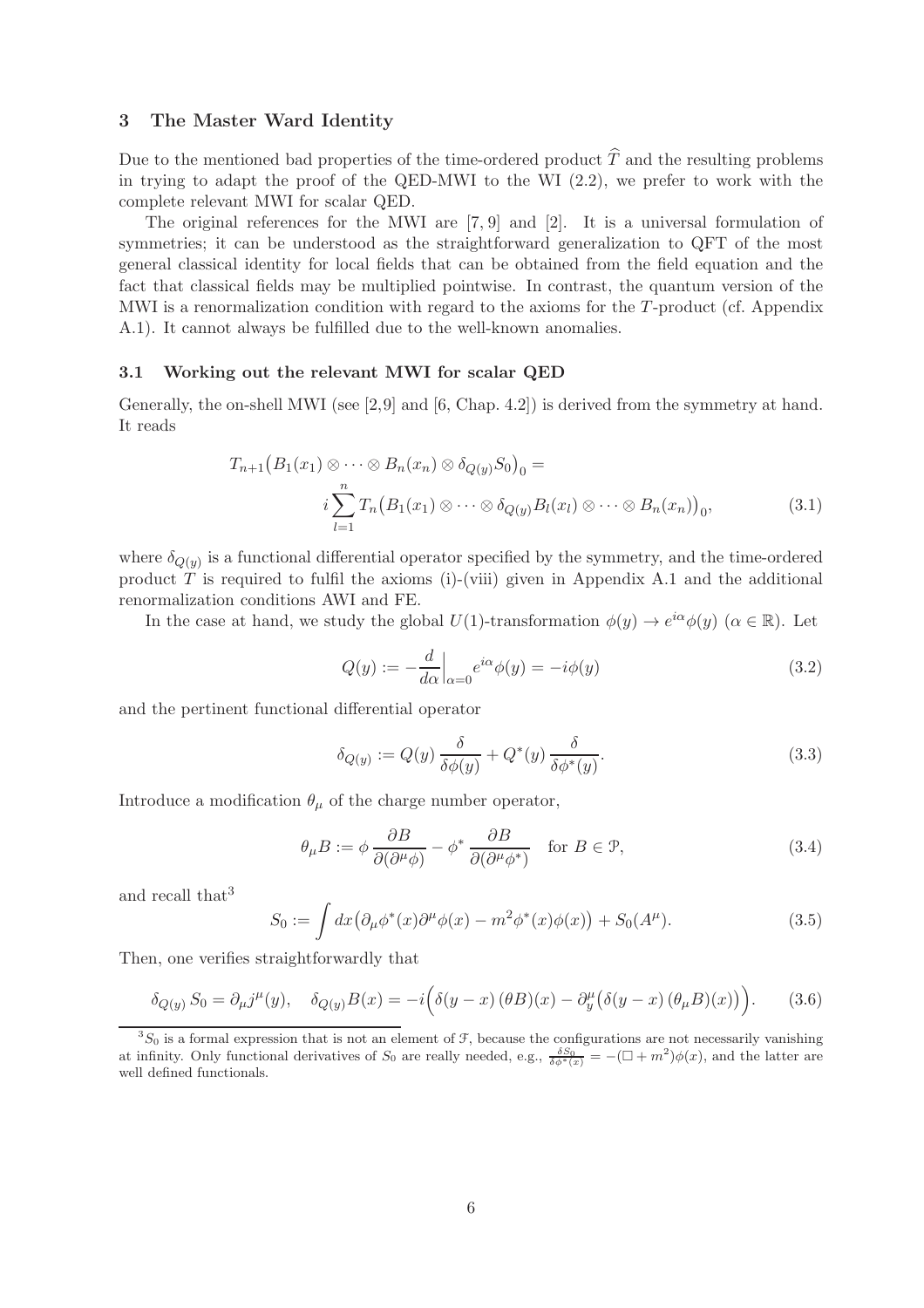## 3 The Master Ward Identity

Due to the mentioned bad properties of the time-ordered product $\widehat{T}$ and the resulting problems in trying to adapt the proof of the QED-MWI to the WI (2.2), we prefer to work with the complete relevant MWI for scalar QED.

The original references for the MWI are [7, 9] and [2]. It is a universal formulation of symmetries; it can be understood as the straightforward generalization to QFT of the most general classical identity for local fields that can be obtained from the field equation and the fact that classical fields may be multiplied pointwise. In contrast, the quantum version of the MWI is a renormalization condition with regard to the axioms for the $T$-product (cf. Appendix A.1). It cannot always be fulfilled due to the well-known anomalies.

### 3.1 Working out the relevant MWI for scalar QED

Generally, the on-shell MWI (see [2,9] and [6, Chap. 4.2]) is derived from the symmetry at hand. It reads

$$T_{n+1}\big(B_1(x_1)\otimes\cdots\otimes B_n(x_n)\otimes\delta_{Q(y)}S_0\big)_0 = \\ i\sum_{l=1}^{n} T_n\big(B_1(x_1)\otimes\cdots\otimes\delta_{Q(y)}B_l(x_l)\otimes\cdots\otimes B_n(x_n)\big)_0, \tag{3.1}$$

where $\delta_{Q(y)}$ is a functional differential operator specified by the symmetry, and the time-ordered product $T$ is required to fulfil the axioms (i)-(viii) given in Appendix A.1 and the additional renormalization conditions AWI and FE.

In the case at hand, we study the global $U(1)$-transformation $\phi(y)\to e^{i\alpha}\phi(y)$ ($\alpha\in\mathbb{R}$). Let

$$Q(y) := -\frac{d}{d\alpha}\Big|_{\alpha=0} e^{i\alpha}\phi(y) = -i\phi(y) \tag{3.2}$$

and the pertinent functional differential operator

$$\delta_{Q(y)} := Q(y)\,\frac{\delta}{\delta\phi(y)} + Q^*(y)\,\frac{\delta}{\delta\phi^*(y)}. \tag{3.3}$$

Introduce a modification $\theta_\mu$ of the charge number operator,

$$\theta_\mu B := \phi\,\frac{\partial B}{\partial(\partial^\mu\phi)} - \phi^*\,\frac{\partial B}{\partial(\partial^\mu\phi^*)} \quad \text{for } B\in\mathcal{P}, \tag{3.4}$$

and recall that[3]

$$S_0 := \int dx\big(\partial_\mu\phi^*(x)\partial^\mu\phi(x) - m^2\phi^*(x)\phi(x)\big) + S_0(A^\mu). \tag{3.5}$$

Then, one verifies straightforwardly that

$$\delta_{Q(y)}\,S_0 = \partial_\mu j^\mu(y), \quad \delta_{Q(y)}B(x) = -i\Big(\delta(y-x)\,(\theta B)(x) - \partial_y^\mu\big(\delta(y-x)\,(\theta_\mu B)(x)\big)\Big). \tag{3.6}$$

---

[3] $S_0$ is a formal expression that is not an element of $\mathcal{F}$, because the configurations are not necessarily vanishing at infinity. Only functional derivatives of $S_0$ are really needed, e.g., $\frac{\delta S_0}{\delta\phi^*(x)} = -(\square+m^2)\phi(x)$, and the latter are well defined functionals.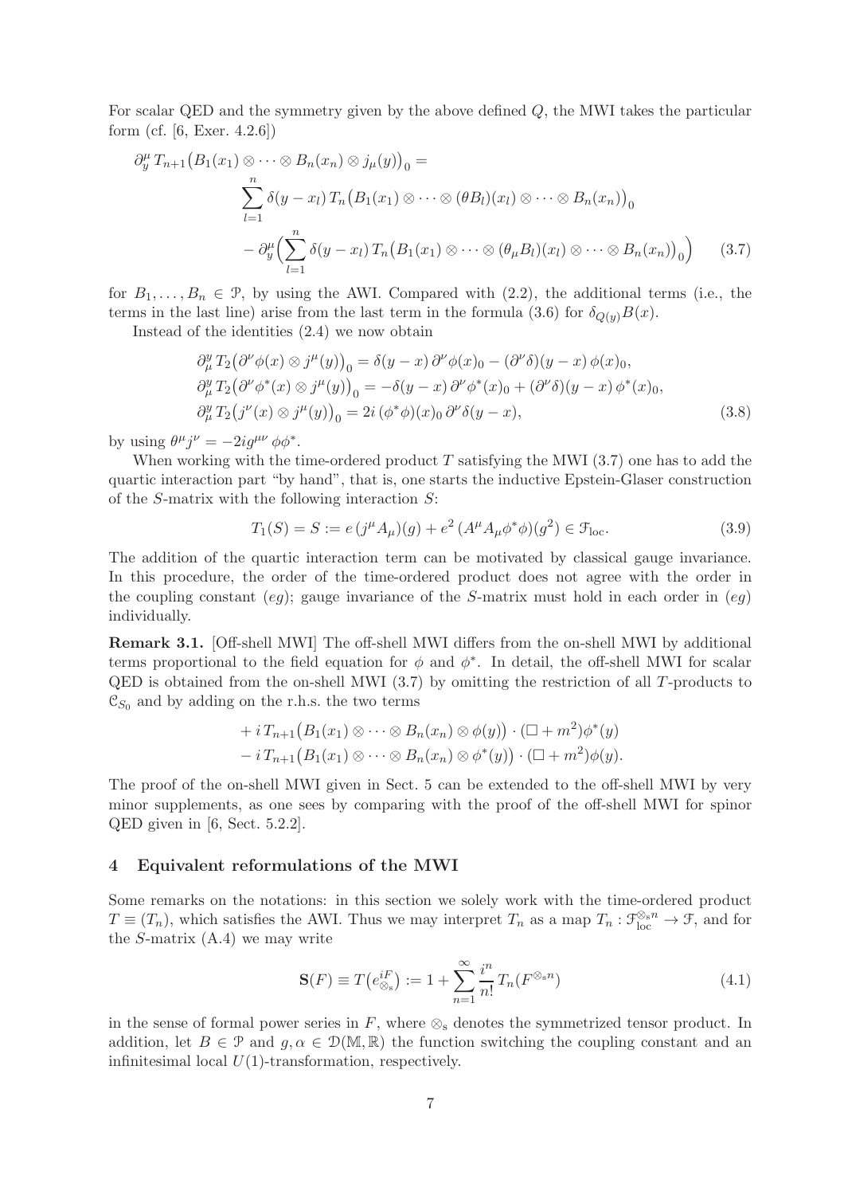For scalar QED and the symmetry given by the above defined $Q$, the MWI takes the particular form (cf. [6, Exer. 4.2.6])

$$
\begin{aligned}
\partial_y^\mu \, T_{n+1}\big(B_1(x_1)\otimes\cdots\otimes B_n(x_n)\otimes j_\mu(y)\big)_0 = \\
&\sum_{l=1}^{n} \delta(y-x_l)\, T_n\big(B_1(x_1)\otimes\cdots\otimes(\theta B_l)(x_l)\otimes\cdots\otimes B_n(x_n)\big)_0 \\
&-\partial_y^\mu\Big(\sum_{l=1}^{n}\delta(y-x_l)\, T_n\big(B_1(x_1)\otimes\cdots\otimes(\theta_\mu B_l)(x_l)\otimes\cdots\otimes B_n(x_n)\big)_0\Big) \qquad (3.7)
\end{aligned}
$$

for $B_1,\dots,B_n\in\mathcal{P}$, by using the AWI. Compared with (2.2), the additional terms (i.e., the terms in the last line) arise from the last term in the formula (3.6) for $\delta_{Q(y)}B(x)$.

Instead of the identities (2.4) we now obtain

$$
\begin{aligned}
&\partial_\mu^y\, T_2\big(\partial^\nu\phi(x)\otimes j^\mu(y)\big)_0 = \delta(y-x)\,\partial^\nu\phi(x)_0 - (\partial^\nu\delta)(y-x)\,\phi(x)_0,\\
&\partial_\mu^y\, T_2\big(\partial^\nu\phi^*(x)\otimes j^\mu(y)\big)_0 = -\delta(y-x)\,\partial^\nu\phi^*(x)_0 + (\partial^\nu\delta)(y-x)\,\phi^*(x)_0,\\
&\partial_\mu^y\, T_2\big(j^\nu(x)\otimes j^\mu(y)\big)_0 = 2i\,(\phi^*\phi)(x)_0\,\partial^\nu\delta(y-x), \qquad (3.8)
\end{aligned}
$$

by using $\theta^\mu j^\nu = -2ig^{\mu\nu}\,\phi\phi^*$.

When working with the time-ordered product $T$ satisfying the MWI (3.7) one has to add the quartic interaction part "by hand", that is, one starts the inductive Epstein-Glaser construction of the $S$-matrix with the following interaction $S$:

$$
T_1(S) = S := e\,(j^\mu A_\mu)(g) + e^2\,(A^\mu A_\mu\phi^*\phi)(g^2)\in\mathcal{F}_{\mathrm{loc}}. \qquad (3.9)
$$

The addition of the quartic interaction term can be motivated by classical gauge invariance. In this procedure, the order of the time-ordered product does not agree with the order in the coupling constant $(eg)$; gauge invariance of the $S$-matrix must hold in each order in $(eg)$ individually.

**Remark 3.1.** [Off-shell MWI] The off-shell MWI differs from the on-shell MWI by additional terms proportional to the field equation for $\phi$ and $\phi^*$. In detail, the off-shell MWI for scalar QED is obtained from the on-shell MWI (3.7) by omitting the restriction of all $T$-products to $\mathcal{C}_{S_0}$ and by adding on the r.h.s. the two terms

$$
\begin{aligned}
&+ i\,T_{n+1}\big(B_1(x_1)\otimes\cdots\otimes B_n(x_n)\otimes\phi(y)\big)\cdot(\square+m^2)\phi^*(y)\\
&- i\,T_{n+1}\big(B_1(x_1)\otimes\cdots\otimes B_n(x_n)\otimes\phi^*(y)\big)\cdot(\square+m^2)\phi(y).
\end{aligned}
$$

The proof of the on-shell MWI given in Sect. 5 can be extended to the off-shell MWI by very minor supplements, as one sees by comparing with the proof of the off-shell MWI for spinor QED given in [6, Sect. 5.2.2].

## 4 Equivalent reformulations of the MWI

Some remarks on the notations: in this section we solely work with the time-ordered product $T\equiv(T_n)$, which satisfies the AWI. Thus we may interpret $T_n$ as a map $T_n:\mathcal{F}_{\mathrm{loc}}^{\otimes_s n}\to\mathcal{F}$, and for the $S$-matrix (A.4) we may write

$$
\mathbf{S}(F)\equiv T\big(e_{\otimes_s}^{iF}\big) := 1+\sum_{n=1}^{\infty}\frac{i^n}{n!}\,T_n(F^{\otimes_s n}) \qquad (4.1)
$$

in the sense of formal power series in $F$, where $\otimes_s$ denotes the symmetrized tensor product. In addition, let $B\in\mathcal{P}$ and $g,\alpha\in\mathcal{D}(\mathbb{M},\mathbb{R})$ the function switching the coupling constant and an infinitesimal local $U(1)$-transformation, respectively.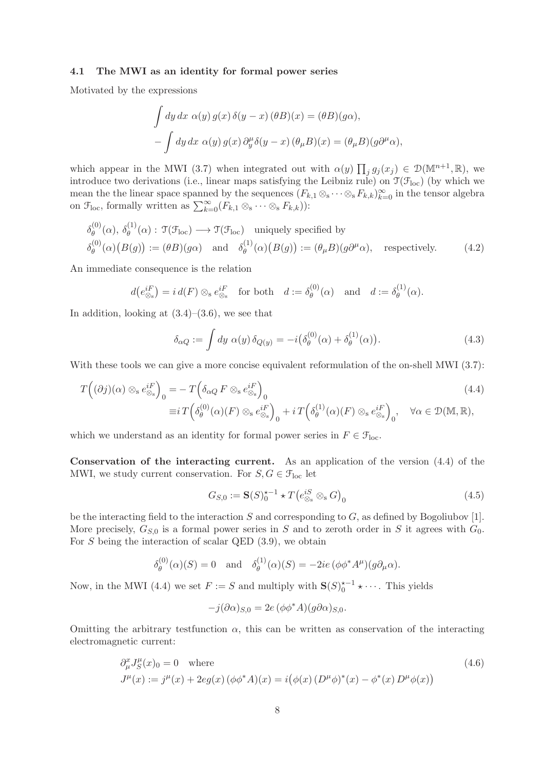### 4.1 The MWI as an identity for formal power series

Motivated by the expressions

$$\int dy\, dx\ \alpha(y)\, g(x)\, \delta(y-x)\, (\theta B)(x) = (\theta B)(g\alpha),$$
$$-\int dy\, dx\ \alpha(y)\, g(x)\, \partial_y^\mu \delta(y-x)\, (\theta_\mu B)(x) = (\theta_\mu B)(g\partial^\mu \alpha),$$

which appear in the MWI (3.7) when integrated out with $\alpha(y) \prod_j g_j(x_j) \in \mathcal{D}(\mathbb{M}^{n+1}, \mathbb{R})$, we introduce two derivations (i.e., linear maps satisfying the Leibniz rule) on $\mathcal{T}(\mathcal{F}_{\mathrm{loc}})$ (by which we mean the the linear space spanned by the sequences $(F_{k,1} \otimes_{\mathrm{s}} \cdots \otimes_{\mathrm{s}} F_{k,k})_{k=0}^\infty$ in the tensor algebra on $\mathcal{F}_{\mathrm{loc}}$, formally written as $\sum_{k=0}^\infty (F_{k,1} \otimes_{\mathrm{s}} \cdots \otimes_{\mathrm{s}} F_{k,k})$):

$$\begin{aligned}
&\delta_\theta^{(0)}(\alpha),\ \delta_\theta^{(1)}(\alpha) : \mathcal{T}(\mathcal{F}_{\mathrm{loc}}) \longrightarrow \mathcal{T}(\mathcal{F}_{\mathrm{loc}}) \quad \text{uniquely specified by} \\
&\delta_\theta^{(0)}(\alpha)\big(B(g)\big) := (\theta B)(g\alpha) \quad \text{and} \quad \delta_\theta^{(1)}(\alpha)\big(B(g)\big) := (\theta_\mu B)(g\partial^\mu \alpha), \quad \text{respectively.} \qquad (4.2)
\end{aligned}$$

An immediate consequence is the relation

$$d\big(e^{iF}_{\otimes_{\mathrm{s}}}\big) = i\, d(F) \otimes_{\mathrm{s}} e^{iF}_{\otimes_{\mathrm{s}}} \quad \text{for both} \quad d := \delta_\theta^{(0)}(\alpha) \quad \text{and} \quad d := \delta_\theta^{(1)}(\alpha).$$

In addition, looking at (3.4)–(3.6), we see that

$$\delta_{\alpha Q} := \int dy\ \alpha(y)\, \delta_{Q(y)} = -i\big(\delta_\theta^{(0)}(\alpha) + \delta_\theta^{(1)}(\alpha)\big). \tag{4.3}$$

With these tools we can give a more concise equivalent reformulation of the on-shell MWI (3.7):

$$\begin{aligned}
T\Big((\partial j)(\alpha) \otimes_{\mathrm{s}} e^{iF}_{\otimes_{\mathrm{s}}}\Big)_0 &= -\,T\Big(\delta_{\alpha Q}\, F \otimes_{\mathrm{s}} e^{iF}_{\otimes_{\mathrm{s}}}\Big)_0 \qquad (4.4)\\
&\equiv i\, T\Big(\delta_\theta^{(0)}(\alpha)(F) \otimes_{\mathrm{s}} e^{iF}_{\otimes_{\mathrm{s}}}\Big)_0 + i\, T\Big(\delta_\theta^{(1)}(\alpha)(F) \otimes_{\mathrm{s}} e^{iF}_{\otimes_{\mathrm{s}}}\Big)_0, \quad \forall \alpha \in \mathcal{D}(\mathbb{M}, \mathbb{R}),
\end{aligned}$$

which we understand as an identity for formal power series in $F \in \mathcal{F}_{\mathrm{loc}}$.

**Conservation of the interacting current.** As an application of the version (4.4) of the MWI, we study current conservation. For $S, G \in \mathcal{F}_{\mathrm{loc}}$ let

$$G_{S,0} := \mathbf{S}(S)_0^{\star -1} \star T\big(e^{iS}_{\otimes_{\mathrm{s}}} \otimes_{\mathrm{s}} G\big)_0 \tag{4.5}$$

be the interacting field to the interaction $S$ and corresponding to $G$, as defined by Bogoliubov [1]. More precisely, $G_{S,0}$ is a formal power series in $S$ and to zeroth order in $S$ it agrees with $G_0$. For $S$ being the interaction of scalar QED (3.9), we obtain

$$\delta_\theta^{(0)}(\alpha)(S) = 0 \quad \text{and} \quad \delta_\theta^{(1)}(\alpha)(S) = -2ie\, (\phi\phi^* A^\mu)(g\partial_\mu \alpha).$$

Now, in the MWI (4.4) we set $F := S$ and multiply with $\mathbf{S}(S)_0^{\star -1} \star \cdots$. This yields

$$-j(\partial\alpha)_{S,0} = 2e\, (\phi\phi^* A)(g\partial\alpha)_{S,0}.$$

Omitting the arbitrary testfunction $\alpha$, this can be written as conservation of the interacting electromagnetic current:

$$\begin{aligned}
&\partial_\mu^x J_S^\mu(x)_0 = 0 \quad \text{where} \qquad (4.6)\\
&J^\mu(x) := j^\mu(x) + 2eg(x)\, (\phi\phi^* A)(x) = i\big(\phi(x)\, (D^\mu\phi)^*(x) - \phi^*(x)\, D^\mu\phi(x)\big)
\end{aligned}$$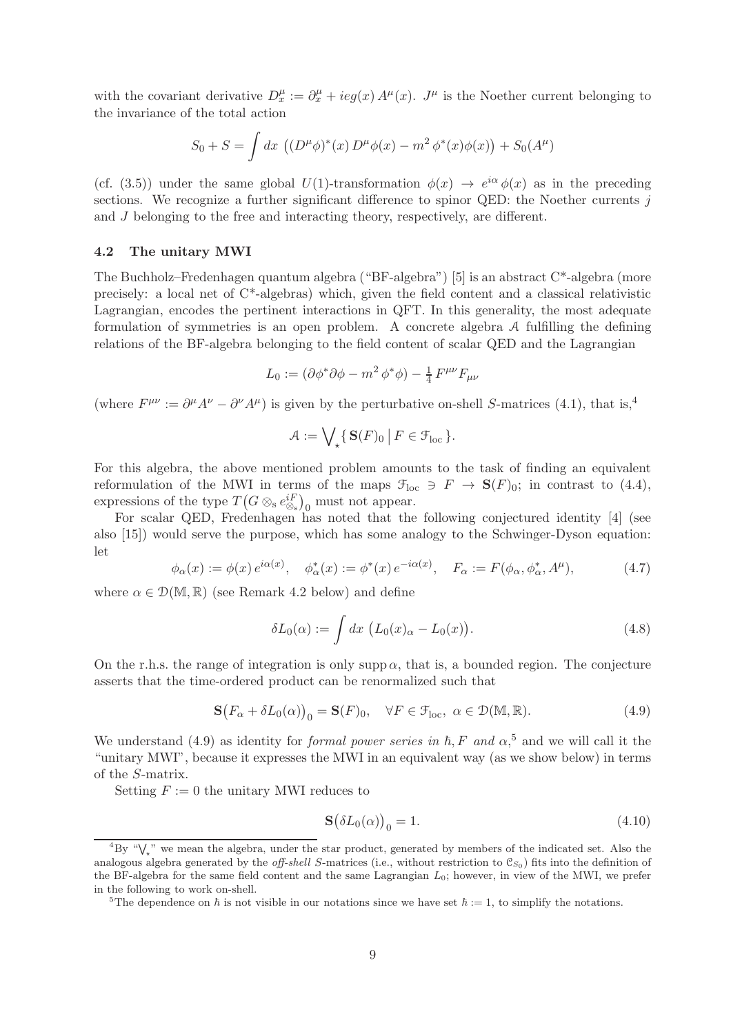with the covariant derivative $D^\mu_x := \partial^\mu_x + ieg(x)\,A^\mu(x)$. $J^\mu$ is the Noether current belonging to the invariance of the total action

$$S_0 + S = \int dx\ \big((D^\mu\phi)^*(x)\,D^\mu\phi(x) - m^2\,\phi^*(x)\phi(x)\big) + S_0(A^\mu)$$

(cf. (3.5)) under the same global $U(1)$-transformation $\phi(x) \to e^{i\alpha}\,\phi(x)$ as in the preceding sections. We recognize a further significant difference to spinor QED: the Noether currents $j$ and $J$ belonging to the free and interacting theory, respectively, are different.

### 4.2 The unitary MWI

The Buchholz–Fredenhagen quantum algebra ("BF-algebra") [5] is an abstract C*-algebra (more precisely: a local net of C*-algebras) which, given the field content and a classical relativistic Lagrangian, encodes the pertinent interactions in QFT. In this generality, the most adequate formulation of symmetries is an open problem. A concrete algebra $\mathcal{A}$ fulfilling the defining relations of the BF-algebra belonging to the field content of scalar QED and the Lagrangian

$$L_0 := (\partial\phi^*\partial\phi - m^2\,\phi^*\phi) - \tfrac{1}{4}\,F^{\mu\nu}F_{\mu\nu}$$

(where $F^{\mu\nu} := \partial^\mu A^\nu - \partial^\nu A^\mu$) is given by the perturbative on-shell $S$-matrices (4.1), that is,[4]

$$\mathcal{A} := \bigvee\nolimits_\star \{\,\mathbf{S}(F)_0 \,\big|\, F \in \mathcal{F}_{\mathrm{loc}}\,\}.$$

For this algebra, the above mentioned problem amounts to the task of finding an equivalent reformulation of the MWI in terms of the maps $\mathcal{F}_{\mathrm{loc}} \ni F \to \mathbf{S}(F)_0$; in contrast to (4.4), expressions of the type $T\big(G \otimes_{\mathrm{s}} e^{iF}_{\otimes_{\mathrm{s}}}\big)_0$ must not appear.

For scalar QED, Fredenhagen has noted that the following conjectured identity [4] (see also [15]) would serve the purpose, which has some analogy to the Schwinger-Dyson equation: let

$$\phi_\alpha(x) := \phi(x)\,e^{i\alpha(x)}, \quad \phi^*_\alpha(x) := \phi^*(x)\,e^{-i\alpha(x)}, \quad F_\alpha := F(\phi_\alpha, \phi^*_\alpha, A^\mu), \tag{4.7}$$

where $\alpha \in \mathcal{D}(\mathbb{M}, \mathbb{R})$ (see Remark 4.2 below) and define

$$\delta L_0(\alpha) := \int dx\ \big(L_0(x)_\alpha - L_0(x)\big). \tag{4.8}$$

On the r.h.s. the range of integration is only $\mathrm{supp}\,\alpha$, that is, a bounded region. The conjecture asserts that the time-ordered product can be renormalized such that

$$\mathbf{S}\big(F_\alpha + \delta L_0(\alpha)\big)_0 = \mathbf{S}(F)_0, \quad \forall F \in \mathcal{F}_{\mathrm{loc}},\ \alpha \in \mathcal{D}(\mathbb{M}, \mathbb{R}). \tag{4.9}$$

We understand (4.9) as identity for *formal power series in* $\hbar, F$ *and* $\alpha$,[5] and we will call it the "unitary MWI", because it expresses the MWI in an equivalent way (as we show below) in terms of the $S$-matrix.

Setting $F := 0$ the unitary MWI reduces to

$$\mathbf{S}\big(\delta L_0(\alpha)\big)_0 = 1. \tag{4.10}$$

[4] By "$\bigvee_\star$" we mean the algebra, under the star product, generated by members of the indicated set. Also the analogous algebra generated by the *off-shell* $S$-matrices (i.e., without restriction to $\mathcal{C}_{S_0}$) fits into the definition of the BF-algebra for the same field content and the same Lagrangian $L_0$; however, in view of the MWI, we prefer in the following to work on-shell.

[5] The dependence on $\hbar$ is not visible in our notations since we have set $\hbar := 1$, to simplify the notations.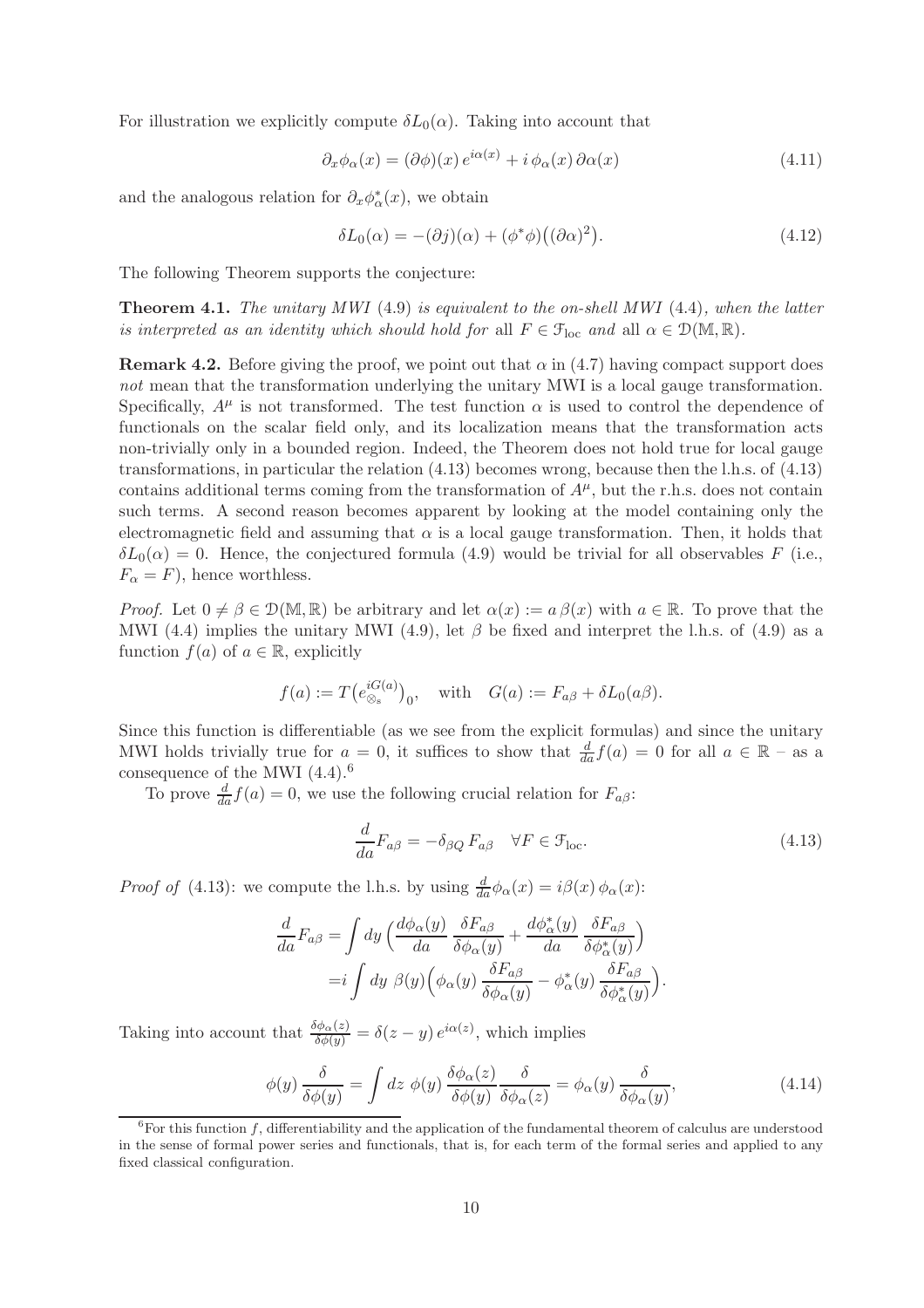For illustration we explicitly compute $\delta L_0(\alpha)$. Taking into account that

$$\partial_x \phi_\alpha(x) = (\partial\phi)(x)\, e^{i\alpha(x)} + i\, \phi_\alpha(x)\, \partial\alpha(x) \tag{4.11}$$

and the analogous relation for $\partial_x \phi^*_\alpha(x)$, we obtain

$$\delta L_0(\alpha) = -(\partial j)(\alpha) + (\phi^*\phi)\big((\partial\alpha)^2\big). \tag{4.12}$$

The following Theorem supports the conjecture:

**Theorem 4.1.** *The unitary MWI* (4.9) *is equivalent to the on-shell MWI* (4.4)*, when the latter is interpreted as an identity which should hold for* all $F \in \mathcal{F}_{\rm loc}$ *and* all $\alpha \in \mathcal{D}(\mathbb{M}, \mathbb{R})$*.*

**Remark 4.2.** Before giving the proof, we point out that $\alpha$ in (4.7) having compact support does *not* mean that the transformation underlying the unitary MWI is a local gauge transformation. Specifically, $A^\mu$ is not transformed. The test function $\alpha$ is used to control the dependence of functionals on the scalar field only, and its localization means that the transformation acts non-trivially only in a bounded region. Indeed, the Theorem does not hold true for local gauge transformations, in particular the relation (4.13) becomes wrong, because then the l.h.s. of (4.13) contains additional terms coming from the transformation of $A^\mu$, but the r.h.s. does not contain such terms. A second reason becomes apparent by looking at the model containing only the electromagnetic field and assuming that $\alpha$ is a local gauge transformation. Then, it holds that $\delta L_0(\alpha) = 0$. Hence, the conjectured formula (4.9) would be trivial for all observables $F$ (i.e., $F_\alpha = F$), hence worthless.

*Proof.* Let $0 \neq \beta \in \mathcal{D}(\mathbb{M}, \mathbb{R})$ be arbitrary and let $\alpha(x) := a\,\beta(x)$ with $a \in \mathbb{R}$. To prove that the MWI (4.4) implies the unitary MWI (4.9), let $\beta$ be fixed and interpret the l.h.s. of (4.9) as a function $f(a)$ of $a \in \mathbb{R}$, explicitly

$$f(a) := T\big(e_{\otimes_s}^{iG(a)}\big)_0, \quad \text{with} \quad G(a) := F_{a\beta} + \delta L_0(a\beta).$$

Since this function is differentiable (as we see from the explicit formulas) and since the unitary MWI holds trivially true for $a = 0$, it suffices to show that $\frac{d}{da} f(a) = 0$ for all $a \in \mathbb{R}$ – as a consequence of the MWI (4.4).[6]

To prove $\frac{d}{da} f(a) = 0$, we use the following crucial relation for $F_{a\beta}$:

$$\frac{d}{da} F_{a\beta} = -\delta_{\beta Q}\, F_{a\beta} \quad \forall F \in \mathcal{F}_{\rm loc}. \tag{4.13}$$

*Proof of* (4.13): we compute the l.h.s. by using $\frac{d}{da}\phi_\alpha(x) = i\beta(x)\,\phi_\alpha(x)$:

$$\begin{aligned}
\frac{d}{da} F_{a\beta} &= \int dy\, \Big(\frac{d\phi_\alpha(y)}{da}\, \frac{\delta F_{a\beta}}{\delta\phi_\alpha(y)} + \frac{d\phi^*_\alpha(y)}{da}\, \frac{\delta F_{a\beta}}{\delta\phi^*_\alpha(y)}\Big) \\
&= i \int dy\; \beta(y) \Big(\phi_\alpha(y)\, \frac{\delta F_{a\beta}}{\delta\phi_\alpha(y)} - \phi^*_\alpha(y)\, \frac{\delta F_{a\beta}}{\delta\phi^*_\alpha(y)}\Big).
\end{aligned}$$

Taking into account that $\frac{\delta\phi_\alpha(z)}{\delta\phi(y)} = \delta(z-y)\, e^{i\alpha(z)}$, which implies

$$\phi(y)\, \frac{\delta}{\delta\phi(y)} = \int dz\; \phi(y)\, \frac{\delta\phi_\alpha(z)}{\delta\phi(y)}\, \frac{\delta}{\delta\phi_\alpha(z)} = \phi_\alpha(y)\, \frac{\delta}{\delta\phi_\alpha(y)}, \tag{4.14}$$

[6] For this function $f$, differentiability and the application of the fundamental theorem of calculus are understood in the sense of formal power series and functionals, that is, for each term of the formal series and applied to any fixed classical configuration.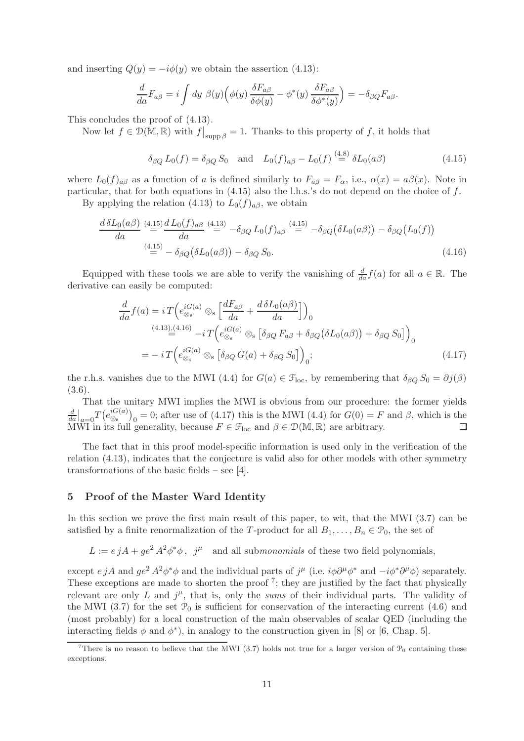and inserting $Q(y) = -i\phi(y)$ we obtain the assertion (4.13):

$$\frac{d}{da}F_{a\beta} = i\int dy\ \beta(y)\Big(\phi(y)\,\frac{\delta F_{a\beta}}{\delta\phi(y)} - \phi^*(y)\,\frac{\delta F_{a\beta}}{\delta\phi^*(y)}\Big) = -\delta_{\beta Q}F_{a\beta}.$$

This concludes the proof of (4.13).

Now let $f \in \mathcal{D}(\mathbb{M},\mathbb{R})$ with $f\big|_{\mathrm{supp}\,\beta} = 1$. Thanks to this property of $f$, it holds that

$$\delta_{\beta Q}\,L_0(f) = \delta_{\beta Q}\,S_0 \quad \text{and} \quad L_0(f)_{a\beta} - L_0(f) \overset{(4.8)}{=} \delta L_0(a\beta) \tag{4.15}$$

where $L_0(f)_{a\beta}$ as a function of $a$ is defined similarly to $F_{a\beta} = F_\alpha$, i.e., $\alpha(x) = a\beta(x)$. Note in particular, that for both equations in (4.15) also the l.h.s.'s do not depend on the choice of $f$.

By applying the relation (4.13) to $L_0(f)_{a\beta}$, we obtain

$$\begin{aligned}\frac{d\,\delta L_0(a\beta)}{da} &\overset{(4.15)}{=} \frac{d\,L_0(f)_{a\beta}}{da} \overset{(4.13)}{=} -\delta_{\beta Q}\,L_0(f)_{a\beta} \overset{(4.15)}{=} -\delta_{\beta Q}\big(\delta L_0(a\beta)\big) - \delta_{\beta Q}\big(L_0(f)\big)\\ &\overset{(4.15)}{=} -\,\delta_{\beta Q}\big(\delta L_0(a\beta)\big) - \delta_{\beta Q}\,S_0.\end{aligned} \tag{4.16}$$

Equipped with these tools we are able to verify the vanishing of $\frac{d}{da}f(a)$ for all $a \in \mathbb{R}$. The derivative can easily be computed:

$$\begin{aligned}\frac{d}{da}f(a) &= i\,T\Big(e^{iG(a)}_{\otimes_s} \otimes_s \Big[\frac{dF_{a\beta}}{da} + \frac{d\,\delta L_0(a\beta)}{da}\Big]\Big)_0\\ &\overset{(4.13),(4.16)}{=} -i\,T\Big(e^{iG(a)}_{\otimes_s} \otimes_s \big[\delta_{\beta Q}\,F_{a\beta} + \delta_{\beta Q}\big(\delta L_0(a\beta)\big) + \delta_{\beta Q}\,S_0\big]\Big)_0\\ &= -\,i\,T\Big(e^{iG(a)}_{\otimes_s} \otimes_s \big[\delta_{\beta Q}\,G(a) + \delta_{\beta Q}\,S_0\big]\Big)_0;\end{aligned} \tag{4.17}$$

the r.h.s. vanishes due to the MWI (4.4) for $G(a) \in \mathcal{F}_{\mathrm{loc}}$, by remembering that $\delta_{\beta Q}\,S_0 = \partial j(\beta)$ (3.6).

That the unitary MWI implies the MWI is obvious from our procedure: the former yields $\frac{d}{da}\big|_{a=0}T\big(e^{iG(a)}_{\otimes_s}\big)_0 = 0$; after use of (4.17) this is the MWI (4.4) for $G(0) = F$ and $\beta$, which is the MWI in its full generality, because $F \in \mathcal{F}_{\mathrm{loc}}$ and $\beta \in \mathcal{D}(\mathbb{M},\mathbb{R})$ are arbitrary. ◻

The fact that in this proof model-specific information is used only in the verification of the relation (4.13), indicates that the conjecture is valid also for other models with other symmetry transformations of the basic fields – see [4].

## 5 Proof of the Master Ward Identity

In this section we prove the first main result of this paper, to wit, that the MWI (3.7) can be satisfied by a finite renormalization of the $T$-product for all $B_1,\dots,B_n \in \mathcal{P}_0$, the set of

$L := e\,jA + ge^2\,A^2\phi^*\phi\,,\ \ j^\mu$ and all sub*monomials* of these two field polynomials,

except $e\,jA$ and $ge^2\,A^2\phi^*\phi$ and the individual parts of $j^\mu$ (i.e. $i\phi\partial^\mu\phi^*$ and $-i\phi^*\partial^\mu\phi$) separately. These exceptions are made to shorten the proof [7]; they are justified by the fact that physically relevant are only $L$ and $j^\mu$, that is, only the *sums* of their individual parts. The validity of the MWI (3.7) for the set $\mathcal{P}_0$ is sufficient for conservation of the interacting current (4.6) and (most probably) for a local construction of the main observables of scalar QED (including the interacting fields $\phi$ and $\phi^*$), in analogy to the construction given in [8] or [6, Chap. 5].

[7] There is no reason to believe that the MWI (3.7) holds not true for a larger version of $\mathcal{P}_0$ containing these exceptions.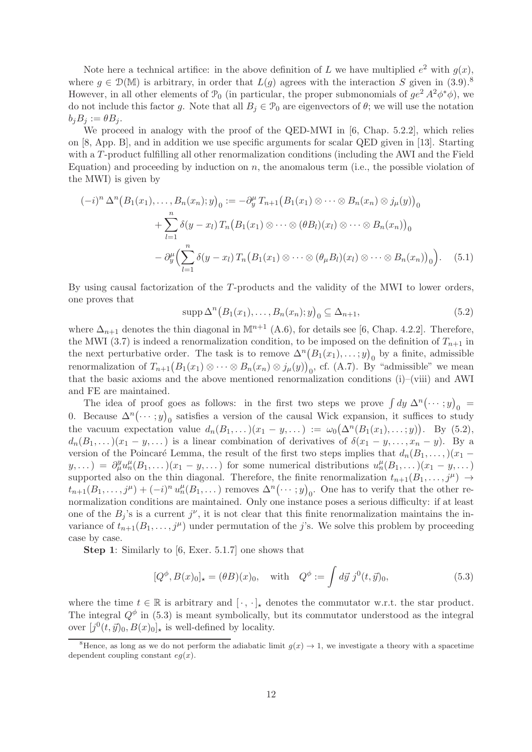Note here a technical artifice: in the above definition of $L$ we have multiplied $e^2$ with $g(x)$, where $g \in \mathcal{D}(\mathbb{M})$ is arbitrary, in order that $L(g)$ agrees with the interaction $S$ given in (3.9).[8] However, in all other elements of $\mathcal{P}_0$ (in particular, the proper submonomials of $ge^2 A^2\phi^*\phi$), we do not include this factor $g$. Note that all $B_j \in \mathcal{P}_0$ are eigenvectors of $\theta$; we will use the notation $b_j B_j := \theta B_j$.

We proceed in analogy with the proof of the QED-MWI in [6, Chap. 5.2.2], which relies on [8, App. B], and in addition we use specific arguments for scalar QED given in [13]. Starting with a $T$-product fulfilling all other renormalization conditions (including the AWI and the Field Equation) and proceeding by induction on $n$, the anomalous term (i.e., the possible violation of the MWI) is given by

$$
\begin{aligned}
(-i)^n\, \Delta^n\big(B_1(x_1),\dots,B_n(x_n);y\big)_0 :=\; & -\partial^\mu_y\, T_{n+1}\big(B_1(x_1)\otimes\cdots\otimes B_n(x_n)\otimes j_\mu(y)\big)_0 \\
& + \sum_{l=1}^n \delta(y-x_l)\, T_n\big(B_1(x_1)\otimes\cdots\otimes(\theta B_l)(x_l)\otimes\cdots\otimes B_n(x_n)\big)_0 \\
& - \partial^\mu_y\Big(\sum_{l=1}^n \delta(y-x_l)\, T_n\big(B_1(x_1)\otimes\cdots\otimes(\theta_\mu B_l)(x_l)\otimes\cdots\otimes B_n(x_n)\big)_0\Big). \quad (5.1)
\end{aligned}
$$

By using causal factorization of the $T$-products and the validity of the MWI to lower orders, one proves that

$$
\operatorname{supp}\Delta^n\big(B_1(x_1),\dots,B_n(x_n);y\big)_0 \subseteq \Delta_{n+1}, \tag{5.2}
$$

where $\Delta_{n+1}$ denotes the thin diagonal in $\mathbb{M}^{n+1}$ (A.6), for details see [6, Chap. 4.2.2]. Therefore, the MWI (3.7) is indeed a renormalization condition, to be imposed on the definition of $T_{n+1}$ in the next perturbative order. The task is to remove $\Delta^n\big(B_1(x_1),\dots;y\big)_0$ by a finite, admissible renormalization of $T_{n+1}\big(B_1(x_1)\otimes\cdots\otimes B_n(x_n)\otimes j_\mu(y)\big)_0$, cf. (A.7). By "admissible" we mean that the basic axioms and the above mentioned renormalization conditions (i)–(viii) and AWI and FE are maintained.

The idea of proof goes as follows: in the first two steps we prove $\int dy\; \Delta^n\big(\cdots;y\big)_0 = 0$. Because $\Delta^n\big(\cdots;y\big)_0$ satisfies a version of the causal Wick expansion, it suffices to study the vacuum expectation value $d_n(B_1,\dots)(x_1-y,\dots) := \omega_0\big(\Delta^n(B_1(x_1),\dots;y)\big)$. By (5.2), $d_n(B_1,\dots)(x_1-y,\dots)$ is a linear combination of derivatives of $\delta(x_1-y,\dots,x_n-y)$. By a version of the Poincaré Lemma, the result of the first two steps implies that $d_n(B_1,\dots,)(x_1-y,\dots) = \partial^y_\mu u^\mu_n(B_1,\dots)(x_1-y,\dots)$ for some numerical distributions $u^\mu_n(B_1,\dots)(x_1-y,\dots)$ supported also on the thin diagonal. Therefore, the finite renormalization $t_{n+1}(B_1,\dots,j^\mu) \to t_{n+1}(B_1,\dots,j^\mu) + (-i)^n\, u^\mu_n(B_1,\dots)$ removes $\Delta^n\big(\cdots;y\big)_0$. One has to verify that the other renormalization conditions are maintained. Only one instance poses a serious difficulty: if at least one of the $B_j$'s is a current $j^\nu$, it is not clear that this finite renormalization maintains the invariance of $t_{n+1}(B_1,\dots,j^\mu)$ under permutation of the $j$'s. We solve this problem by proceeding case by case.

**Step 1**: Similarly to [6, Exer. 5.1.7] one shows that

$$
[Q^\phi, B(x)_0]_\star = (\theta B)(x)_0, \quad \text{with} \quad Q^\phi := \int d\vec{y}\; j^0(t,\vec{y})_0, \tag{5.3}
$$

where the time $t \in \mathbb{R}$ is arbitrary and $[\,\cdot\,,\,\cdot\,]_\star$ denotes the commutator w.r.t. the star product. The integral $Q^\phi$ in (5.3) is meant symbolically, but its commutator understood as the integral over $[j^0(t,\vec{y})_0, B(x)_0]_\star$ is well-defined by locality.

[8] Hence, as long as we do not perform the adiabatic limit $g(x) \to 1$, we investigate a theory with a spacetime dependent coupling constant $eg(x)$.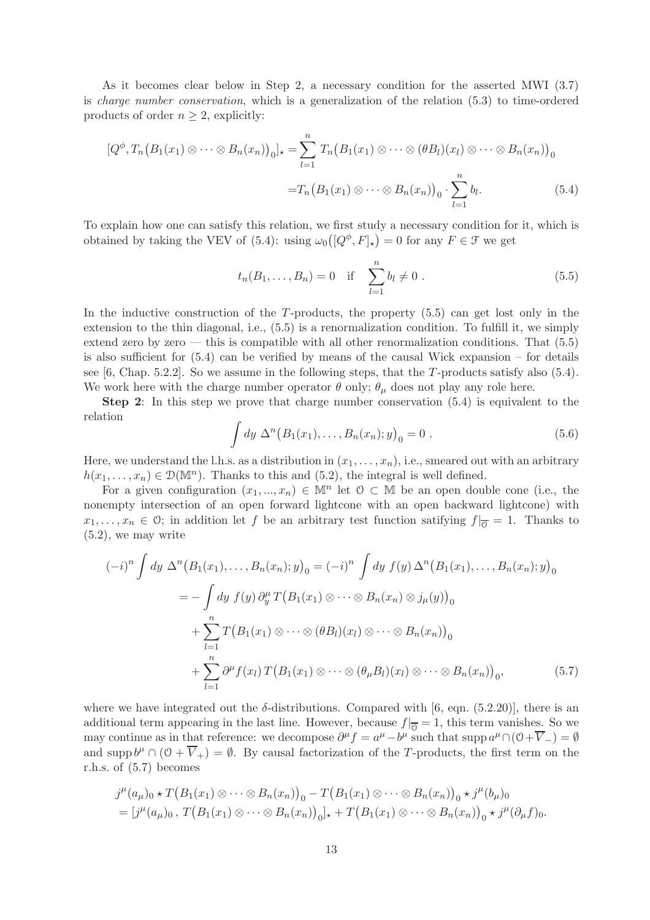As it becomes clear below in Step 2, a necessary condition for the asserted MWI (3.7) is *charge number conservation*, which is a generalization of the relation (5.3) to time-ordered products of order $n \geq 2$, explicitly:

$$[Q^\phi, T_n\big(B_1(x_1)\otimes\cdots\otimes B_n(x_n)\big)_0]_\star = \sum_{l=1}^n T_n\big(B_1(x_1)\otimes\cdots\otimes(\theta B_l)(x_l)\otimes\cdots\otimes B_n(x_n)\big)_0$$
$$= T_n\big(B_1(x_1)\otimes\cdots\otimes B_n(x_n)\big)_0 \cdot \sum_{l=1}^n b_l. \tag{5.4}$$

To explain how one can satisfy this relation, we first study a necessary condition for it, which is obtained by taking the VEV of (5.4): using $\omega_0\big([Q^\phi, F]_\star\big) = 0$ for any $F \in \mathcal{F}$ we get

$$t_n(B_1,\ldots,B_n) = 0 \quad \text{if} \quad \sum_{l=1}^n b_l \neq 0\ . \tag{5.5}$$

In the inductive construction of the $T$-products, the property (5.5) can get lost only in the extension to the thin diagonal, i.e., (5.5) is a renormalization condition. To fulfill it, we simply extend zero by zero — this is compatible with all other renormalization conditions. That (5.5) is also sufficient for (5.4) can be verified by means of the causal Wick expansion – for details see [6, Chap. 5.2.2]. So we assume in the following steps, that the $T$-products satisfy also (5.4). We work here with the charge number operator $\theta$ only; $\theta_\mu$ does not play any role here.

**Step 2**: In this step we prove that charge number conservation (5.4) is equivalent to the relation

$$\int dy\ \Delta^n\big(B_1(x_1),\ldots,B_n(x_n);y\big)_0 = 0\ . \tag{5.6}$$

Here, we understand the l.h.s. as a distribution in $(x_1,\ldots,x_n)$, i.e., smeared out with an arbitrary $h(x_1,\ldots,x_n) \in \mathcal{D}(\mathbb{M}^n)$. Thanks to this and (5.2), the integral is well defined.

For a given configuration $(x_1,...,x_n) \in \mathbb{M}^n$ let $\mathcal{O} \subset \mathbb{M}$ be an open double cone (i.e., the nonempty intersection of an open forward lightcone with an open backward lightcone) with $x_1,\ldots,x_n \in \mathcal{O}$; in addition let $f$ be an arbitrary test function satifying $f|_{\overline{\mathcal{O}}} = 1$. Thanks to (5.2), we may write

$$(-i)^n \int dy\ \Delta^n\big(B_1(x_1),\ldots,B_n(x_n);y\big)_0 = (-i)^n \int dy\ f(y)\,\Delta^n\big(B_1(x_1),\ldots,B_n(x_n);y\big)_0$$
$$= -\int dy\ f(y)\,\partial_y^\mu T\big(B_1(x_1)\otimes\cdots\otimes B_n(x_n)\otimes j_\mu(y)\big)_0$$
$$+ \sum_{l=1}^n T\big(B_1(x_1)\otimes\cdots\otimes(\theta B_l)(x_l)\otimes\cdots\otimes B_n(x_n)\big)_0$$
$$+ \sum_{l=1}^n \partial^\mu f(x_l)\,T\big(B_1(x_1)\otimes\cdots\otimes(\theta_\mu B_l)(x_l)\otimes\cdots\otimes B_n(x_n)\big)_0, \tag{5.7}$$

where we have integrated out the $\delta$-distributions. Compared with [6, eqn. (5.2.20)], there is an additional term appearing in the last line. However, because $f|_{\overline{\mathcal{O}}} = 1$, this term vanishes. So we may continue as in that reference: we decompose $\partial^\mu f = a^\mu - b^\mu$ such that $\operatorname{supp} a^\mu \cap (\mathcal{O}+\overline{V}_-) = \emptyset$ and $\operatorname{supp} b^\mu \cap (\mathcal{O}+\overline{V}_+) = \emptyset$. By causal factorization of the $T$-products, the first term on the r.h.s. of (5.7) becomes

$$j^\mu(a_\mu)_0 \star T\big(B_1(x_1)\otimes\cdots\otimes B_n(x_n)\big)_0 - T\big(B_1(x_1)\otimes\cdots\otimes B_n(x_n)\big)_0 \star j^\mu(b_\mu)_0$$
$$= [j^\mu(a_\mu)_0\,,\, T\big(B_1(x_1)\otimes\cdots\otimes B_n(x_n)\big)_0]_\star + T\big(B_1(x_1)\otimes\cdots\otimes B_n(x_n)\big)_0 \star j^\mu(\partial_\mu f)_0.$$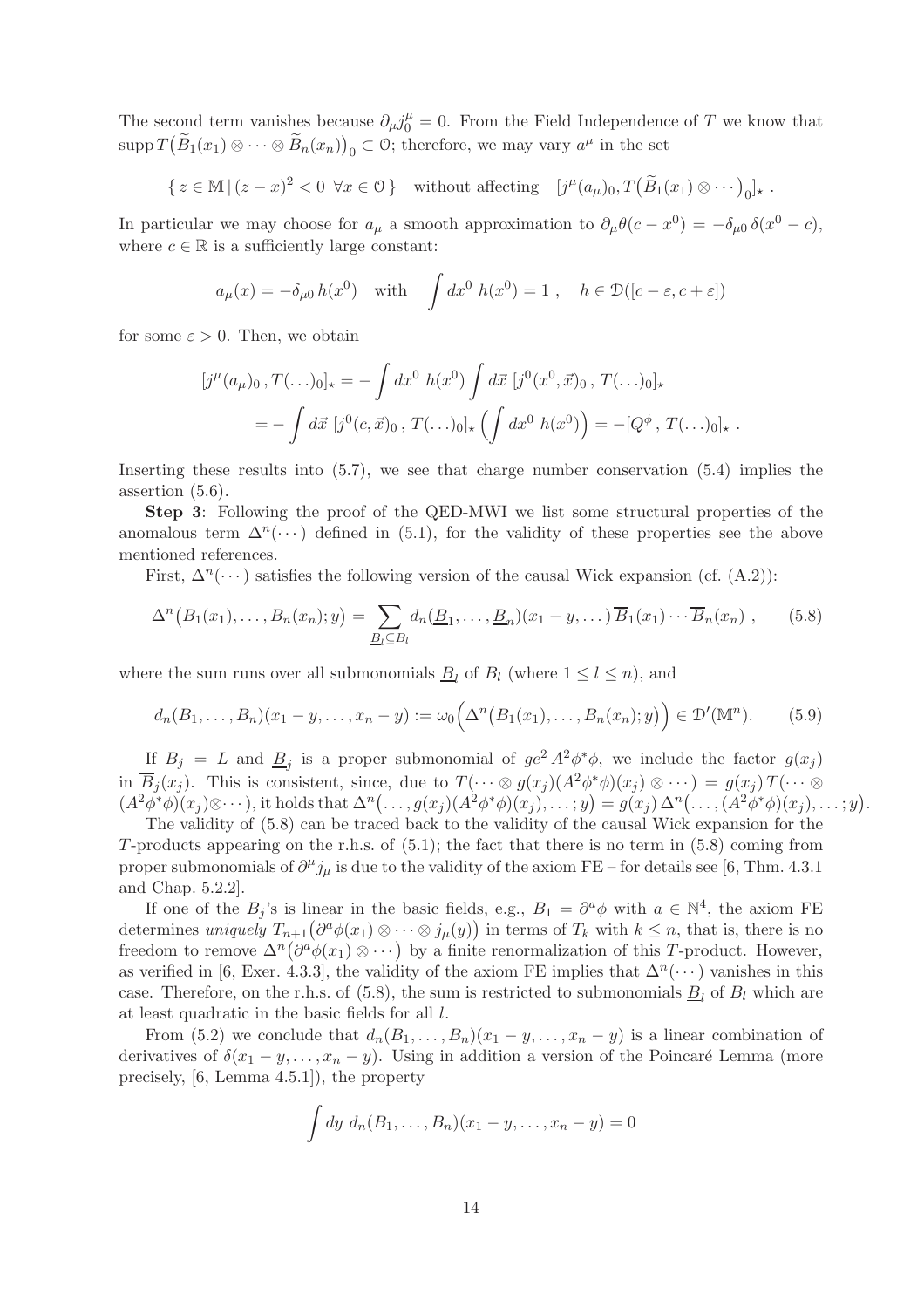The second term vanishes because $\partial_\mu j_0^\mu = 0$. From the Field Independence of $T$ we know that $\operatorname{supp} T\big(\widetilde{B}_1(x_1)\otimes\cdots\otimes\widetilde{B}_n(x_n)\big)_0 \subset \mathcal{O}$; therefore, we may vary $a^\mu$ in the set

$$\{\, z\in\mathbb{M}\,|\,(z-x)^2<0\ \ \forall x\in\mathcal{O}\,\}\quad\text{without affecting}\quad [j^\mu(a_\mu)_0, T\big(\widetilde{B}_1(x_1)\otimes\cdots\big)_0]_\star\ .$$

In particular we may choose for $a_\mu$ a smooth approximation to $\partial_\mu\theta(c-x^0) = -\delta_{\mu 0}\,\delta(x^0-c)$, where $c\in\mathbb{R}$ is a sufficiently large constant:

$$a_\mu(x) = -\delta_{\mu 0}\, h(x^0)\quad\text{with}\quad \int dx^0\ h(x^0) = 1\ ,\quad h\in\mathcal{D}([c-\varepsilon, c+\varepsilon])$$

for some $\varepsilon>0$. Then, we obtain

$$\begin{aligned}
[j^\mu(a_\mu)_0\,, T(\ldots)_0]_\star &= -\int dx^0\ h(x^0)\int d\vec{x}\ [j^0(x^0,\vec{x})_0\,,\, T(\ldots)_0]_\star \\
&= -\int d\vec{x}\ [j^0(c,\vec{x})_0\,,\, T(\ldots)_0]_\star\Big(\int dx^0\ h(x^0)\Big) = -[Q^\phi\,,\, T(\ldots)_0]_\star\ .
\end{aligned}$$

Inserting these results into (5.7), we see that charge number conservation (5.4) implies the assertion (5.6).

**Step 3**: Following the proof of the QED-MWI we list some structural properties of the anomalous term $\Delta^n(\cdots)$ defined in (5.1), for the validity of these properties see the above mentioned references.

First, $\Delta^n(\cdots)$ satisfies the following version of the causal Wick expansion (cf. (A.2)):

$$\Delta^n\big(B_1(x_1),\ldots,B_n(x_n);y\big) = \sum_{\underline{B}_l\subseteq B_l} d_n(\underline{B}_1,\ldots,\underline{B}_n)(x_1-y,\ldots)\,\overline{B}_1(x_1)\cdots\overline{B}_n(x_n)\ ,\qquad(5.8)$$

where the sum runs over all submonomials $\underline{B}_l$ of $B_l$ (where $1\le l\le n$), and

$$d_n(B_1,\ldots,B_n)(x_1-y,\ldots,x_n-y) := \omega_0\Big(\Delta^n\big(B_1(x_1),\ldots,B_n(x_n);y\big)\Big)\in\mathcal{D}'(\mathbb{M}^n).\qquad(5.9)$$

If $B_j = L$ and $\underline{B}_j$ is a proper submonomial of $ge^2\,A^2\phi^*\phi$, we include the factor $g(x_j)$ in $\overline{B}_j(x_j)$. This is consistent, since, due to $T(\cdots\otimes g(x_j)(A^2\phi^*\phi)(x_j)\otimes\cdots) = g(x_j)\,T(\cdots\otimes(A^2\phi^*\phi)(x_j)\otimes\cdots)$, it holds that $\Delta^n\big(\ldots,g(x_j)(A^2\phi^*\phi)(x_j),\ldots;y\big) = g(x_j)\,\Delta^n\big(\ldots,(A^2\phi^*\phi)(x_j),\ldots;y\big)$.

The validity of (5.8) can be traced back to the validity of the causal Wick expansion for the $T$-products appearing on the r.h.s. of (5.1); the fact that there is no term in (5.8) coming from proper submonomials of $\partial^\mu j_\mu$ is due to the validity of the axiom FE – for details see [6, Thm. 4.3.1 and Chap. 5.2.2].

If one of the $B_j$'s is linear in the basic fields, e.g., $B_1 = \partial^a\phi$ with $a\in\mathbb{N}^4$, the axiom FE determines *uniquely* $T_{n+1}\big(\partial^a\phi(x_1)\otimes\cdots\otimes j_\mu(y)\big)$ in terms of $T_k$ with $k\le n$, that is, there is no freedom to remove $\Delta^n\big(\partial^a\phi(x_1)\otimes\cdots\big)$ by a finite renormalization of this $T$-product. However, as verified in [6, Exer. 4.3.3], the validity of the axiom FE implies that $\Delta^n(\cdots)$ vanishes in this case. Therefore, on the r.h.s. of (5.8), the sum is restricted to submonomials $\underline{B}_l$ of $B_l$ which are at least quadratic in the basic fields for all $l$.

From (5.2) we conclude that $d_n(B_1,\ldots,B_n)(x_1-y,\ldots,x_n-y)$ is a linear combination of derivatives of $\delta(x_1-y,\ldots,x_n-y)$. Using in addition a version of the Poincaré Lemma (more precisely, [6, Lemma 4.5.1]), the property

$$\int dy\ d_n(B_1,\ldots,B_n)(x_1-y,\ldots,x_n-y) = 0$$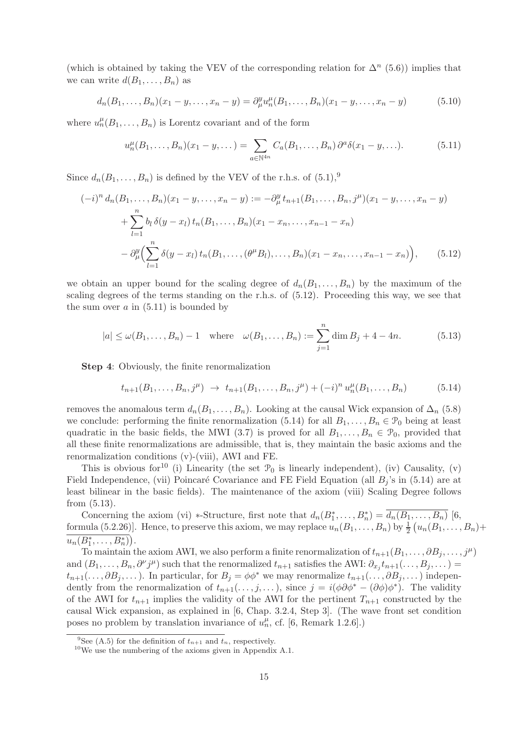(which is obtained by taking the VEV of the corresponding relation for $\Delta^n$ (5.6)) implies that we can write $d(B_1,\dots,B_n)$ as

$$d_n(B_1,\dots,B_n)(x_1-y,\dots,x_n-y) = \partial^y_\mu u^\mu_n(B_1,\dots,B_n)(x_1-y,\dots,x_n-y) \tag{5.10}$$

where $u^\mu_n(B_1,\dots,B_n)$ is Lorentz covariant and of the form

$$u^\mu_n(B_1,\dots,B_n)(x_1-y,\dots) = \sum_{a\in\mathbb{N}^{4n}} C_a(B_1,\dots,B_n)\,\partial^a\delta(x_1-y,\dots). \tag{5.11}$$

Since $d_n(B_1,\dots,B_n)$ is defined by the VEV of the r.h.s. of (5.1),[9]

$$\begin{aligned}
(-i)^n\, d_n(B_1,\dots,B_n)(x_1-y,\dots,x_n-y) &:= -\partial^y_\mu\, t_{n+1}(B_1,\dots,B_n,j^\mu)(x_1-y,\dots,x_n-y)\\
&+\sum_{l=1}^n b_l\,\delta(y-x_l)\,t_n(B_1,\dots,B_n)(x_1-x_n,\dots,x_{n-1}-x_n)\\
&-\partial^y_\mu\Big(\sum_{l=1}^n \delta(y-x_l)\,t_n(B_1,\dots,(\theta^\mu B_l),\dots,B_n)(x_1-x_n,\dots,x_{n-1}-x_n)\Big),
\end{aligned} \tag{5.12}$$

we obtain an upper bound for the scaling degree of $d_n(B_1,\dots,B_n)$ by the maximum of the scaling degrees of the terms standing on the r.h.s. of (5.12). Proceeding this way, we see that the sum over $a$ in (5.11) is bounded by

$$|a|\le \omega(B_1,\dots,B_n)-1 \quad \text{where} \quad \omega(B_1,\dots,B_n) := \sum_{j=1}^n \dim B_j + 4 - 4n. \tag{5.13}$$

**Step 4**: Obviously, the finite renormalization

$$t_{n+1}(B_1,\dots,B_n,j^\mu) \;\to\; t_{n+1}(B_1,\dots,B_n,j^\mu) + (-i)^n\, u^\mu_n(B_1,\dots,B_n) \tag{5.14}$$

removes the anomalous term $d_n(B_1,\dots,B_n)$. Looking at the causal Wick expansion of $\Delta_n$ (5.8) we conclude: performing the finite renormalization (5.14) for all $B_1,\dots,B_n\in\mathcal{P}_0$ being at least quadratic in the basic fields, the MWI (3.7) is proved for all $B_1,\dots,B_n\in\mathcal{P}_0$, provided that all these finite renormalizations are admissible, that is, they maintain the basic axioms and the renormalization conditions (v)-(viii), AWI and FE.

This is obvious for[10] (i) Linearity (the set $\mathcal{P}_0$ is linearly independent), (iv) Causality, (v) Field Independence, (vii) Poincaré Covariance and FE Field Equation (all $B_j$'s in (5.14) are at least bilinear in the basic fields). The maintenance of the axiom (viii) Scaling Degree follows from (5.13).

Concerning the axiom (vi) $*$-Structure, first note that $d_n(B_1^*,\dots,B_n^*) = \overline{d_n(B_1,\dots,B_n)}$ [6, formula (5.2.26)]. Hence, to preserve this axiom, we may replace $u_n(B_1,\dots,B_n)$ by $\frac{1}{2}\big(u_n(B_1,\dots,B_n) + \overline{u_n(B_1^*,\dots,B_n^*)}\big)$.

To maintain the axiom AWI, we also perform a finite renormalization of $t_{n+1}(B_1,\dots,\partial B_j,\dots,j^\mu)$ and $(B_1,\dots,B_n,\partial^\nu j^\mu)$ such that the renormalized $t_{n+1}$ satisfies the AWI: $\partial_{x_j} t_{n+1}(\dots,B_j,\dots) = t_{n+1}(\dots,\partial B_j,\dots)$. In particular, for $B_j=\phi\phi^*$ we may renormalize $t_{n+1}(\dots,\partial B_j,\dots)$ independently from the renormalization of $t_{n+1}(\dots,j,\dots)$, since $j=i(\phi\partial\phi^*-(\partial\phi)\phi^*)$. The validity of the AWI for $t_{n+1}$ implies the validity of the AWI for the pertinent $T_{n+1}$ constructed by the causal Wick expansion, as explained in [6, Chap. 3.2.4, Step 3]. (The wave front set condition poses no problem by translation invariance of $u^\mu_n$, cf. [6, Remark 1.2.6].)

[9] See (A.5) for the definition of $t_{n+1}$ and $t_n$, respectively.

[10] We use the numbering of the axioms given in Appendix A.1.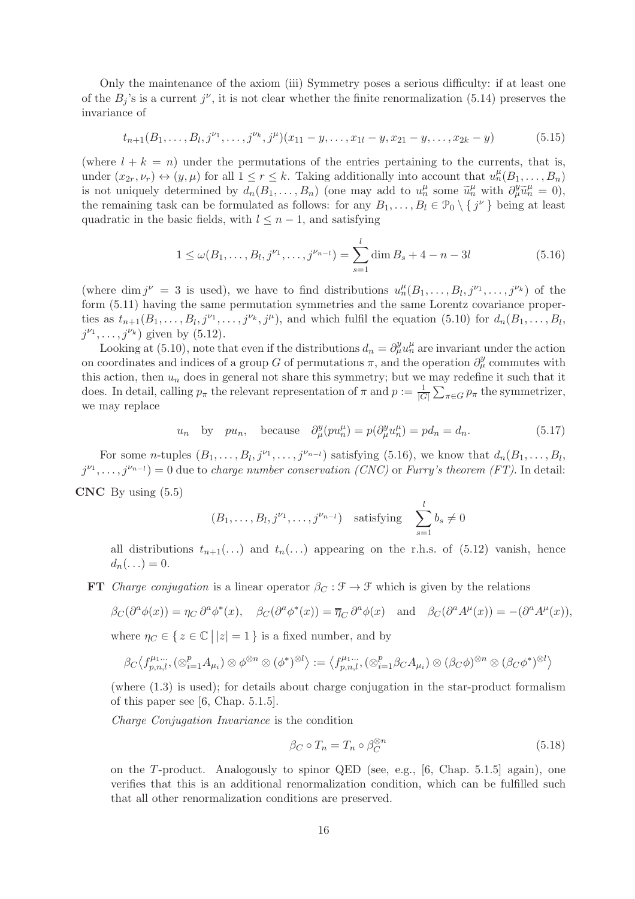Only the maintenance of the axiom (iii) Symmetry poses a serious difficulty: if at least one of the $B_j$'s is a current $j^\nu$, it is not clear whether the finite renormalization (5.14) preserves the invariance of

$$t_{n+1}(B_1,\dots,B_l,j^{\nu_1},\dots,j^{\nu_k},j^\mu)(x_{11}-y,\dots,x_{1l}-y,x_{21}-y,\dots,x_{2k}-y) \tag{5.15}$$

(where $l+k=n$) under the permutations of the entries pertaining to the currents, that is, under $(x_{2r},\nu_r)\leftrightarrow(y,\mu)$ for all $1\le r\le k$. Taking additionally into account that $u_n^\mu(B_1,\dots,B_n)$ is not uniquely determined by $d_n(B_1,\dots,B_n)$ (one may add to $u_n^\mu$ some $\widetilde{u}_n^\mu$ with $\partial_\mu^y\widetilde{u}_n^\mu=0$), the remaining task can be formulated as follows: for any $B_1,\dots,B_l\in\mathcal{P}_0\setminus\{\,j^\nu\,\}$ being at least quadratic in the basic fields, with $l\le n-1$, and satisfying

$$1\le\omega(B_1,\dots,B_l,j^{\nu_1},\dots,j^{\nu_{n-l}})=\sum_{s=1}^l\dim B_s+4-n-3l \tag{5.16}$$

(where $\dim j^\nu=3$ is used), we have to find distributions $u_n^\mu(B_1,\dots,B_l,j^{\nu_1},\dots,j^{\nu_k})$ of the form (5.11) having the same permutation symmetries and the same Lorentz covariance properties as $t_{n+1}(B_1,\dots,B_l,j^{\nu_1},\dots,j^{\nu_k},j^\mu)$, and which fulfil the equation (5.10) for $d_n(B_1,\dots,B_l,j^{\nu_1},\dots,j^{\nu_k})$ given by (5.12).

Looking at (5.10), note that even if the distributions $d_n=\partial_\mu^y u_n^\mu$ are invariant under the action on coordinates and indices of a group $G$ of permutations $\pi$, and the operation $\partial_\mu^y$ commutes with this action, then $u_n$ does in general not share this symmetry; but we may redefine it such that it does. In detail, calling $p_\pi$ the relevant representation of $\pi$ and $p:=\frac{1}{|G|}\sum_{\pi\in G}p_\pi$ the symmetrizer, we may replace

$$u_n\quad\text{by}\quad pu_n,\quad\text{because}\quad \partial_\mu^y(pu_n^\mu)=p(\partial_\mu^y u_n^\mu)=pd_n=d_n. \tag{5.17}$$

For some $n$-tuples $(B_1,\dots,B_l,j^{\nu_1},\dots,j^{\nu_{n-l}})$ satisfying (5.16), we know that $d_n(B_1,\dots,B_l,j^{\nu_1},\dots,j^{\nu_{n-l}})=0$ due to *charge number conservation (CNC)* or *Furry's theorem (FT)*. In detail:

**CNC** By using (5.5)

$$(B_1,\dots,B_l,j^{\nu_1},\dots,j^{\nu_{n-l}})\quad\text{satisfying}\quad\sum_{s=1}^l b_s\neq0$$

all distributions $t_{n+1}(\dots)$ and $t_n(\dots)$ appearing on the r.h.s. of (5.12) vanish, hence $d_n(\dots)=0$.

**FT** *Charge conjugation* is a linear operator $\beta_C:\mathcal{F}\to\mathcal{F}$ which is given by the relations

$$\beta_C(\partial^a\phi(x))=\eta_C\,\partial^a\phi^*(x),\quad\beta_C(\partial^a\phi^*(x))=\overline{\eta}_C\,\partial^a\phi(x)\quad\text{and}\quad\beta_C(\partial^aA^\mu(x))=-(\partial^aA^\mu(x)),$$

where $\eta_C\in\{\,z\in\mathbb{C}\,\big|\,|z|=1\,\}$ is a fixed number, and by

$$\beta_C\big\langle f_{p,n,l}^{\mu_1\dots},(\otimes_{i=1}^pA_{\mu_i})\otimes\phi^{\otimes n}\otimes(\phi^*)^{\otimes l}\big\rangle:=\big\langle f_{p,n,l}^{\mu_1\dots},(\otimes_{i=1}^p\beta_CA_{\mu_i})\otimes(\beta_C\phi)^{\otimes n}\otimes(\beta_C\phi^*)^{\otimes l}\big\rangle$$

(where (1.3) is used); for details about charge conjugation in the star-product formalism of this paper see [6, Chap. 5.1.5].

*Charge Conjugation Invariance* is the condition

$$\beta_C\circ T_n=T_n\circ\beta_C^{\otimes n} \tag{5.18}$$

on the $T$-product. Analogously to spinor QED (see, e.g., [6, Chap. 5.1.5] again), one verifies that this is an additional renormalization condition, which can be fulfilled such that all other renormalization conditions are preserved.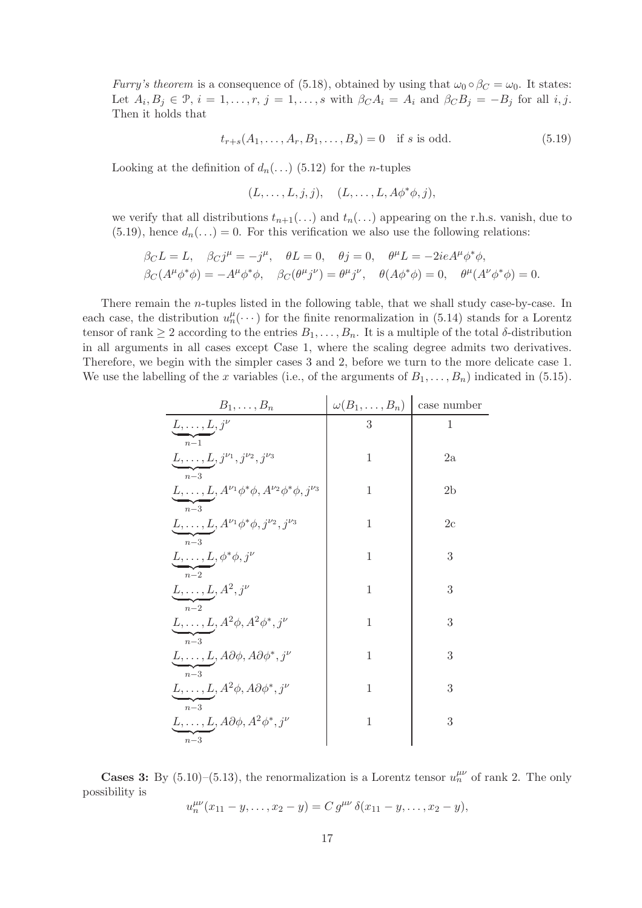*Furry's theorem* is a consequence of (5.18), obtained by using that $\omega_0 \circ \beta_C = \omega_0$. It states: Let $A_i, B_j \in \mathcal{P}$, $i = 1, \ldots, r$, $j = 1, \ldots, s$ with $\beta_C A_i = A_i$ and $\beta_C B_j = -B_j$ for all $i, j$. Then it holds that

$$t_{r+s}(A_1, \ldots, A_r, B_1, \ldots, B_s) = 0 \quad \text{if } s \text{ is odd.} \tag{5.19}$$

Looking at the definition of $d_n(\ldots)$ (5.12) for the $n$-tuples

$$(L, \ldots, L, j, j), \quad (L, \ldots, L, A\phi^*\phi, j),$$

we verify that all distributions $t_{n+1}(\ldots)$ and $t_n(\ldots)$ appearing on the r.h.s. vanish, due to (5.19), hence $d_n(\ldots) = 0$. For this verification we also use the following relations:

$$\beta_C L = L, \quad \beta_C j^\mu = -j^\mu, \quad \theta L = 0, \quad \theta j = 0, \quad \theta^\mu L = -2ieA^\mu \phi^* \phi,$$
$$\beta_C (A^\mu \phi^* \phi) = -A^\mu \phi^* \phi, \quad \beta_C(\theta^\mu j^\nu) = \theta^\mu j^\nu, \quad \theta(A\phi^*\phi) = 0, \quad \theta^\mu (A^\nu \phi^* \phi) = 0.$$

There remain the $n$-tuples listed in the following table, that we shall study case-by-case. In each case, the distribution $u_n^\mu(\cdots)$ for the finite renormalization in (5.14) stands for a Lorentz tensor of rank $\geq 2$ according to the entries $B_1, \ldots, B_n$. It is a multiple of the total $\delta$-distribution in all arguments in all cases except Case 1, where the scaling degree admits two derivatives. Therefore, we begin with the simpler cases 3 and 2, before we turn to the more delicate case 1. We use the labelling of the $x$ variables (i.e., of the arguments of $B_1, \ldots, B_n$) indicated in (5.15).

| $B_1, \ldots, B_n$ | $\omega(B_1, \ldots, B_n)$ | case number |
|---|---|---|
| $\underbrace{L, \ldots, L}_{n-1}, j^\nu$ | 3 | 1 |
| $\underbrace{L, \ldots, L}_{n-3}, j^{\nu_1}, j^{\nu_2}, j^{\nu_3}$ | 1 | 2a |
| $\underbrace{L, \ldots, L}_{n-3}, A^{\nu_1}\phi^*\phi, A^{\nu_2}\phi^*\phi, j^{\nu_3}$ | 1 | 2b |
| $\underbrace{L, \ldots, L}_{n-3}, A^{\nu_1}\phi^*\phi, j^{\nu_2}, j^{\nu_3}$ | 1 | 2c |
| $\underbrace{L, \ldots, L}_{n-2}, \phi^*\phi, j^\nu$ | 1 | 3 |
| $\underbrace{L, \ldots, L}_{n-2}, A^2, j^\nu$ | 1 | 3 |
| $\underbrace{L, \ldots, L}_{n-3}, A^2\phi, A^2\phi^*, j^\nu$ | 1 | 3 |
| $\underbrace{L, \ldots, L}_{n-3}, A\partial\phi, A\partial\phi^*, j^\nu$ | 1 | 3 |
| $\underbrace{L, \ldots, L}_{n-3}, A^2\phi, A\partial\phi^*, j^\nu$ | 1 | 3 |
| $\underbrace{L, \ldots, L}_{n-3}, A\partial\phi, A^2\phi^*, j^\nu$ | 1 | 3 |

**Cases 3:** By (5.10)–(5.13), the renormalization is a Lorentz tensor $u_n^{\mu\nu}$ of rank 2. The only possibility is

$$u_n^{\mu\nu}(x_{11} - y, \ldots, x_2 - y) = C\, g^{\mu\nu}\, \delta(x_{11} - y, \ldots, x_2 - y),$$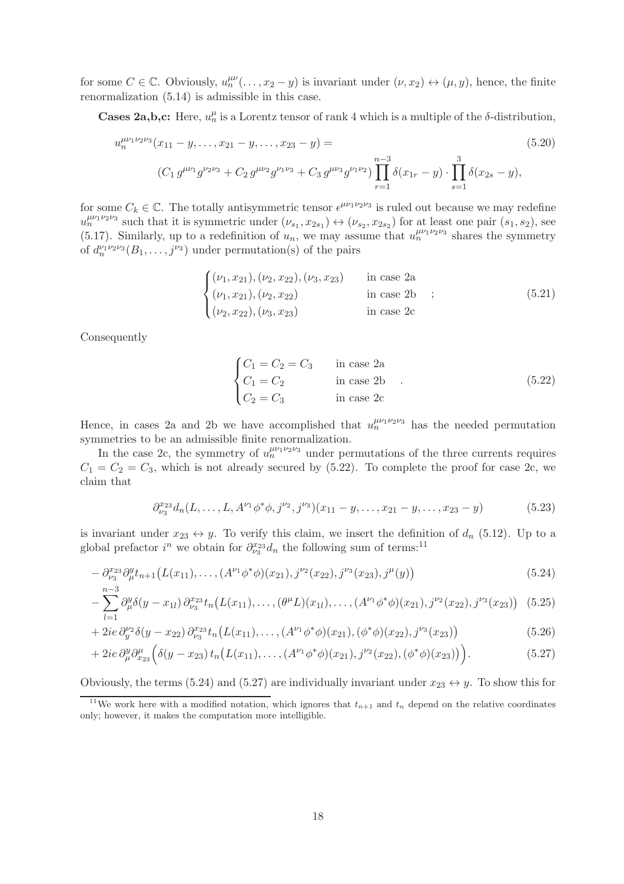for some $C \in \mathbb{C}$. Obviously, $u_n^{\mu\nu}(\ldots, x_2 - y)$ is invariant under $(\nu, x_2) \leftrightarrow (\mu, y)$, hence, the finite renormalization (5.14) is admissible in this case.

**Cases 2a,b,c:** Here, $u_n^\mu$ is a Lorentz tensor of rank 4 which is a multiple of the $\delta$-distribution,

$$
\begin{aligned}
&u_n^{\mu\nu_1\nu_2\nu_3}(x_{11} - y, \ldots, x_{21} - y, \ldots, x_{23} - y) = \\
&\qquad (C_1\, g^{\mu\nu_1} g^{\nu_2\nu_3} + C_2\, g^{\mu\nu_2} g^{\nu_1\nu_3} + C_3\, g^{\mu\nu_3} g^{\nu_1\nu_2}) \prod_{r=1}^{n-3} \delta(x_{1r} - y) \cdot \prod_{s=1}^{3} \delta(x_{2s} - y),
\end{aligned}
\tag{5.20}
$$

for some $C_k \in \mathbb{C}$. The totally antisymmetric tensor $\epsilon^{\mu\nu_1\nu_2\nu_3}$ is ruled out because we may redefine $u_n^{\mu\nu_1\nu_2\nu_3}$ such that it is symmetric under $(\nu_{s_1}, x_{2s_1}) \leftrightarrow (\nu_{s_2}, x_{2s_2})$ for at least one pair $(s_1, s_2)$, see (5.17). Similarly, up to a redefinition of $u_n$, we may assume that $u_n^{\mu\nu_1\nu_2\nu_3}$ shares the symmetry of $d_n^{\nu_1\nu_2\nu_3}(B_1, \ldots, j^{\nu_3})$ under permutation(s) of the pairs

$$
\begin{cases}
(\nu_1, x_{21}), (\nu_2, x_{22}), (\nu_3, x_{23}) & \text{in case 2a} \\
(\nu_1, x_{21}), (\nu_2, x_{22}) & \text{in case 2b} \\
(\nu_2, x_{22}), (\nu_3, x_{23}) & \text{in case 2c}
\end{cases}
\quad ;
\tag{5.21}
$$

Consequently

$$
\begin{cases}
C_1 = C_2 = C_3 & \text{in case 2a} \\
C_1 = C_2 & \text{in case 2b} \\
C_2 = C_3 & \text{in case 2c}
\end{cases}
\quad .
\tag{5.22}
$$

Hence, in cases 2a and 2b we have accomplished that $u_n^{\mu\nu_1\nu_2\nu_3}$ has the needed permutation symmetries to be an admissible finite renormalization.

In the case 2c, the symmetry of $u_n^{\mu\nu_1\nu_2\nu_3}$ under permutations of the three currents requires $C_1 = C_2 = C_3$, which is not already secured by (5.22). To complete the proof for case 2c, we claim that

$$
\partial_{\nu_3}^{x_{23}} d_n(L, \ldots, L, A^{\nu_1}\phi^*\phi, j^{\nu_2}, j^{\nu_3})(x_{11} - y, \ldots, x_{21} - y, \ldots, x_{23} - y)
\tag{5.23}
$$

is invariant under $x_{23} \leftrightarrow y$. To verify this claim, we insert the definition of $d_n$ (5.12). Up to a global prefactor $i^n$ we obtain for $\partial_{\nu_3}^{x_{23}} d_n$ the following sum of terms:[11]

$$
- \partial_{\nu_3}^{x_{23}} \partial_\mu^y t_{n+1}\big(L(x_{11}), \ldots, (A^{\nu_1}\phi^*\phi)(x_{21}), j^{\nu_2}(x_{22}), j^{\nu_3}(x_{23}), j^\mu(y)\big)
\tag{5.24}
$$

$$
- \sum_{l=1}^{n-3} \partial_\mu^y \delta(y - x_{1l})\, \partial_{\nu_3}^{x_{23}} t_n\big(L(x_{11}), \ldots, (\theta^\mu L)(x_{1l}), \ldots, (A^{\nu_1}\phi^*\phi)(x_{21}), j^{\nu_2}(x_{22}), j^{\nu_3}(x_{23})\big)
\tag{5.25}
$$

$$
+ 2ie\, \partial_y^{\nu_2} \delta(y - x_{22})\, \partial_{\nu_3}^{x_{23}} t_n\big(L(x_{11}), \ldots, (A^{\nu_1}\phi^*\phi)(x_{21}), (\phi^*\phi)(x_{22}), j^{\nu_3}(x_{23})\big)
\tag{5.26}
$$

$$
+ 2ie\, \partial_\mu^y \partial_{x_{23}}^\mu \Big(\delta(y - x_{23})\, t_n\big(L(x_{11}), \ldots, (A^{\nu_1}\phi^*\phi)(x_{21}), j^{\nu_2}(x_{22}), (\phi^*\phi)(x_{23})\big)\Big).
\tag{5.27}
$$

Obviously, the terms (5.24) and (5.27) are individually invariant under $x_{23} \leftrightarrow y$. To show this for

[11] We work here with a modified notation, which ignores that $t_{n+1}$ and $t_n$ depend on the relative coordinates only; however, it makes the computation more intelligible.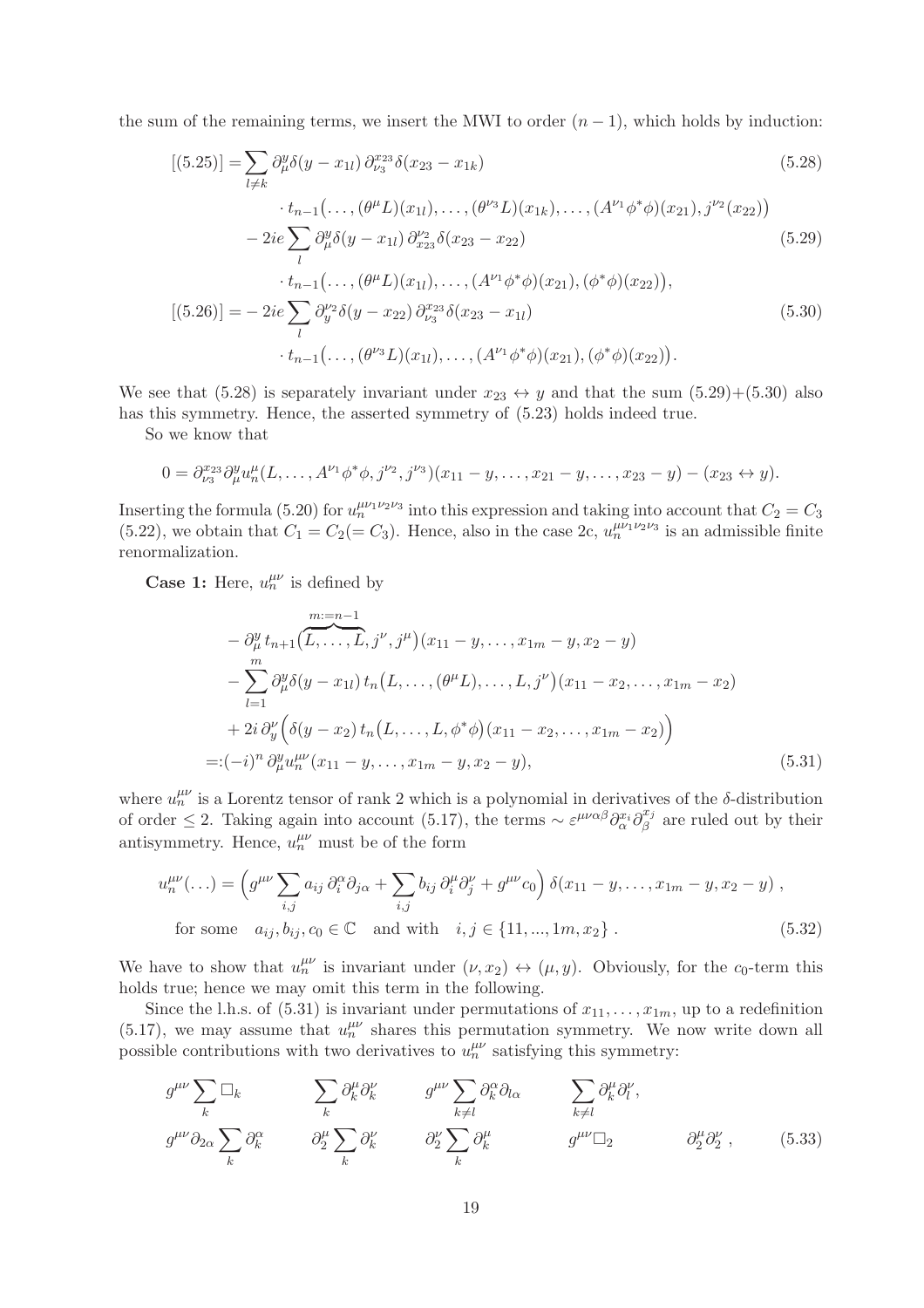the sum of the remaining terms, we insert the MWI to order $(n-1)$, which holds by induction:

$$
\begin{aligned}
[(5.25)] = & \sum_{l\neq k} \partial^y_\mu \delta(y-x_{1l})\, \partial^{x_{23}}_{\nu_3} \delta(x_{23}-x_{1k}) && (5.28)\\
& \cdot t_{n-1}\big(\ldots,(\theta^\mu L)(x_{1l}),\ldots,(\theta^{\nu_3} L)(x_{1k}),\ldots,(A^{\nu_1}\phi^*\phi)(x_{21}), j^{\nu_2}(x_{22})\big)\\
& - 2ie \sum_l \partial^y_\mu \delta(y-x_{1l})\, \partial^{\nu_2}_{x_{23}} \delta(x_{23}-x_{22}) && (5.29)\\
& \cdot t_{n-1}\big(\ldots,(\theta^\mu L)(x_{1l}),\ldots,(A^{\nu_1}\phi^*\phi)(x_{21}),(\phi^*\phi)(x_{22})\big),\\
[(5.26)] = & -2ie \sum_l \partial^{\nu_2}_y \delta(y-x_{22})\, \partial^{x_{23}}_{\nu_3} \delta(x_{23}-x_{1l}) && (5.30)\\
& \cdot t_{n-1}\big(\ldots,(\theta^{\nu_3} L)(x_{1l}),\ldots,(A^{\nu_1}\phi^*\phi)(x_{21}),(\phi^*\phi)(x_{22})\big).
\end{aligned}
$$

We see that (5.28) is separately invariant under $x_{23} \leftrightarrow y$ and that the sum (5.29)+(5.30) also has this symmetry. Hence, the asserted symmetry of (5.23) holds indeed true.

So we know that

$$
0 = \partial^{x_{23}}_{\nu_3}\partial^y_\mu u^\mu_n(L,\ldots,A^{\nu_1}\phi^*\phi, j^{\nu_2}, j^{\nu_3})(x_{11}-y,\ldots,x_{21}-y,\ldots,x_{23}-y) - (x_{23}\leftrightarrow y).
$$

Inserting the formula (5.20) for $u_n^{\mu\nu_1\nu_2\nu_3}$ into this expression and taking into account that $C_2 = C_3$ (5.22), we obtain that $C_1 = C_2 (= C_3)$. Hence, also in the case 2c, $u_n^{\mu\nu_1\nu_2\nu_3}$ is an admissible finite renormalization.

**Case 1:** Here, $u_n^{\mu\nu}$ is defined by

$$
\begin{aligned}
& -\partial^y_\mu\, t_{n+1}\big(\overbrace{L,\ldots,L}^{m:=n-1}, j^\nu, j^\mu\big)(x_{11}-y,\ldots,x_{1m}-y,x_2-y)\\
& -\sum_{l=1}^m \partial^y_\mu \delta(y-x_{1l})\, t_n\big(L,\ldots,(\theta^\mu L),\ldots,L,j^\nu\big)(x_{11}-x_2,\ldots,x_{1m}-x_2)\\
& + 2i\,\partial^\nu_y\Big(\delta(y-x_2)\, t_n\big(L,\ldots,L,\phi^*\phi\big)(x_{11}-x_2,\ldots,x_{1m}-x_2)\Big)\\
=: & (-i)^n\, \partial^y_\mu u^{\mu\nu}_n(x_{11}-y,\ldots,x_{1m}-y,x_2-y),
\end{aligned}
\tag{5.31}
$$

where $u_n^{\mu\nu}$ is a Lorentz tensor of rank 2 which is a polynomial in derivatives of the $\delta$-distribution of order $\leq 2$. Taking again into account (5.17), the terms $\sim \varepsilon^{\mu\nu\alpha\beta}\partial^{x_i}_\alpha\partial^{x_j}_\beta$ are ruled out by their antisymmetry. Hence, $u_n^{\mu\nu}$ must be of the form

$$
\begin{aligned}
& u^{\mu\nu}_n(\ldots) = \Big(g^{\mu\nu}\sum_{i,j} a_{ij}\,\partial^\alpha_i\partial_{j\alpha} + \sum_{i,j} b_{ij}\,\partial^\mu_i\partial^\nu_j + g^{\mu\nu}c_0\Big)\,\delta(x_{11}-y,\ldots,x_{1m}-y,x_2-y)\ ,\\
& \text{for some} \quad a_{ij}, b_{ij}, c_0 \in \mathbb{C} \quad \text{and with} \quad i,j \in \{11,\ldots,1m,x_2\}\ .
\end{aligned}
\tag{5.32}
$$

We have to show that $u_n^{\mu\nu}$ is invariant under $(\nu, x_2)\leftrightarrow(\mu, y)$. Obviously, for the $c_0$-term this holds true; hence we may omit this term in the following.

Since the l.h.s. of (5.31) is invariant under permutations of $x_{11},\ldots,x_{1m}$, up to a redefinition (5.17), we may assume that $u_n^{\mu\nu}$ shares this permutation symmetry. We now write down all possible contributions with two derivatives to $u_n^{\mu\nu}$ satisfying this symmetry:

$$
\begin{array}{ccccc}
g^{\mu\nu}\sum_k \Box_k & \sum_k \partial^\mu_k\partial^\nu_k & g^{\mu\nu}\sum_{k\neq l}\partial^\alpha_k\partial_{l\alpha} & \sum_{k\neq l}\partial^\mu_k\partial^\nu_l, & \\
g^{\mu\nu}\partial_{2\alpha}\sum_k \partial^\alpha_k & \partial^\mu_2\sum_k\partial^\nu_k & \partial^\nu_2\sum_k\partial^\mu_k & g^{\mu\nu}\Box_2 & \partial^\mu_2\partial^\nu_2\ ,
\end{array}
\tag{5.33}
$$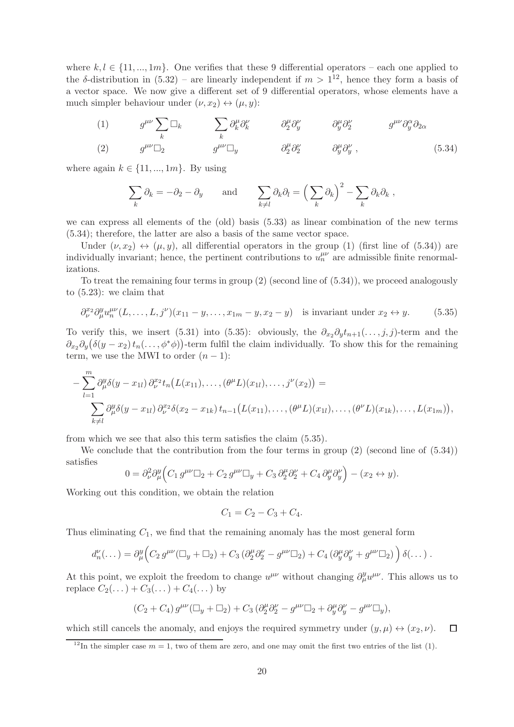where $k, l \in \{11, ..., 1m\}$. One verifies that these 9 differential operators – each one applied to the $\delta$-distribution in (5.32) – are linearly independent if $m > 1$[12], hence they form a basis of a vector space. We now give a different set of 9 differential operators, whose elements have a much simpler behaviour under $(\nu, x_2) \leftrightarrow (\mu, y)$:

$$
\begin{array}{llllll}
(1) & g^{\mu\nu} \sum_k \Box_k & \sum_k \partial_k^\mu \partial_k^\nu & \partial_2^\mu \partial_y^\nu & \partial_y^\mu \partial_2^\nu & g^{\mu\nu} \partial_y^\alpha \partial_{2\alpha} \\
(2) & g^{\mu\nu} \Box_2 & g^{\mu\nu} \Box_y & \partial_2^\mu \partial_2^\nu & \partial_y^\mu \partial_y^\nu \,, &
\end{array}
\tag{5.34}
$$

where again $k \in \{11, ..., 1m\}$. By using

$$
\sum_k \partial_k = -\partial_2 - \partial_y \qquad \text{and} \qquad \sum_{k \neq l} \partial_k \partial_l = \Big( \sum_k \partial_k \Big)^2 - \sum_k \partial_k \partial_k \,,
$$

we can express all elements of the (old) basis (5.33) as linear combination of the new terms (5.34); therefore, the latter are also a basis of the same vector space.

Under $(\nu, x_2) \leftrightarrow (\mu, y)$, all differential operators in the group (1) (first line of (5.34)) are individually invariant; hence, the pertinent contributions to $u_n^{\mu\nu}$ are admissible finite renormalizations.

To treat the remaining four terms in group (2) (second line of (5.34)), we proceed analogously to (5.23): we claim that

$$
\partial_\nu^{x_2} \partial_\mu^y u_n^{\mu\nu}(L, \ldots, L, j^\nu)(x_{11} - y, \ldots, x_{1m} - y, x_2 - y) \quad \text{is invariant under } x_2 \leftrightarrow y. \tag{5.35}
$$

To verify this, we insert (5.31) into (5.35): obviously, the $\partial_{x_2} \partial_y t_{n+1}(\ldots, j, j)$-term and the $\partial_{x_2} \partial_y \big( \delta(y - x_2)\, t_n(\ldots, \phi^* \phi) \big)$-term fulfil the claim individually. To show this for the remaining term, we use the MWI to order $(n-1)$:

$$
\begin{aligned}
&- \sum_{l=1}^m \partial_\mu^y \delta(y - x_{1l})\, \partial_\nu^{x_2} t_n\big( L(x_{11}), \ldots, (\theta^\mu L)(x_{1l}), \ldots, j^\nu(x_2) \big) = \\
&\qquad \sum_{k \neq l} \partial_\mu^y \delta(y - x_{1l})\, \partial_\nu^{x_2} \delta(x_2 - x_{1k})\, t_{n-1}\big( L(x_{11}), \ldots, (\theta^\mu L)(x_{1l}), \ldots, (\theta^\nu L)(x_{1k}), \ldots, L(x_{1m}) \big),
\end{aligned}
$$

from which we see that also this term satisfies the claim (5.35).

We conclude that the contribution from the four terms in group (2) (second line of (5.34)) satisfies

$$
0 = \partial_\nu^2 \partial_\mu^y \Big( C_1\, g^{\mu\nu} \Box_2 + C_2\, g^{\mu\nu} \Box_y + C_3\, \partial_2^\mu \partial_2^\nu + C_4\, \partial_y^\mu \partial_y^\nu \Big) - (x_2 \leftrightarrow y).
$$

Working out this condition, we obtain the relation

$$
C_1 = C_2 - C_3 + C_4.
$$

Thus eliminating $C_1$, we find that the remaining anomaly has the most general form

$$
d_n^\nu(\ldots) = \partial_\mu^y \Big( C_2\, g^{\mu\nu} (\Box_y + \Box_2) + C_3\, (\partial_2^\mu \partial_2^\nu - g^{\mu\nu} \Box_2) + C_4\, (\partial_y^\mu \partial_y^\nu + g^{\mu\nu} \Box_2) \Big)\, \delta(\ldots)\,.
$$

At this point, we exploit the freedom to change $u^{\mu\nu}$ without changing $\partial_\mu^y u^{\mu\nu}$. This allows us to replace $C_2(\ldots) + C_3(\ldots) + C_4(\ldots)$ by

$$
(C_2 + C_4)\, g^{\mu\nu} (\Box_y + \Box_2) + C_3\, (\partial_2^\mu \partial_2^\nu - g^{\mu\nu} \Box_2 + \partial_y^\mu \partial_y^\nu - g^{\mu\nu} \Box_y),
$$

which still cancels the anomaly, and enjoys the required symmetry under $(y, \mu) \leftrightarrow (x_2, \nu)$. $\square$

[12] In the simpler case $m = 1$, two of them are zero, and one may omit the first two entries of the list (1).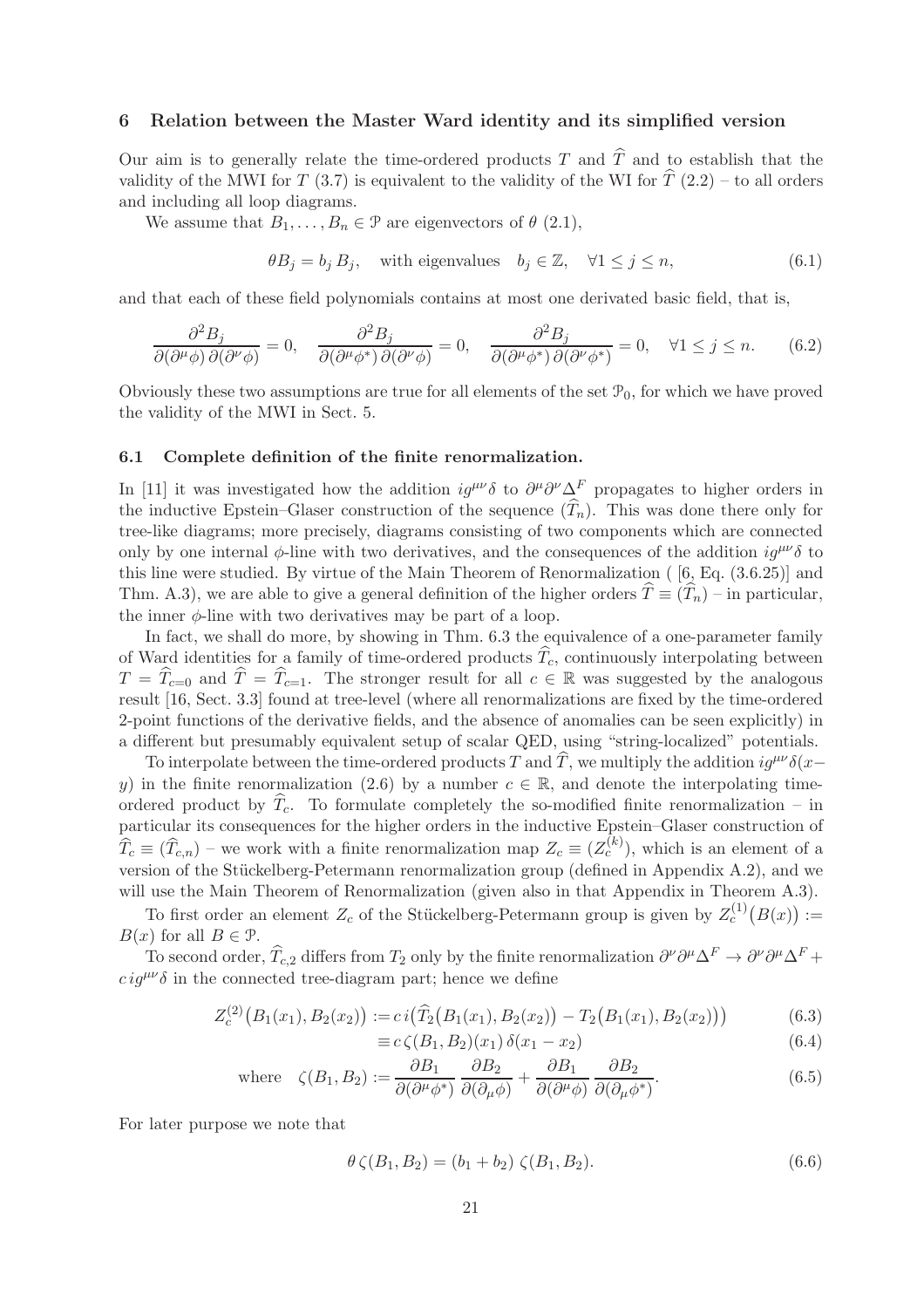## 6 Relation between the Master Ward identity and its simplified version

Our aim is to generally relate the time-ordered products $T$ and $\widehat{T}$ and to establish that the validity of the MWI for $T$ (3.7) is equivalent to the validity of the WI for $\widehat{T}$ (2.2) – to all orders and including all loop diagrams.

We assume that $B_1, \ldots, B_n \in \mathcal{P}$ are eigenvectors of $\theta$ (2.1),

$$\theta B_j = b_j\, B_j, \quad \text{with eigenvalues} \quad b_j \in \mathbb{Z}, \quad \forall 1 \leq j \leq n, \tag{6.1}$$

and that each of these field polynomials contains at most one derivated basic field, that is,

$$\frac{\partial^2 B_j}{\partial(\partial^\mu\phi)\,\partial(\partial^\nu\phi)} = 0, \quad \frac{\partial^2 B_j}{\partial(\partial^\mu\phi^*)\,\partial(\partial^\nu\phi)} = 0, \quad \frac{\partial^2 B_j}{\partial(\partial^\mu\phi^*)\,\partial(\partial^\nu\phi^*)} = 0, \quad \forall 1 \leq j \leq n. \tag{6.2}$$

Obviously these two assumptions are true for all elements of the set $\mathcal{P}_0$, for which we have proved the validity of the MWI in Sect. 5.

### 6.1 Complete definition of the finite renormalization.

In [11] it was investigated how the addition $ig^{\mu\nu}\delta$ to $\partial^\mu\partial^\nu\Delta^F$ propagates to higher orders in the inductive Epstein–Glaser construction of the sequence $(\widehat{T}_n)$. This was done there only for tree-like diagrams; more precisely, diagrams consisting of two components which are connected only by one internal $\phi$-line with two derivatives, and the consequences of the addition $ig^{\mu\nu}\delta$ to this line were studied. By virtue of the Main Theorem of Renormalization ( [6, Eq. (3.6.25)] and Thm. A.3), we are able to give a general definition of the higher orders $\widehat{T} \equiv (\widehat{T}_n)$ – in particular, the inner $\phi$-line with two derivatives may be part of a loop.

In fact, we shall do more, by showing in Thm. 6.3 the equivalence of a one-parameter family of Ward identities for a family of time-ordered products $\widehat{T}_c$, continuously interpolating between $T = \widehat{T}_{c=0}$ and $\widehat{T} = \widehat{T}_{c=1}$. The stronger result for all $c \in \mathbb{R}$ was suggested by the analogous result [16, Sect. 3.3] found at tree-level (where all renormalizations are fixed by the time-ordered 2-point functions of the derivative fields, and the absence of anomalies can be seen explicitly) in a different but presumably equivalent setup of scalar QED, using "string-localized" potentials.

To interpolate between the time-ordered products $T$ and $\widehat{T}$, we multiply the addition $ig^{\mu\nu}\delta(x-y)$ in the finite renormalization (2.6) by a number $c \in \mathbb{R}$, and denote the interpolating time-ordered product by $\widehat{T}_c$. To formulate completely the so-modified finite renormalization – in particular its consequences for the higher orders in the inductive Epstein–Glaser construction of $\widehat{T}_c \equiv (\widehat{T}_{c,n})$ – we work with a finite renormalization map $Z_c \equiv (Z_c^{(k)})$, which is an element of a version of the Stückelberg-Petermann renormalization group (defined in Appendix A.2), and we will use the Main Theorem of Renormalization (given also in that Appendix in Theorem A.3).

To first order an element $Z_c$ of the Stückelberg-Petermann group is given by $Z_c^{(1)}\big(B(x)\big) := B(x)$ for all $B \in \mathcal{P}$.

To second order, $\widehat{T}_{c,2}$ differs from $T_2$ only by the finite renormalization $\partial^\nu\partial^\mu\Delta^F \to \partial^\nu\partial^\mu\Delta^F + c\, ig^{\mu\nu}\delta$ in the connected tree-diagram part; hence we define

$$Z_c^{(2)}\big(B_1(x_1), B_2(x_2)\big) := c\, i\big(\widehat{T}_2\big(B_1(x_1), B_2(x_2)\big) - T_2\big(B_1(x_1), B_2(x_2)\big)\big) \tag{6.3}$$

$$\equiv c\,\zeta(B_1, B_2)(x_1)\,\delta(x_1 - x_2) \tag{6.4}$$

$$\text{where} \quad \zeta(B_1, B_2) := \frac{\partial B_1}{\partial(\partial^\mu\phi^*)}\,\frac{\partial B_2}{\partial(\partial_\mu\phi)} + \frac{\partial B_1}{\partial(\partial^\mu\phi)}\,\frac{\partial B_2}{\partial(\partial_\mu\phi^*)}. \tag{6.5}$$

For later purpose we note that

$$\theta\,\zeta(B_1, B_2) = (b_1 + b_2)\,\zeta(B_1, B_2). \tag{6.6}$$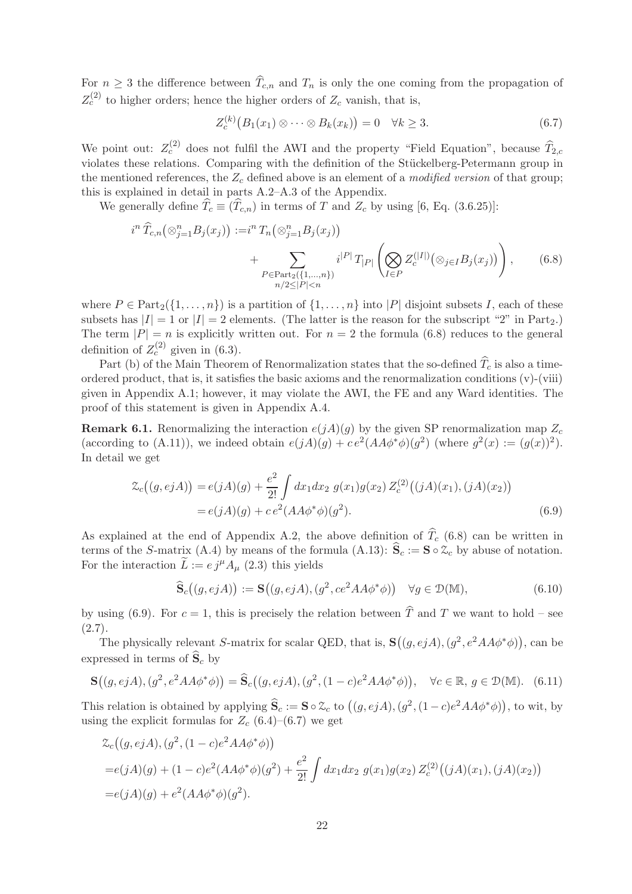For $n \geq 3$ the difference between $\widehat{T}_{c,n}$ and $T_n$ is only the one coming from the propagation of $Z_c^{(2)}$ to higher orders; hence the higher orders of $Z_c$ vanish, that is,

$$Z_c^{(k)}\big(B_1(x_1)\otimes\cdots\otimes B_k(x_k)\big) = 0 \quad \forall k \geq 3. \tag{6.7}$$

We point out: $Z_c^{(2)}$ does not fulfil the AWI and the property "Field Equation", because $\widehat{T}_{2,c}$ violates these relations. Comparing with the definition of the Stückelberg-Petermann group in the mentioned references, the $Z_c$ defined above is an element of a *modified version* of that group; this is explained in detail in parts A.2–A.3 of the Appendix.

We generally define $\widehat{T}_c \equiv (\widehat{T}_{c,n})$ in terms of $T$ and $Z_c$ by using [6, Eq. (3.6.25)]:

$$i^n\, \widehat{T}_{c,n}\big(\otimes_{j=1}^n B_j(x_j)\big) := i^n\, T_n\big(\otimes_{j=1}^n B_j(x_j)\big) + \sum_{\substack{P\in \mathrm{Part}_2(\{1,\ldots,n\})\\ n/2\leq |P|<n}} i^{|P|}\, T_{|P|}\left(\bigotimes_{I\in P} Z_c^{(|I|)}\big(\otimes_{j\in I} B_j(x_j)\big)\right), \tag{6.8}$$

where $P \in \mathrm{Part}_2(\{1,\ldots,n\})$ is a partition of $\{1,\ldots,n\}$ into $|P|$ disjoint subsets $I$, each of these subsets has $|I| = 1$ or $|I| = 2$ elements. (The latter is the reason for the subscript "2" in $\mathrm{Part}_2$.) The term $|P| = n$ is explicitly written out. For $n = 2$ the formula (6.8) reduces to the general definition of $Z_c^{(2)}$ given in (6.3).

Part (b) of the Main Theorem of Renormalization states that the so-defined $\widehat{T}_c$ is also a time-ordered product, that is, it satisfies the basic axioms and the renormalization conditions (v)-(viii) given in Appendix A.1; however, it may violate the AWI, the FE and any Ward identities. The proof of this statement is given in Appendix A.4.

**Remark 6.1.** Renormalizing the interaction $e(jA)(g)$ by the given SP renormalization map $Z_c$ (according to (A.11)), we indeed obtain $e(jA)(g) + c\, e^2(AA\phi^*\phi)(g^2)$ (where $g^2(x) := (g(x))^2$). In detail we get

$$\begin{aligned}\mathcal{Z}_c\big((g, ejA)\big) &= e(jA)(g) + \frac{e^2}{2!}\int dx_1 dx_2\ g(x_1)g(x_2)\, Z_c^{(2)}\big((jA)(x_1),(jA)(x_2)\big)\\ &= e(jA)(g) + c\, e^2(AA\phi^*\phi)(g^2).\end{aligned} \tag{6.9}$$

As explained at the end of Appendix A.2, the above definition of $\widehat{T}_c$ (6.8) can be written in terms of the $S$-matrix (A.4) by means of the formula (A.13): $\widehat{\mathbf{S}}_c := \mathbf{S}\circ\mathcal{Z}_c$ by abuse of notation. For the interaction $\widetilde{L} := e\, j^\mu A_\mu$ (2.3) this yields

$$\widehat{\mathbf{S}}_c\big((g, ejA)\big) := \mathbf{S}\big((g, ejA), (g^2, ce^2AA\phi^*\phi)\big) \quad \forall g \in \mathcal{D}(\mathbb{M}), \tag{6.10}$$

by using (6.9). For $c = 1$, this is precisely the relation between $\widehat{T}$ and $T$ we want to hold – see (2.7).

The physically relevant $S$-matrix for scalar QED, that is, $\mathbf{S}\big((g, ejA), (g^2, e^2AA\phi^*\phi)\big)$, can be expressed in terms of $\widehat{\mathbf{S}}_c$ by

$$\mathbf{S}\big((g, ejA), (g^2, e^2AA\phi^*\phi)\big) = \widehat{\mathbf{S}}_c\big((g, ejA), (g^2, (1-c)e^2AA\phi^*\phi)\big), \quad \forall c\in\mathbb{R},\ g\in\mathcal{D}(\mathbb{M}). \tag{6.11}$$

This relation is obtained by applying $\widehat{\mathbf{S}}_c := \mathbf{S}\circ\mathcal{Z}_c$ to $\big((g, ejA), (g^2, (1-c)e^2AA\phi^*\phi)\big)$, to wit, by using the explicit formulas for $Z_c$ (6.4)–(6.7) we get

$$\begin{aligned}&\mathcal{Z}_c\big((g, ejA), (g^2, (1-c)e^2AA\phi^*\phi)\big)\\ =&e(jA)(g) + (1-c)e^2(AA\phi^*\phi)(g^2) + \frac{e^2}{2!}\int dx_1dx_2\ g(x_1)g(x_2)\, Z_c^{(2)}\big((jA)(x_1),(jA)(x_2)\big)\\ =&e(jA)(g) + e^2(AA\phi^*\phi)(g^2).\end{aligned}$$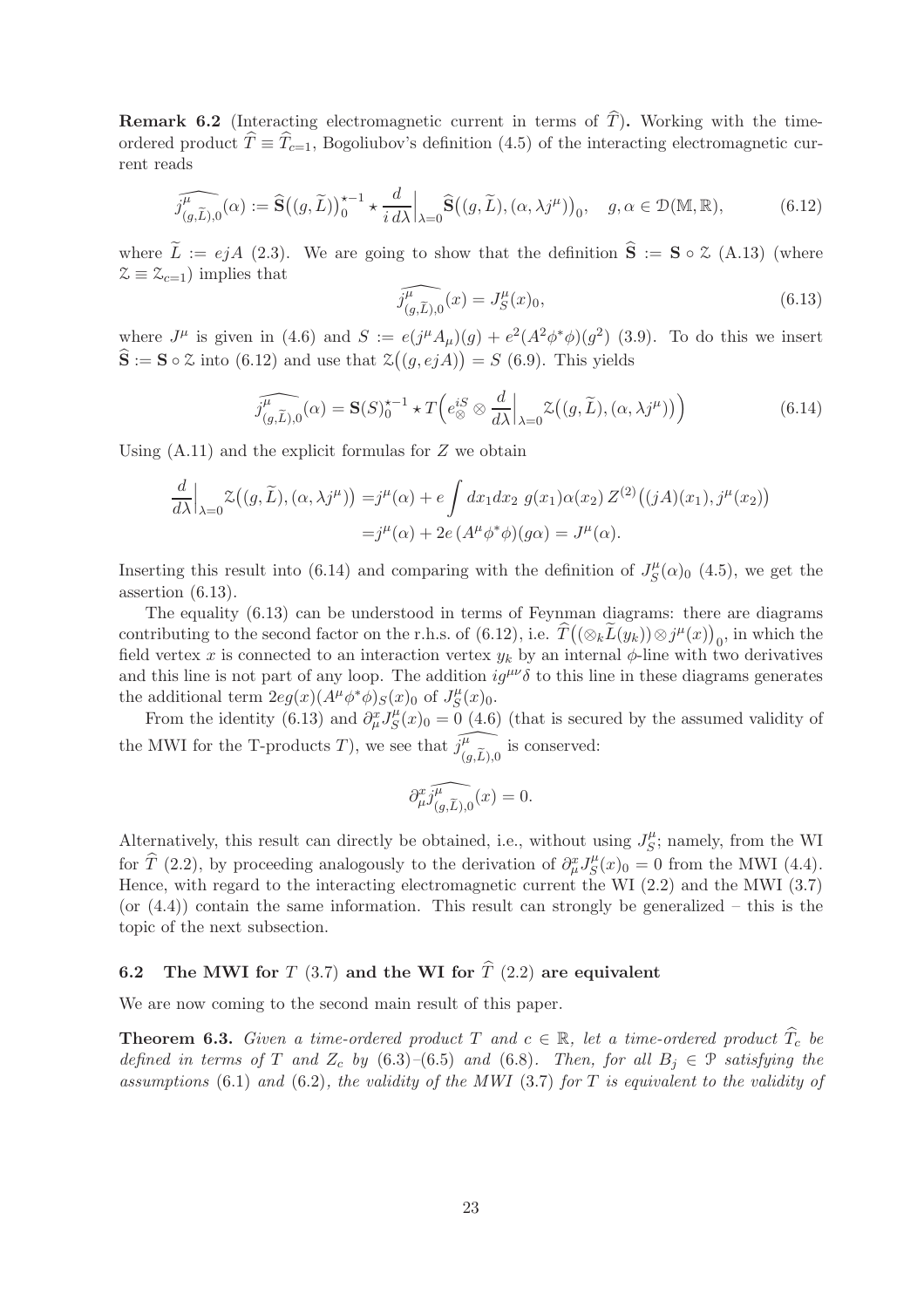**Remark 6.2** (Interacting electromagnetic current in terms of $\widehat{T}$)**.** Working with the time-ordered product $\widehat{T} \equiv \widehat{T}_{c=1}$, Bogoliubov's definition (4.5) of the interacting electromagnetic current reads

$$\widehat{j^\mu_{(g,\widetilde{L}),0}}(\alpha) := \widehat{\mathbf{S}}\big((g,\widetilde{L})\big)_0^{\star -1} \star \frac{d}{i\,d\lambda}\Big|_{\lambda=0} \widehat{\mathbf{S}}\big((g,\widetilde{L}),(\alpha,\lambda j^\mu)\big)_0, \quad g,\alpha \in \mathcal{D}(\mathbb{M},\mathbb{R}), \tag{6.12}$$

where $\widetilde{L} := ejA$ (2.3). We are going to show that the definition $\widehat{\mathbf{S}} := \mathbf{S} \circ \mathcal{Z}$ (A.13) (where $\mathcal{Z} \equiv \mathcal{Z}_{c=1}$) implies that

$$\widehat{j^\mu_{(g,\widetilde{L}),0}}(x) = J^\mu_S(x)_0, \tag{6.13}$$

where $J^\mu$ is given in (4.6) and $S := e(j^\mu A_\mu)(g) + e^2(A^2\phi^*\phi)(g^2)$ (3.9). To do this we insert $\widehat{\mathbf{S}} := \mathbf{S} \circ \mathcal{Z}$ into (6.12) and use that $\mathcal{Z}\big((g,ejA)\big) = S$ (6.9). This yields

$$\widehat{j^\mu_{(g,\widetilde{L}),0}}(\alpha) = \mathbf{S}(S)_0^{\star -1} \star T\Big(e_\otimes^{iS} \otimes \frac{d}{d\lambda}\Big|_{\lambda=0} \mathcal{Z}\big((g,\widetilde{L}),(\alpha,\lambda j^\mu)\big)\Big) \tag{6.14}$$

Using (A.11) and the explicit formulas for $Z$ we obtain

$$\begin{aligned}
\frac{d}{d\lambda}\Big|_{\lambda=0} \mathcal{Z}\big((g,\widetilde{L}),(\alpha,\lambda j^\mu)\big) &= j^\mu(\alpha) + e\int dx_1 dx_2\; g(x_1)\alpha(x_2)\, Z^{(2)}\big((jA)(x_1), j^\mu(x_2)\big) \\
&= j^\mu(\alpha) + 2e\,(A^\mu\phi^*\phi)(g\alpha) = J^\mu(\alpha).
\end{aligned}$$

Inserting this result into (6.14) and comparing with the definition of $J^\mu_S(\alpha)_0$ (4.5), we get the assertion (6.13).

The equality (6.13) can be understood in terms of Feynman diagrams: there are diagrams contributing to the second factor on the r.h.s. of (6.12), i.e. $\widehat{T}\big((\otimes_k \widetilde{L}(y_k)) \otimes j^\mu(x)\big)_0$, in which the field vertex $x$ is connected to an interaction vertex $y_k$ by an internal $\phi$-line with two derivatives and this line is not part of any loop. The addition $ig^{\mu\nu}\delta$ to this line in these diagrams generates the additional term $2eg(x)(A^\mu\phi^*\phi)_S(x)_0$ of $J^\mu_S(x)_0$.

From the identity (6.13) and $\partial^x_\mu J^\mu_S(x)_0 = 0$ (4.6) (that is secured by the assumed validity of the MWI for the T-products $T$), we see that $\widehat{j^\mu_{(g,\widetilde{L}),0}}$ is conserved:

$$\partial^x_\mu \widehat{j^\mu_{(g,\widetilde{L}),0}}(x) = 0.$$

Alternatively, this result can directly be obtained, i.e., without using $J^\mu_S$; namely, from the WI for $\widehat{T}$ (2.2), by proceeding analogously to the derivation of $\partial^x_\mu J^\mu_S(x)_0 = 0$ from the MWI (4.4). Hence, with regard to the interacting electromagnetic current the WI (2.2) and the MWI (3.7) (or (4.4)) contain the same information. This result can strongly be generalized – this is the topic of the next subsection.

## 6.2 The MWI for $T$ (3.7) and the WI for $\widehat{T}$ (2.2) are equivalent

We are now coming to the second main result of this paper.

**Theorem 6.3.** *Given a time-ordered product $T$ and $c \in \mathbb{R}$, let a time-ordered product $\widehat{T}_c$ be defined in terms of $T$ and $Z_c$ by* (6.3)–(6.5) *and* (6.8)*. Then, for all $B_j \in \mathcal{P}$ satisfying the assumptions* (6.1) *and* (6.2)*, the validity of the MWI* (3.7) *for $T$ is equivalent to the validity of*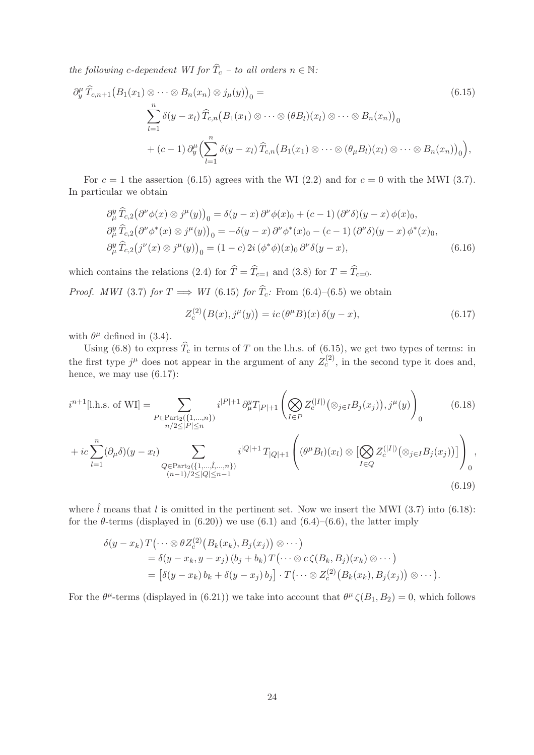*the following c-dependent WI for $\widehat{T}_c$ – to all orders $n \in \mathbb{N}$:*

$$
\begin{aligned}
\partial_y^\mu \widehat{T}_{c,n+1}\big(B_1(x_1)\otimes\cdots\otimes B_n(x_n)\otimes j_\mu(y)\big)_0 = \\
\sum_{l=1}^n \delta(y-x_l)\,\widehat{T}_{c,n}\big(B_1(x_1)\otimes\cdots\otimes(\theta B_l)(x_l)\otimes\cdots\otimes B_n(x_n)\big)_0 \\
+ (c-1)\,\partial_y^\mu\Big(\sum_{l=1}^n \delta(y-x_l)\,\widehat{T}_{c,n}\big(B_1(x_1)\otimes\cdots\otimes(\theta_\mu B_l)(x_l)\otimes\cdots\otimes B_n(x_n)\big)_0\Big),
\end{aligned}
\tag{6.15}
$$

For $c=1$ the assertion (6.15) agrees with the WI (2.2) and for $c=0$ with the MWI (3.7). In particular we obtain

$$
\begin{aligned}
\partial_\mu^y \widehat{T}_{c,2}\big(\partial^\nu\phi(x)\otimes j^\mu(y)\big)_0 &= \delta(y-x)\,\partial^\nu\phi(x)_0 + (c-1)\,(\partial^\nu\delta)(y-x)\,\phi(x)_0,\\
\partial_\mu^y \widehat{T}_{c,2}\big(\partial^\nu\phi^*(x)\otimes j^\mu(y)\big)_0 &= -\delta(y-x)\,\partial^\nu\phi^*(x)_0 - (c-1)\,(\partial^\nu\delta)(y-x)\,\phi^*(x)_0,\\
\partial_\mu^y \widehat{T}_{c,2}\big(j^\nu(x)\otimes j^\mu(y)\big)_0 &= (1-c)\,2i\,(\phi^*\phi)(x)_0\,\partial^\nu\delta(y-x),
\end{aligned}
\tag{6.16}
$$

which contains the relations (2.4) for $\widehat{T}=\widehat{T}_{c=1}$ and (3.8) for $T=\widehat{T}_{c=0}$.

*Proof. MWI (3.7) for $T \Longrightarrow$ WI (6.15) for $\widehat{T}_c$:* From (6.4)–(6.5) we obtain

$$
Z_c^{(2)}\big(B(x), j^\mu(y)\big) = ic\,(\theta^\mu B)(x)\,\delta(y-x), \tag{6.17}
$$

with $\theta^\mu$ defined in (3.4).

Using (6.8) to express $\widehat{T}_c$ in terms of $T$ on the l.h.s. of (6.15), we get two types of terms: in the first type $j^\mu$ does not appear in the argument of any $Z_c^{(2)}$, in the second type it does and, hence, we may use (6.17):

$$
i^{n+1}[\text{l.h.s. of WI}] = \sum_{\substack{P\in \mathrm{Part}_2(\{1,\ldots,n\})\\ n/2\le |P|\le n}} i^{|P|+1}\,\partial_\mu^y T_{|P|+1}\left(\bigotimes_{I\in P} Z_c^{(|I|)}\big(\otimes_{j\in I}B_j(x_j)\big), j^\mu(y)\right)_0 \tag{6.18}
$$

$$
+\, ic\sum_{l=1}^n (\partial_\mu\delta)(y-x_l) \sum_{\substack{Q\in \mathrm{Part}_2(\{1,\ldots,\hat{l},\ldots,n\})\\ (n-1)/2\le |Q|\le n-1}} i^{|Q|+1}\,T_{|Q|+1}\left((\theta^\mu B_l)(x_l)\otimes\Big[\bigotimes_{I\in Q} Z_c^{(|I|)}\big(\otimes_{j\in I}B_j(x_j)\big)\Big]\right)_0, \tag{6.19}
$$

where $\hat{l}$ means that $l$ is omitted in the pertinent set. Now we insert the MWI (3.7) into (6.18): for the $\theta$-terms (displayed in (6.20)) we use (6.1) and (6.4)–(6.6), the latter imply

$$
\begin{aligned}
\delta(y-x_k)\,T\big(\cdots\otimes\theta Z_c^{(2)}\big(B_k(x_k),B_j(x_j)\big)\otimes\cdots\big)\\
&= \delta(y-x_k,y-x_j)\,(b_j+b_k)\,T\big(\cdots\otimes c\,\zeta(B_k,B_j)(x_k)\otimes\cdots\big)\\
&= \big[\delta(y-x_k)\,b_k+\delta(y-x_j)\,b_j\big]\cdot T\big(\cdots\otimes Z_c^{(2)}\big(B_k(x_k),B_j(x_j)\big)\otimes\cdots\big).
\end{aligned}
$$

For the $\theta^\mu$-terms (displayed in (6.21)) we take into account that $\theta^\mu\,\zeta(B_1,B_2)=0$, which follows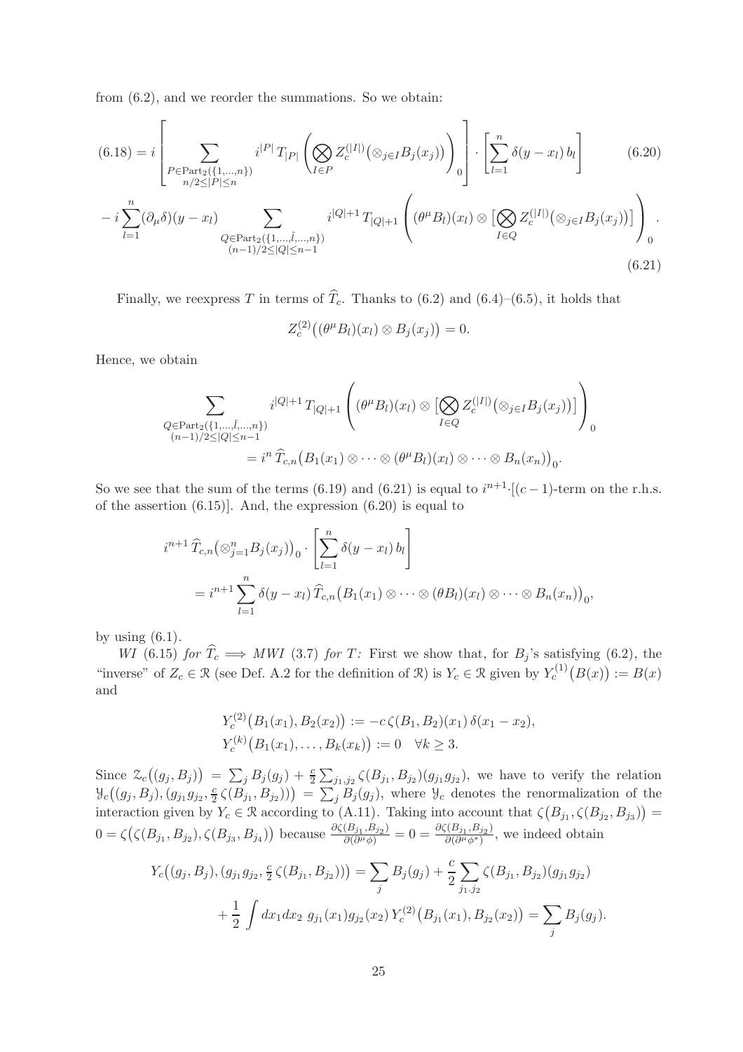from (6.2), and we reorder the summations. So we obtain:

$$
(6.18) = i \left[ \sum_{\substack{P \in \mathrm{Part}_2(\{1,\dots,n\}) \\ n/2 \le |P| \le n}} i^{|P|}\, T_{|P|}\left( \bigotimes_{I\in P} Z_c^{(|I|)}\big(\otimes_{j\in I} B_j(x_j)\big)\right)_0 \right] \cdot \left[ \sum_{l=1}^n \delta(y-x_l)\, b_l \right] \tag{6.20}
$$

$$
- i \sum_{l=1}^n (\partial_\mu \delta)(y-x_l) \sum_{\substack{Q \in \mathrm{Part}_2(\{1,\dots,\hat{l},\dots,n\}) \\ (n-1)/2 \le |Q| \le n-1}} i^{|Q|+1}\, T_{|Q|+1}\left( (\theta^\mu B_l)(x_l) \otimes \big[ \bigotimes_{I\in Q} Z_c^{(|I|)}\big(\otimes_{j\in I} B_j(x_j)\big)\big] \right)_0 . \tag{6.21}
$$

Finally, we reexpress $T$ in terms of $\widehat{T}_c$. Thanks to (6.2) and (6.4)–(6.5), it holds that

$$
Z_c^{(2)}\big((\theta^\mu B_l)(x_l) \otimes B_j(x_j)\big) = 0.
$$

Hence, we obtain

$$
\sum_{\substack{Q \in \mathrm{Part}_2(\{1,\dots,\hat{l},\dots,n\}) \\ (n-1)/2 \le |Q| \le n-1}} i^{|Q|+1}\, T_{|Q|+1}\left( (\theta^\mu B_l)(x_l) \otimes \big[ \bigotimes_{I\in Q} Z_c^{(|I|)}\big(\otimes_{j\in I} B_j(x_j)\big)\big] \right)_0
$$

$$
= i^n\, \widehat{T}_{c,n}\big(B_1(x_1)\otimes\cdots\otimes(\theta^\mu B_l)(x_l)\otimes\cdots\otimes B_n(x_n)\big)_0.
$$

So we see that the sum of the terms (6.19) and (6.21) is equal to $i^{n+1}\cdot[(c-1)$-term on the r.h.s. of the assertion (6.15)]. And, the expression (6.20) is equal to

$$
i^{n+1}\, \widehat{T}_{c,n}\big(\otimes_{j=1}^n B_j(x_j)\big)_0 \cdot \left[ \sum_{l=1}^n \delta(y-x_l)\, b_l \right]
$$

$$
= i^{n+1} \sum_{l=1}^n \delta(y-x_l)\, \widehat{T}_{c,n}\big(B_1(x_1)\otimes\cdots\otimes(\theta B_l)(x_l)\otimes\cdots\otimes B_n(x_n)\big)_0,
$$

by using (6.1).

*WI* (6.15) *for* $\widehat{T}_c \Longrightarrow$ *MWI* (3.7) *for* $T$*:* First we show that, for $B_j$'s satisfying (6.2), the "inverse" of $Z_c \in \mathfrak{R}$ (see Def. A.2 for the definition of $\mathfrak{R}$) is $Y_c \in \mathfrak{R}$ given by $Y_c^{(1)}\big(B(x)\big) := B(x)$ and

$$
Y_c^{(2)}\big(B_1(x_1), B_2(x_2)\big) := -c\, \zeta(B_1,B_2)(x_1)\, \delta(x_1-x_2),
$$

$$
Y_c^{(k)}\big(B_1(x_1),\dots,B_k(x_k)\big) := 0 \quad \forall k \ge 3.
$$

Since $\mathcal{Z}_c\big((g_j,B_j)\big) = \sum_j B_j(g_j) + \frac{c}{2}\sum_{j_1,j_2} \zeta(B_{j_1},B_{j_2})(g_{j_1}g_{j_2})$, we have to verify the relation $\mathcal{Y}_c\big((g_j,B_j),(g_{j_1}g_{j_2},\frac{c}{2}\,\zeta(B_{j_1},B_{j_2}))\big) = \sum_j B_j(g_j)$, where $\mathcal{Y}_c$ denotes the renormalization of the interaction given by $Y_c \in \mathfrak{R}$ according to (A.11). Taking into account that $\zeta\big(B_{j_1},\zeta(B_{j_2},B_{j_3})\big) = 0 = \zeta\big(\zeta(B_{j_1},B_{j_2}),\zeta(B_{j_3},B_{j_4})\big)$ because $\frac{\partial \zeta(B_{j_1},B_{j_2})}{\partial(\partial^\mu\phi)} = 0 = \frac{\partial \zeta(B_{j_1},B_{j_2})}{\partial(\partial^\mu\phi^*)}$, we indeed obtain

$$
Y_c\big((g_j,B_j),(g_{j_1}g_{j_2},\tfrac{c}{2}\,\zeta(B_{j_1},B_{j_2}))\big) = \sum_j B_j(g_j) + \frac{c}{2}\sum_{j_1,j_2} \zeta(B_{j_1},B_{j_2})(g_{j_1}g_{j_2})
$$

$$
+ \frac{1}{2}\int dx_1 dx_2\; g_{j_1}(x_1) g_{j_2}(x_2)\, Y_c^{(2)}\big(B_{j_1}(x_1),B_{j_2}(x_2)\big) = \sum_j B_j(g_j).
$$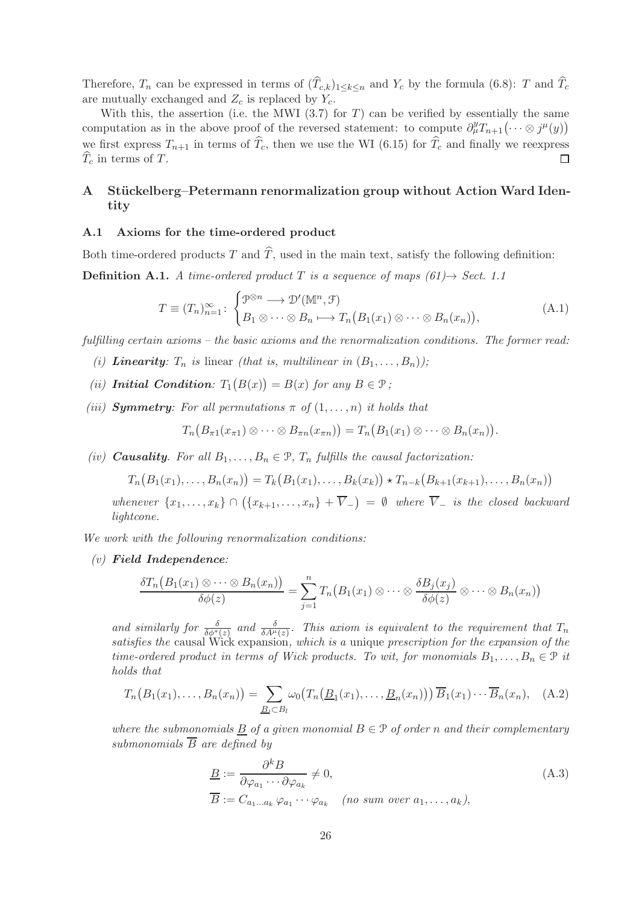Therefore, $T_n$ can be expressed in terms of $(\widehat{T}_{c,k})_{1\leq k\leq n}$ and $Y_c$ by the formula (6.8): $T$ and $\widehat{T}_c$ are mutually exchanged and $Z_c$ is replaced by $Y_c$.

With this, the assertion (i.e. the MWI (3.7) for $T$) can be verified by essentially the same computation as in the above proof of the reversed statement: to compute $\partial^y_\mu T_{n+1}\big(\cdots\otimes j^\mu(y)\big)$ we first express $T_{n+1}$ in terms of $\widehat{T}_c$, then we use the WI (6.15) for $\widehat{T}_c$ and finally we reexpress $\widehat{T}_c$ in terms of $T$. $\square$

## A Stückelberg–Petermann renormalization group without Action Ward Identity

### A.1 Axioms for the time-ordered product

Both time-ordered products $T$ and $\widehat{T}$, used in the main text, satisfy the following definition:

**Definition A.1.** *A time-ordered product $T$ is a sequence of maps (61)→ Sect. 1.1*

$$T\equiv(T_n)_{n=1}^\infty:\ \begin{cases}\mathcal{P}^{\otimes n}\longrightarrow\mathcal{D}'(\mathbb{M}^n,\mathcal{F})\\ B_1\otimes\cdots\otimes B_n\longmapsto T_n\big(B_1(x_1)\otimes\cdots\otimes B_n(x_n)\big),\end{cases}\tag{A.1}$$

*fulfilling certain axioms – the basic axioms and the renormalization conditions. The former read:*

*(i)* ***Linearity****: $T_n$ is* linear *(that is, multilinear in $(B_1,\ldots,B_n)$);*

*(ii)* ***Initial Condition****: $T_1\big(B(x)\big)=B(x)$ for any $B\in\mathcal{P}$;*

*(iii)* ***Symmetry****: For all permutations $\pi$ of $(1,\ldots,n)$ it holds that*

$$T_n\big(B_{\pi1}(x_{\pi1})\otimes\cdots\otimes B_{\pi n}(x_{\pi n})\big)=T_n\big(B_1(x_1)\otimes\cdots\otimes B_n(x_n)\big).$$

*(iv)* ***Causality****. For all $B_1,\ldots,B_n\in\mathcal{P}$, $T_n$ fulfills the causal factorization:*

$$T_n\big(B_1(x_1),\ldots,B_n(x_n)\big)=T_k\big(B_1(x_1),\ldots,B_k(x_k)\big)\star T_{n-k}\big(B_{k+1}(x_{k+1}),\ldots,B_n(x_n)\big)$$

*whenever $\{x_1,\ldots,x_k\}\cap\big(\{x_{k+1},\ldots,x_n\}+\overline{V}_-\big)=\emptyset$ where $\overline{V}_-$ is the closed backward lightcone.*

*We work with the following renormalization conditions:*

*(v)* ***Field Independence****:*

$$\frac{\delta T_n\big(B_1(x_1)\otimes\cdots\otimes B_n(x_n)\big)}{\delta\phi(z)}=\sum_{j=1}^n T_n\big(B_1(x_1)\otimes\cdots\otimes\frac{\delta B_j(x_j)}{\delta\phi(z)}\otimes\cdots\otimes B_n(x_n)\big)$$

*and similarly for $\frac{\delta}{\delta\phi^*(z)}$ and $\frac{\delta}{\delta A^\mu(z)}$. This axiom is equivalent to the requirement that $T_n$ satisfies the* causal Wick expansion*, which is a* unique *prescription for the expansion of the time-ordered product in terms of Wick products. To wit, for monomials $B_1,\ldots,B_n\in\mathcal{P}$ it holds that*

$$T_n\big(B_1(x_1),\ldots,B_n(x_n)\big)=\sum_{\underline{B}_l\subset B_l}\omega_0\big(T_n\big(\underline{B}_1(x_1),\ldots,\underline{B}_n(x_n)\big)\big)\,\overline{B}_1(x_1)\cdots\overline{B}_n(x_n),\tag{A.2}$$

*where the submonomials $\underline{B}$ of a given monomial $B\in\mathcal{P}$ of order $n$ and their complementary submonomials $\overline{B}$ are defined by*

$$\begin{aligned}\underline{B}&:=\frac{\partial^k B}{\partial\varphi_{a_1}\cdots\partial\varphi_{a_k}}\neq0,\\ \overline{B}&:=C_{a_1\ldots a_k}\,\varphi_{a_1}\cdots\varphi_{a_k}\quad\textit{(no sum over } a_1,\ldots,a_k),\end{aligned}\tag{A.3}$$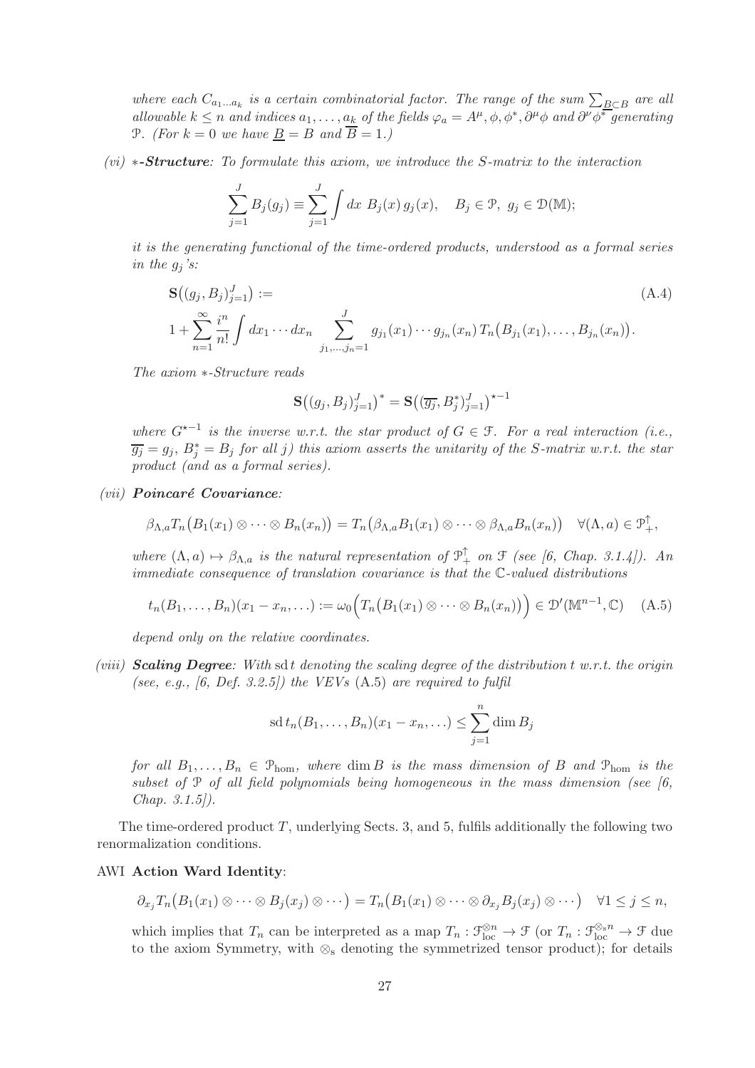*where each $C_{a_1\ldots a_k}$ is a certain combinatorial factor. The range of the sum $\sum_{\underline{B}\subset B}$ are all allowable $k \leq n$ and indices $a_1,\ldots,a_k$ of the fields $\varphi_a = A^\mu, \phi, \phi^*, \partial^\mu\phi$ and $\partial^\nu\phi^*$ generating $\mathcal{P}$. (For $k=0$ we have $\underline{B}=B$ and $\overline{B}=1$.)*

*(vi)* ***∗-Structure****: To formulate this axiom, we introduce the S-matrix to the interaction*

$$\sum_{j=1}^{J} B_j(g_j) \equiv \sum_{j=1}^{J} \int dx\; B_j(x)\, g_j(x), \quad B_j \in \mathcal{P},\; g_j \in \mathcal{D}(\mathbb{M});$$

*it is the generating functional of the time-ordered products, understood as a formal series in the $g_j$'s:*

$$\mathbf{S}\big((g_j, B_j)_{j=1}^J\big) := \tag{A.4}$$
$$1 + \sum_{n=1}^{\infty} \frac{i^n}{n!} \int dx_1 \cdots dx_n \sum_{j_1,\ldots,j_n=1}^{J} g_{j_1}(x_1)\cdots g_{j_n}(x_n)\, T_n\big(B_{j_1}(x_1),\ldots,B_{j_n}(x_n)\big).$$

*The axiom ∗-Structure reads*

$$\mathbf{S}\big((g_j, B_j)_{j=1}^J\big)^* = \mathbf{S}\big((\overline{g_j}, B_j^*)_{j=1}^J\big)^{\star -1}$$

*where $G^{\star -1}$ is the inverse w.r.t. the star product of $G \in \mathcal{F}$. For a real interaction (i.e., $\overline{g_j} = g_j$, $B_j^* = B_j$ for all $j$) this axiom asserts the unitarity of the S-matrix w.r.t. the star product (and as a formal series).*

*(vii)* ***Poincaré Covariance****:*

$$\beta_{\Lambda,a} T_n\big(B_1(x_1)\otimes\cdots\otimes B_n(x_n)\big) = T_n\big(\beta_{\Lambda,a}B_1(x_1)\otimes\cdots\otimes\beta_{\Lambda,a}B_n(x_n)\big) \quad \forall(\Lambda,a)\in\mathcal{P}_+^\uparrow,$$

*where $(\Lambda,a)\mapsto\beta_{\Lambda,a}$ is the natural representation of $\mathcal{P}_+^\uparrow$ on $\mathcal{F}$ (see [6, Chap. 3.1.4]). An immediate consequence of translation covariance is that the $\mathbb{C}$-valued distributions*

$$t_n(B_1,\ldots,B_n)(x_1-x_n,\ldots) := \omega_0\Big(T_n\big(B_1(x_1)\otimes\cdots\otimes B_n(x_n)\big)\Big) \in \mathcal{D}'(\mathbb{M}^{n-1},\mathbb{C}) \tag{A.5}$$

*depend only on the relative coordinates.*

*(viii)* ***Scaling Degree****: With $\mathrm{sd}\, t$ denoting the scaling degree of the distribution $t$ w.r.t. the origin (see, e.g., [6, Def. 3.2.5]) the VEVs* (A.5) *are required to fulfil*

$$\mathrm{sd}\, t_n(B_1,\ldots,B_n)(x_1-x_n,\ldots) \leq \sum_{j=1}^{n} \dim B_j$$

*for all $B_1,\ldots,B_n \in \mathcal{P}_{\mathrm{hom}}$, where $\dim B$ is the mass dimension of $B$ and $\mathcal{P}_{\mathrm{hom}}$ is the subset of $\mathcal{P}$ of all field polynomials being homogeneous in the mass dimension (see [6, Chap. 3.1.5]).*

The time-ordered product $T$, underlying Sects. 3, and 5, fulfils additionally the following two renormalization conditions.

AWI **Action Ward Identity**:

$$\partial_{x_j} T_n\big(B_1(x_1)\otimes\cdots\otimes B_j(x_j)\otimes\cdots\big) = T_n\big(B_1(x_1)\otimes\cdots\otimes\partial_{x_j}B_j(x_j)\otimes\cdots\big) \quad \forall 1\leq j\leq n,$$

which implies that $T_n$ can be interpreted as a map $T_n : \mathcal{F}_{\mathrm{loc}}^{\otimes n} \to \mathcal{F}$ (or $T_n : \mathcal{F}_{\mathrm{loc}}^{\otimes_{\mathrm{s}} n} \to \mathcal{F}$ due to the axiom Symmetry, with $\otimes_{\mathrm{s}}$ denoting the symmetrized tensor product); for details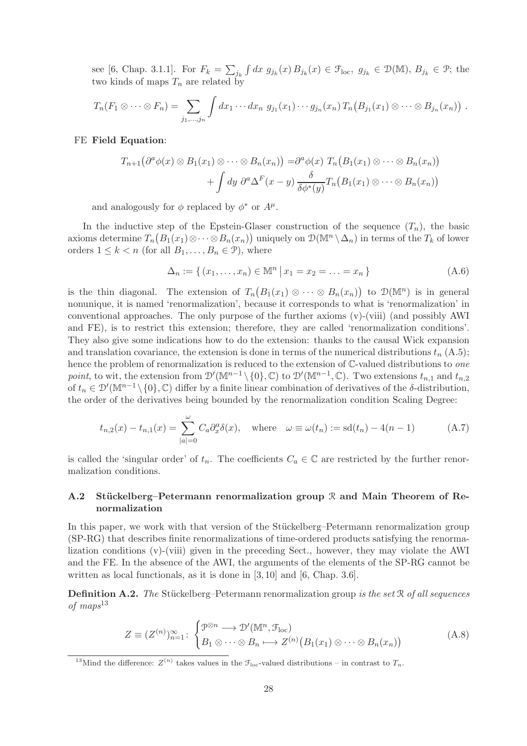see [6, Chap. 3.1.1]. For $F_k = \sum_{j_k} \int dx\, g_{j_k}(x)\, B_{j_k}(x) \in \mathcal{F}_{\rm loc}$, $g_{j_k} \in \mathcal{D}(\mathbb{M})$, $B_{j_k} \in \mathcal{P}$; the two kinds of maps $T_n$ are related by

$$T_n(F_1 \otimes \cdots \otimes F_n) = \sum_{j_1,\ldots,j_n} \int dx_1 \cdots dx_n\; g_{j_1}(x_1) \cdots g_{j_n}(x_n)\, T_n\big(B_{j_1}(x_1) \otimes \cdots \otimes B_{j_n}(x_n)\big)\ .$$

FE **Field Equation**:

$$\begin{aligned} T_{n+1}\big(\partial^a \phi(x) \otimes B_1(x_1) \otimes \cdots \otimes B_n(x_n)\big) =& \partial^a \phi(x)\; T_n\big(B_1(x_1) \otimes \cdots \otimes B_n(x_n)\big) \\ &+ \int dy\; \partial^a \Delta^F(x-y)\, \frac{\delta}{\delta \phi^*(y)} T_n\big(B_1(x_1) \otimes \cdots \otimes B_n(x_n)\big) \end{aligned}$$

and analogously for $\phi$ replaced by $\phi^*$ or $A^\mu$.

In the inductive step of the Epstein-Glaser construction of the sequence $(T_n)$, the basic axioms determine $T_n\big(B_1(x_1) \otimes \cdots \otimes B_n(x_n)\big)$ uniquely on $\mathcal{D}(\mathbb{M}^n \setminus \Delta_n)$ in terms of the $T_k$ of lower orders $1 \leq k < n$ (for all $B_1, \ldots, B_n \in \mathcal{P}$), where

$$\Delta_n := \{\, (x_1, \ldots, x_n) \in \mathbb{M}^n \,\big|\, x_1 = x_2 = \ldots = x_n \,\} \tag{A.6}$$

is the thin diagonal. The extension of $T_n\big(B_1(x_1) \otimes \cdots \otimes B_n(x_n)\big)$ to $\mathcal{D}(\mathbb{M}^n)$ is in general nonunique, it is named 'renormalization', because it corresponds to what is 'renormalization' in conventional approaches. The only purpose of the further axioms (v)-(viii) (and possibly AWI and FE), is to restrict this extension; therefore, they are called 'renormalization conditions'. They also give some indications how to do the extension: thanks to the causal Wick expansion and translation covariance, the extension is done in terms of the numerical distributions $t_n$ (A.5); hence the problem of renormalization is reduced to the extension of $\mathbb{C}$-valued distributions to *one point*, to wit, the extension from $\mathcal{D}'(\mathbb{M}^{n-1} \setminus \{0\}, \mathbb{C})$ to $\mathcal{D}'(\mathbb{M}^{n-1}, \mathbb{C})$. Two extensions $t_{n,1}$ and $t_{n,2}$ of $t_n \in \mathcal{D}'(\mathbb{M}^{n-1} \setminus \{0\}, \mathbb{C})$ differ by a finite linear combination of derivatives of the $\delta$-distribution, the order of the derivatives being bounded by the renormalization condition Scaling Degree:

$$t_{n,2}(x) - t_{n,1}(x) = \sum_{|a|=0}^{\omega} C_a \partial_x^a \delta(x), \quad \text{where} \quad \omega \equiv \omega(t_n) := \mathrm{sd}(t_n) - 4(n-1) \tag{A.7}$$

is called the 'singular order' of $t_n$. The coefficients $C_a \in \mathbb{C}$ are restricted by the further renormalization conditions.

### A.2 Stückelberg–Petermann renormalization group $\mathcal{R}$ and Main Theorem of Renormalization

In this paper, we work with that version of the Stückelberg–Petermann renormalization group (SP-RG) that describes finite renormalizations of time-ordered products satisfying the renormalization conditions (v)-(viii) given in the preceding Sect., however, they may violate the AWI and the FE. In the absence of the AWI, the arguments of the elements of the SP-RG cannot be written as local functionals, as it is done in [3, 10] and [6, Chap. 3.6].

**Definition A.2.** *The* Stückelberg–Petermann renormalization group *is the set* $\mathcal{R}$ *of all sequences of maps*[13]

$$Z \equiv (Z^{(n)})_{n=1}^{\infty} \colon \begin{cases} \mathcal{P}^{\otimes n} \longrightarrow \mathcal{D}'(\mathbb{M}^n, \mathcal{F}_{\rm loc}) \\ B_1 \otimes \cdots \otimes B_n \longmapsto Z^{(n)}\big(B_1(x_1) \otimes \cdots \otimes B_n(x_n)\big) \end{cases} \tag{A.8}$$

[13] Mind the difference: $Z^{(n)}$ takes values in the $\mathcal{F}_{\rm loc}$-valued distributions – in contrast to $T_n$.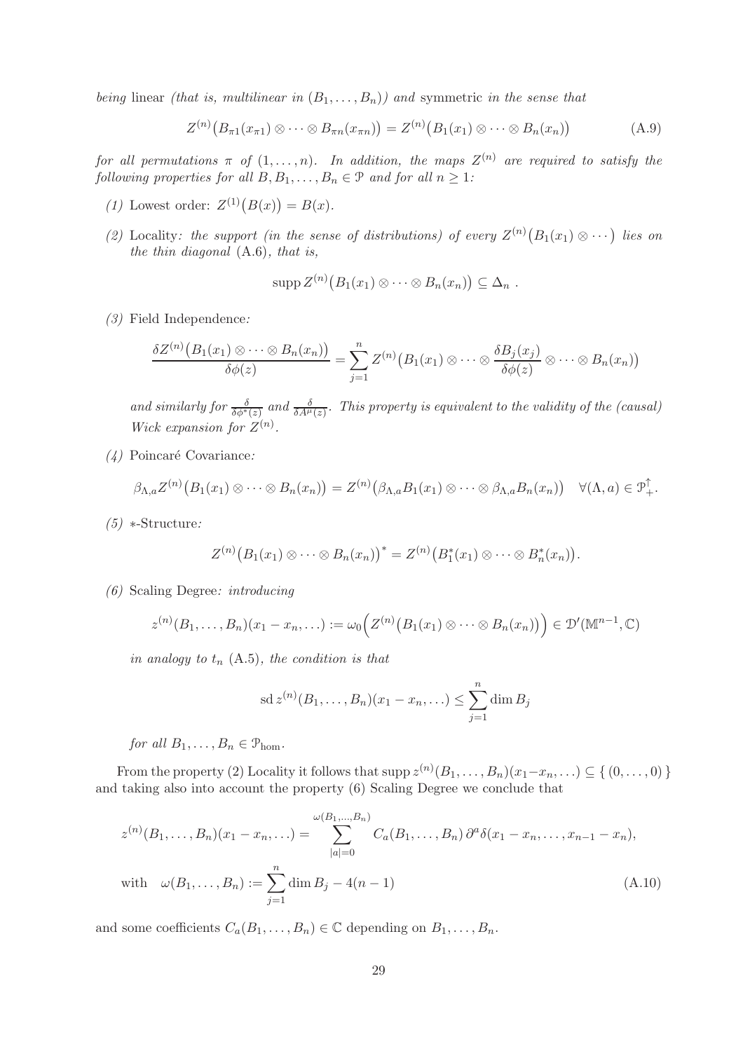*being* linear *(that is, multilinear in* $(B_1, \ldots, B_n)$*) and* symmetric *in the sense that*

$$Z^{(n)}\big(B_{\pi 1}(x_{\pi 1}) \otimes \cdots \otimes B_{\pi n}(x_{\pi n})\big) = Z^{(n)}\big(B_1(x_1) \otimes \cdots \otimes B_n(x_n)\big) \tag{A.9}$$

*for all permutations* $\pi$ *of* $(1, \ldots, n)$*. In addition, the maps* $Z^{(n)}$ *are required to satisfy the following properties for all* $B, B_1, \ldots, B_n \in \mathcal{P}$ *and for all* $n \geq 1$*:*

*(1)* Lowest order: $Z^{(1)}\big(B(x)\big) = B(x)$.

*(2)* Locality*: the support (in the sense of distributions) of every* $Z^{(n)}\big(B_1(x_1) \otimes \cdots\big)$ *lies on the thin diagonal* (A.6)*, that is,*

$$\operatorname{supp} Z^{(n)}\big(B_1(x_1) \otimes \cdots \otimes B_n(x_n)\big) \subseteq \Delta_n\ .$$

*(3)* Field Independence*:*

$$\frac{\delta Z^{(n)}\big(B_1(x_1) \otimes \cdots \otimes B_n(x_n)\big)}{\delta \phi(z)} = \sum_{j=1}^{n} Z^{(n)}\big(B_1(x_1) \otimes \cdots \otimes \frac{\delta B_j(x_j)}{\delta \phi(z)} \otimes \cdots \otimes B_n(x_n)\big)$$

*and similarly for* $\frac{\delta}{\delta \phi^*(z)}$ *and* $\frac{\delta}{\delta A^\mu(z)}$*. This property is equivalent to the validity of the (causal) Wick expansion for* $Z^{(n)}$*.*

*(4)* Poincaré Covariance*:*

$$\beta_{\Lambda,a} Z^{(n)}\big(B_1(x_1) \otimes \cdots \otimes B_n(x_n)\big) = Z^{(n)}\big(\beta_{\Lambda,a} B_1(x_1) \otimes \cdots \otimes \beta_{\Lambda,a} B_n(x_n)\big) \quad \forall (\Lambda, a) \in \mathcal{P}_+^\uparrow.$$

*(5)* $*$-Structure*:*

$$Z^{(n)}\big(B_1(x_1) \otimes \cdots \otimes B_n(x_n)\big)^* = Z^{(n)}\big(B_1^*(x_1) \otimes \cdots \otimes B_n^*(x_n)\big).$$

*(6)* Scaling Degree*: introducing*

$$z^{(n)}(B_1, \ldots, B_n)(x_1 - x_n, \ldots) := \omega_0\Big(Z^{(n)}\big(B_1(x_1) \otimes \cdots \otimes B_n(x_n)\big)\Big) \in \mathcal{D}'(\mathbb{M}^{n-1}, \mathbb{C})$$

*in analogy to* $t_n$ (A.5)*, the condition is that*

$$\operatorname{sd} z^{(n)}(B_1, \ldots, B_n)(x_1 - x_n, \ldots) \leq \sum_{j=1}^{n} \dim B_j$$

*for all* $B_1, \ldots, B_n \in \mathcal{P}_{\mathrm{hom}}$.

From the property (2) Locality it follows that $\operatorname{supp} z^{(n)}(B_1, \ldots, B_n)(x_1 - x_n, \ldots) \subseteq \{ (0, \ldots, 0) \}$ and taking also into account the property (6) Scaling Degree we conclude that

$$z^{(n)}(B_1, \ldots, B_n)(x_1 - x_n, \ldots) = \sum_{|a|=0}^{\omega(B_1, \ldots, B_n)} C_a(B_1, \ldots, B_n)\, \partial^a \delta(x_1 - x_n, \ldots, x_{n-1} - x_n),$$

$$\text{with} \quad \omega(B_1, \ldots, B_n) := \sum_{j=1}^{n} \dim B_j - 4(n-1) \tag{A.10}$$

and some coefficients $C_a(B_1, \ldots, B_n) \in \mathbb{C}$ depending on $B_1, \ldots, B_n$.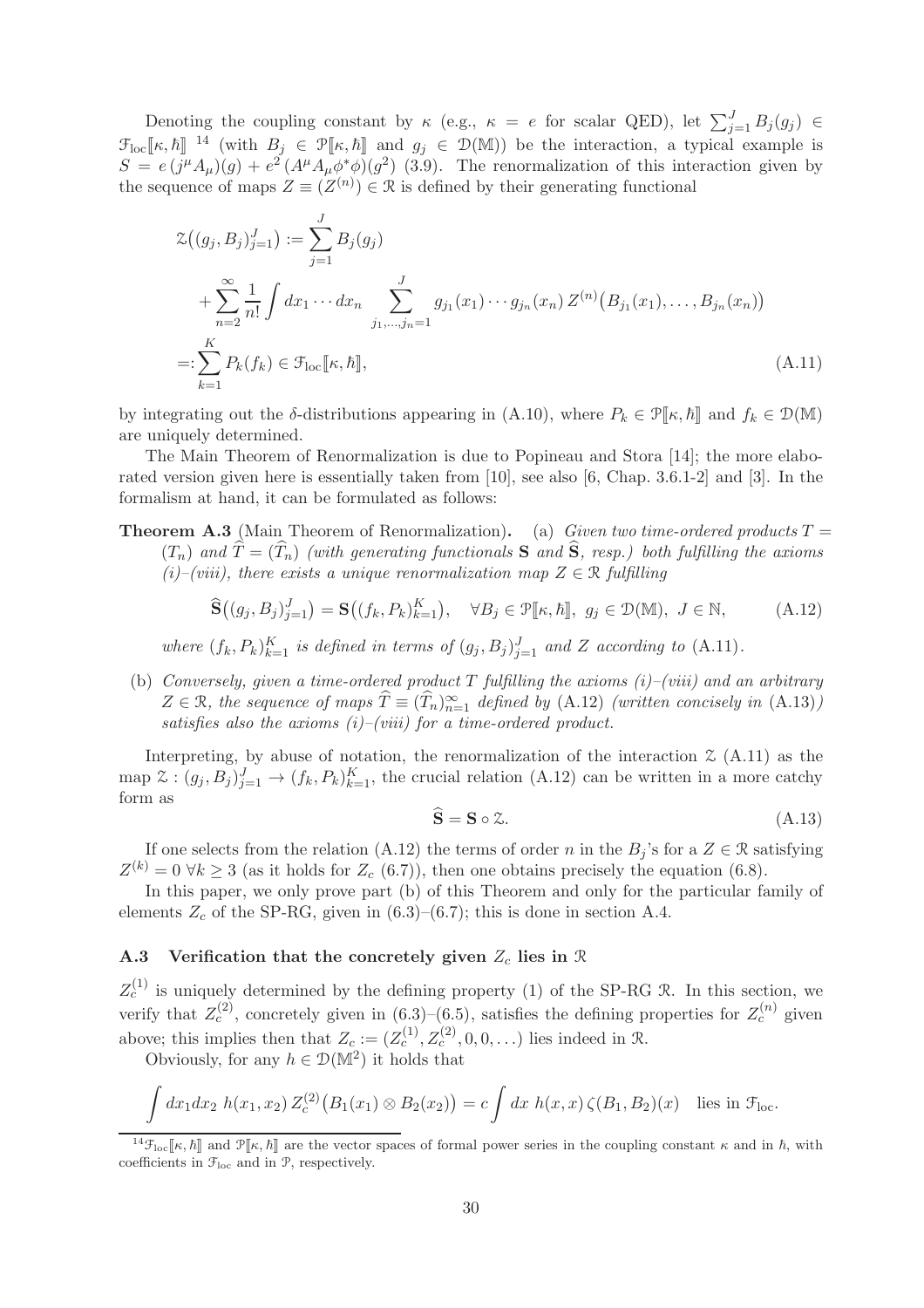Denoting the coupling constant by $\kappa$ (e.g., $\kappa = e$ for scalar QED), let $\sum_{j=1}^J B_j(g_j) \in \mathcal{F}_{\rm loc}[\![\kappa,\hbar]\!]$ [14] (with $B_j \in \mathcal{P}[\![\kappa,\hbar]\!]$ and $g_j \in \mathcal{D}(\mathbb{M})$) be the interaction, a typical example is $S = e\,(j^\mu A_\mu)(g) + e^2\,(A^\mu A_\mu \phi^*\phi)(g^2)$ (3.9). The renormalization of this interaction given by the sequence of maps $Z \equiv (Z^{(n)}) \in \mathcal{R}$ is defined by their generating functional

$$\begin{aligned}
\mathcal{Z}\big((g_j,B_j)_{j=1}^J\big) &:= \sum_{j=1}^J B_j(g_j) \\
&\quad + \sum_{n=2}^\infty \frac{1}{n!}\int dx_1\cdots dx_n \sum_{j_1,\ldots,j_n=1}^J g_{j_1}(x_1)\cdots g_{j_n}(x_n)\, Z^{(n)}\big(B_{j_1}(x_1),\ldots,B_{j_n}(x_n)\big) \\
&=: \sum_{k=1}^K P_k(f_k) \in \mathcal{F}_{\rm loc}[\![\kappa,\hbar]\!],
\end{aligned} \tag{A.11}$$

by integrating out the $\delta$-distributions appearing in (A.10), where $P_k \in \mathcal{P}[\![\kappa,\hbar]\!]$ and $f_k \in \mathcal{D}(\mathbb{M})$ are uniquely determined.

The Main Theorem of Renormalization is due to Popineau and Stora [14]; the more elaborated version given here is essentially taken from [10], see also [6, Chap. 3.6.1-2] and [3]. In the formalism at hand, it can be formulated as follows:

**Theorem A.3** (Main Theorem of Renormalization). (a) *Given two time-ordered products $T = (T_n)$ and $\widehat{T} = (\widehat{T}_n)$ (with generating functionals $\mathbf{S}$ and $\widehat{\mathbf{S}}$, resp.) both fulfilling the axioms (i)–(viii), there exists a unique renormalization map $Z \in \mathcal{R}$ fulfilling*

$$\widehat{\mathbf{S}}\big((g_j,B_j)_{j=1}^J\big) = \mathbf{S}\big((f_k,P_k)_{k=1}^K\big), \quad \forall B_j \in \mathcal{P}[\![\kappa,\hbar]\!],\ g_j \in \mathcal{D}(\mathbb{M}),\ J \in \mathbb{N}, \tag{A.12}$$

*where $(f_k,P_k)_{k=1}^K$ is defined in terms of $(g_j,B_j)_{j=1}^J$ and $Z$ according to* (A.11).

(b) *Conversely, given a time-ordered product $T$ fulfilling the axioms (i)–(viii) and an arbitrary $Z \in \mathcal{R}$, the sequence of maps $\widehat{T} \equiv (\widehat{T}_n)_{n=1}^\infty$ defined by* (A.12) *(written concisely in* (A.13)*) satisfies also the axioms (i)–(viii) for a time-ordered product.*

Interpreting, by abuse of notation, the renormalization of the interaction $\mathcal{Z}$ (A.11) as the map $\mathcal{Z} : (g_j,B_j)_{j=1}^J \to (f_k,P_k)_{k=1}^K$, the crucial relation (A.12) can be written in a more catchy form as

$$\widehat{\mathbf{S}} = \mathbf{S} \circ \mathcal{Z}. \tag{A.13}$$

If one selects from the relation (A.12) the terms of order $n$ in the $B_j$'s for a $Z \in \mathcal{R}$ satisfying $Z^{(k)} = 0\ \forall k \geq 3$ (as it holds for $Z_c$ (6.7)), then one obtains precisely the equation (6.8).

In this paper, we only prove part (b) of this Theorem and only for the particular family of elements $Z_c$ of the SP-RG, given in (6.3)–(6.7); this is done in section A.4.

### A.3 Verification that the concretely given $Z_c$ lies in $\mathcal{R}$

$Z_c^{(1)}$ is uniquely determined by the defining property (1) of the SP-RG $\mathcal{R}$. In this section, we verify that $Z_c^{(2)}$, concretely given in (6.3)–(6.5), satisfies the defining properties for $Z_c^{(n)}$ given above; this implies then that $Z_c := (Z_c^{(1)}, Z_c^{(2)}, 0, 0, \ldots)$ lies indeed in $\mathcal{R}$.

Obviously, for any $h \in \mathcal{D}(\mathbb{M}^2)$ it holds that

$$\int dx_1 dx_2\ h(x_1,x_2)\, Z_c^{(2)}\big(B_1(x_1)\otimes B_2(x_2)\big) = c\int dx\ h(x,x)\,\zeta(B_1,B_2)(x) \quad \text{lies in } \mathcal{F}_{\rm loc}.$$

[14] $\mathcal{F}_{\rm loc}[\![\kappa,\hbar]\!]$ and $\mathcal{P}[\![\kappa,\hbar]\!]$ are the vector spaces of formal power series in the coupling constant $\kappa$ and in $\hbar$, with coefficients in $\mathcal{F}_{\rm loc}$ and in $\mathcal{P}$, respectively.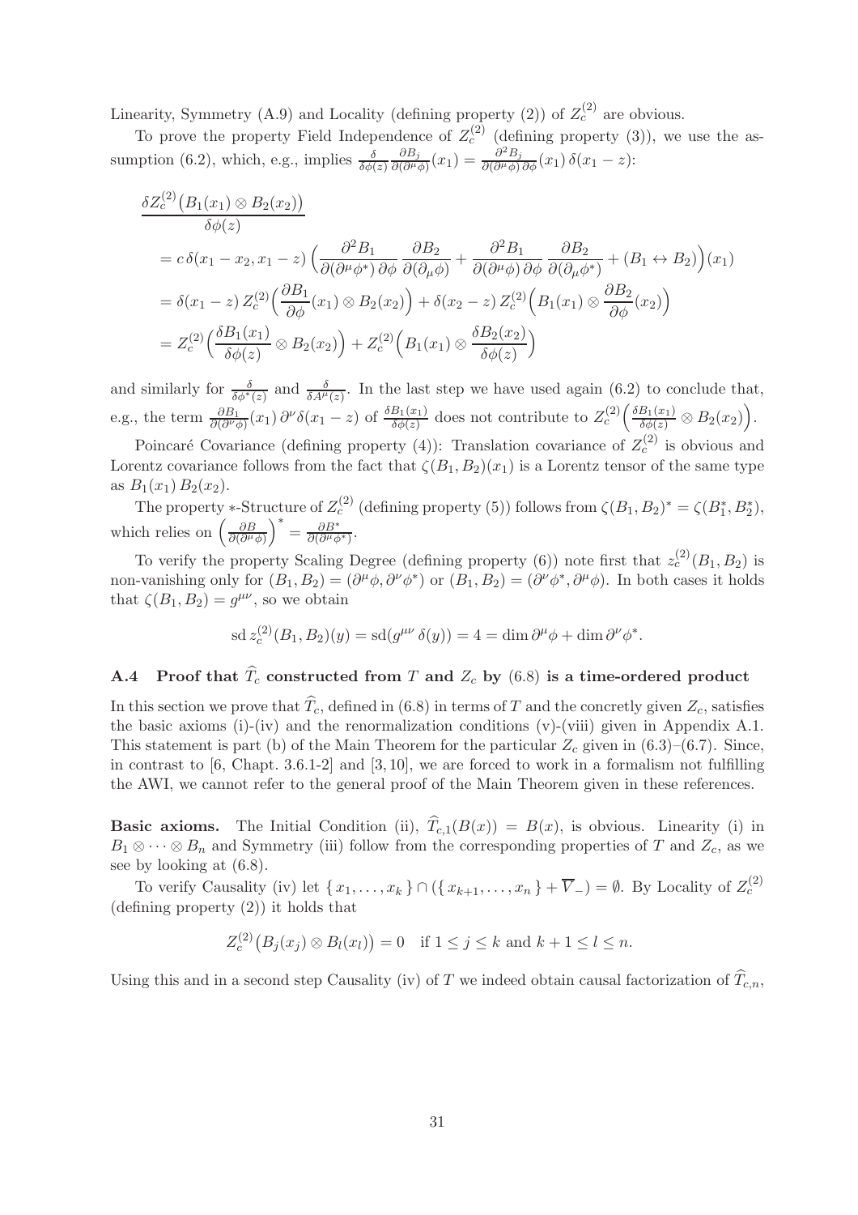Linearity, Symmetry (A.9) and Locality (defining property (2)) of $Z_c^{(2)}$ are obvious.

To prove the property Field Independence of $Z_c^{(2)}$ (defining property (3)), we use the assumption (6.2), which, e.g., implies $\frac{\delta}{\delta\phi(z)}\frac{\partial B_j}{\partial(\partial^\mu\phi)}(x_1) = \frac{\partial^2 B_j}{\partial(\partial^\mu\phi)\,\partial\phi}(x_1)\,\delta(x_1 - z)$:

$$
\begin{aligned}
&\frac{\delta Z_c^{(2)}\big(B_1(x_1)\otimes B_2(x_2)\big)}{\delta\phi(z)} \\
&= c\,\delta(x_1 - x_2, x_1 - z)\left(\frac{\partial^2 B_1}{\partial(\partial^\mu\phi^*)\,\partial\phi}\,\frac{\partial B_2}{\partial(\partial_\mu\phi)} + \frac{\partial^2 B_1}{\partial(\partial^\mu\phi)\,\partial\phi}\,\frac{\partial B_2}{\partial(\partial_\mu\phi^*)} + (B_1 \leftrightarrow B_2)\right)(x_1) \\
&= \delta(x_1 - z)\,Z_c^{(2)}\Big(\frac{\partial B_1}{\partial\phi}(x_1)\otimes B_2(x_2)\Big) + \delta(x_2 - z)\,Z_c^{(2)}\Big(B_1(x_1)\otimes\frac{\partial B_2}{\partial\phi}(x_2)\Big) \\
&= Z_c^{(2)}\Big(\frac{\delta B_1(x_1)}{\delta\phi(z)}\otimes B_2(x_2)\Big) + Z_c^{(2)}\Big(B_1(x_1)\otimes\frac{\delta B_2(x_2)}{\delta\phi(z)}\Big)
\end{aligned}
$$

and similarly for $\frac{\delta}{\delta\phi^*(z)}$ and $\frac{\delta}{\delta A^\mu(z)}$. In the last step we have used again (6.2) to conclude that, e.g., the term $\frac{\partial B_1}{\partial(\partial^\nu\phi)}(x_1)\,\partial^\nu\delta(x_1 - z)$ of $\frac{\delta B_1(x_1)}{\delta\phi(z)}$ does not contribute to $Z_c^{(2)}\Big(\frac{\delta B_1(x_1)}{\delta\phi(z)}\otimes B_2(x_2)\Big)$.

Poincaré Covariance (defining property (4)): Translation covariance of $Z_c^{(2)}$ is obvious and Lorentz covariance follows from the fact that $\zeta(B_1, B_2)(x_1)$ is a Lorentz tensor of the same type as $B_1(x_1)\,B_2(x_2)$.

The property $*$-Structure of $Z_c^{(2)}$ (defining property (5)) follows from $\zeta(B_1, B_2)^* = \zeta(B_1^*, B_2^*)$, which relies on $\Big(\frac{\partial B}{\partial(\partial^\mu\phi)}\Big)^* = \frac{\partial B^*}{\partial(\partial^\mu\phi^*)}$.

To verify the property Scaling Degree (defining property (6)) note first that $z_c^{(2)}(B_1, B_2)$ is non-vanishing only for $(B_1, B_2) = (\partial^\mu\phi, \partial^\nu\phi^*)$ or $(B_1, B_2) = (\partial^\nu\phi^*, \partial^\mu\phi)$. In both cases it holds that $\zeta(B_1, B_2) = g^{\mu\nu}$, so we obtain

$$
\mathrm{sd}\,z_c^{(2)}(B_1, B_2)(y) = \mathrm{sd}(g^{\mu\nu}\,\delta(y)) = 4 = \dim\partial^\mu\phi + \dim\partial^\nu\phi^*.
$$

### A.4 Proof that $\widehat{T}_c$ constructed from $T$ and $Z_c$ by (6.8) is a time-ordered product

In this section we prove that $\widehat{T}_c$, defined in (6.8) in terms of $T$ and the concretely given $Z_c$, satisfies the basic axioms (i)-(iv) and the renormalization conditions (v)-(viii) given in Appendix A.1. This statement is part (b) of the Main Theorem for the particular $Z_c$ given in (6.3)–(6.7). Since, in contrast to [6, Chapt. 3.6.1-2] and [3, 10], we are forced to work in a formalism not fulfilling the AWI, we cannot refer to the general proof of the Main Theorem given in these references.

**Basic axioms.** The Initial Condition (ii), $\widehat{T}_{c,1}(B(x)) = B(x)$, is obvious. Linearity (i) in $B_1\otimes\cdots\otimes B_n$ and Symmetry (iii) follow from the corresponding properties of $T$ and $Z_c$, as we see by looking at (6.8).

To verify Causality (iv) let $\{x_1, \ldots, x_k\}\cap(\{x_{k+1}, \ldots, x_n\} + \overline{V}_-) = \emptyset$. By Locality of $Z_c^{(2)}$ (defining property (2)) it holds that

$$
Z_c^{(2)}\big(B_j(x_j)\otimes B_l(x_l)\big) = 0 \quad \text{if } 1 \le j \le k \text{ and } k+1 \le l \le n.
$$

Using this and in a second step Causality (iv) of $T$ we indeed obtain causal factorization of $\widehat{T}_{c,n}$,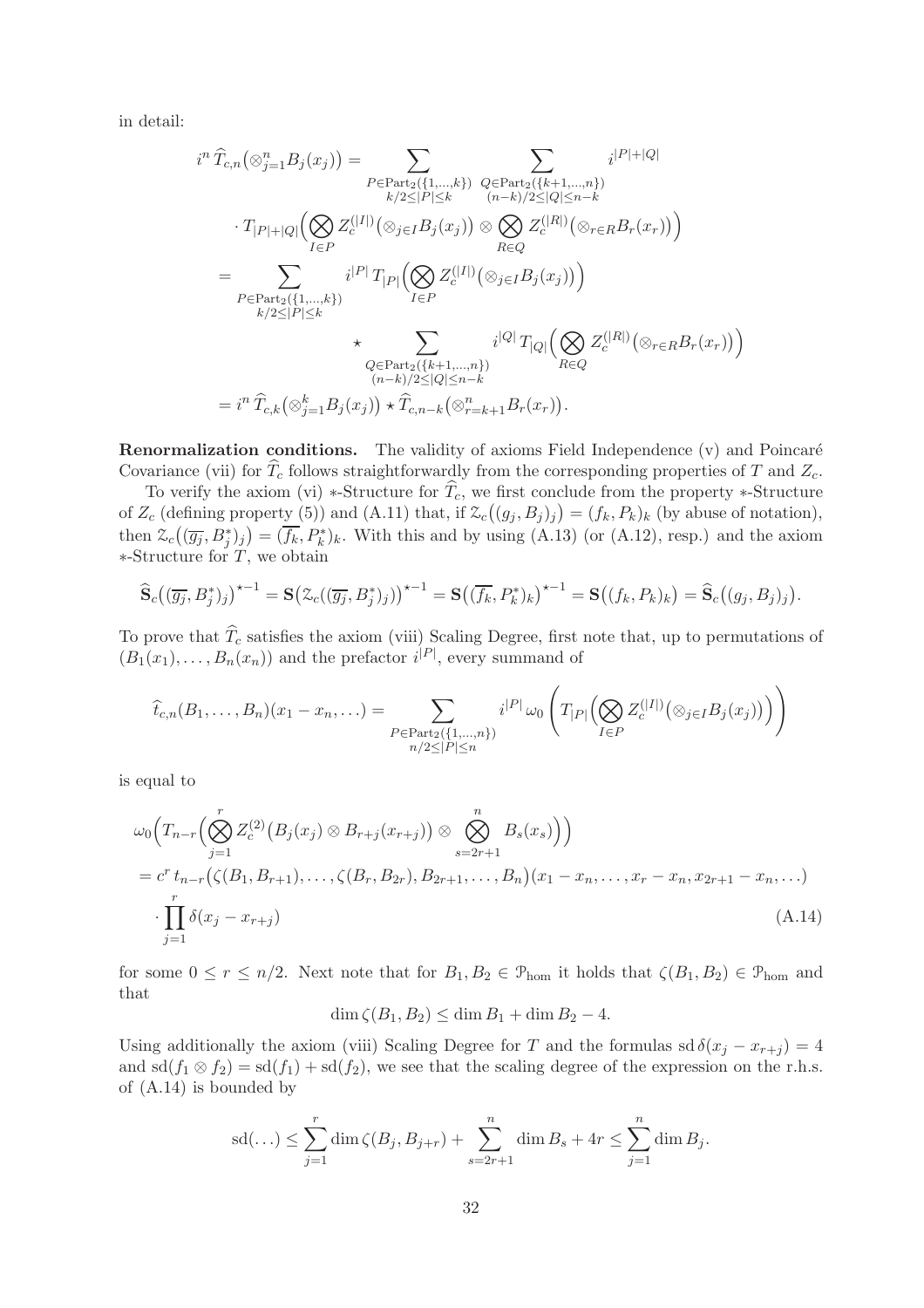in detail:

$$
\begin{aligned}
i^n\,\widehat{T}_{c,n}\big(\otimes_{j=1}^n B_j(x_j)\big) &= \sum_{\substack{P\in \mathrm{Part}_2(\{1,\dots,k\})\\ k/2\le |P|\le k}}\ \sum_{\substack{Q\in \mathrm{Part}_2(\{k+1,\dots,n\})\\ (n-k)/2\le |Q|\le n-k}} i^{|P|+|Q|}\\
&\quad\cdot T_{|P|+|Q|}\Big(\bigotimes_{I\in P} Z_c^{(|I|)}\big(\otimes_{j\in I}B_j(x_j)\big)\otimes \bigotimes_{R\in Q} Z_c^{(|R|)}\big(\otimes_{r\in R}B_r(x_r)\big)\Big)\\
&= \sum_{\substack{P\in \mathrm{Part}_2(\{1,\dots,k\})\\ k/2\le |P|\le k}} i^{|P|}\,T_{|P|}\Big(\bigotimes_{I\in P} Z_c^{(|I|)}\big(\otimes_{j\in I}B_j(x_j)\big)\Big)\\
&\qquad\qquad \star \sum_{\substack{Q\in \mathrm{Part}_2(\{k+1,\dots,n\})\\ (n-k)/2\le |Q|\le n-k}} i^{|Q|}\,T_{|Q|}\Big(\bigotimes_{R\in Q} Z_c^{(|R|)}\big(\otimes_{r\in R}B_r(x_r)\big)\Big)\\
&= i^n\,\widehat{T}_{c,k}\big(\otimes_{j=1}^k B_j(x_j)\big)\star \widehat{T}_{c,n-k}\big(\otimes_{r=k+1}^n B_r(x_r)\big).
\end{aligned}
$$

**Renormalization conditions.** The validity of axioms Field Independence (v) and Poincaré Covariance (vii) for $\widehat{T}_c$ follows straightforwardly from the corresponding properties of $T$ and $Z_c$.

To verify the axiom (vi) $*$-Structure for $\widehat{T}_c$, we first conclude from the property $*$-Structure of $Z_c$ (defining property (5)) and (A.11) that, if $\mathcal{Z}_c\big((g_j,B_j)_j\big)=(f_k,P_k)_k$ (by abuse of notation), then $\mathcal{Z}_c\big((\overline{g_j},B_j^*)_j\big)=(\overline{f_k},P_k^*)_k$. With this and by using (A.13) (or (A.12), resp.) and the axiom $*$-Structure for $T$, we obtain

$$
\widehat{\mathbf{S}}_c\big((\overline{g_j},B_j^*)_j\big)^{\star-1}=\mathbf{S}\big(\mathcal{Z}_c((\overline{g_j},B_j^*)_j)\big)^{\star-1}=\mathbf{S}\big((\overline{f_k},P_k^*)_k\big)^{\star-1}=\mathbf{S}\big((f_k,P_k)_k\big)=\widehat{\mathbf{S}}_c\big((g_j,B_j)_j\big).
$$

To prove that $\widehat{T}_c$ satisfies the axiom (viii) Scaling Degree, first note that, up to permutations of $(B_1(x_1),\dots,B_n(x_n))$ and the prefactor $i^{|P|}$, every summand of

$$
\widehat{t}_{c,n}(B_1,\dots,B_n)(x_1-x_n,\dots)=\sum_{\substack{P\in \mathrm{Part}_2(\{1,\dots,n\})\\ n/2\le |P|\le n}} i^{|P|}\,\omega_0\left(T_{|P|}\Big(\bigotimes_{I\in P} Z_c^{(|I|)}\big(\otimes_{j\in I}B_j(x_j)\big)\Big)\right)
$$

is equal to

$$
\begin{aligned}
&\omega_0\Big(T_{n-r}\Big(\bigotimes_{j=1}^r Z_c^{(2)}\big(B_j(x_j)\otimes B_{r+j}(x_{r+j})\big)\otimes\bigotimes_{s=2r+1}^n B_s(x_s)\Big)\Big)\\
&= c^r\,t_{n-r}\big(\zeta(B_1,B_{r+1}),\dots,\zeta(B_r,B_{2r}),B_{2r+1},\dots,B_n\big)(x_1-x_n,\dots,x_r-x_n,x_{2r+1}-x_n,\dots)\\
&\quad\cdot\prod_{j=1}^r \delta(x_j-x_{r+j}) \qquad\qquad (A.14)
\end{aligned}
$$

for some $0\le r\le n/2$. Next note that for $B_1,B_2\in\mathcal{P}_{\mathrm{hom}}$ it holds that $\zeta(B_1,B_2)\in\mathcal{P}_{\mathrm{hom}}$ and that

$$
\dim\zeta(B_1,B_2)\le \dim B_1+\dim B_2-4.
$$

Using additionally the axiom (viii) Scaling Degree for $T$ and the formulas $\mathrm{sd}\,\delta(x_j-x_{r+j})=4$ and $\mathrm{sd}(f_1\otimes f_2)=\mathrm{sd}(f_1)+\mathrm{sd}(f_2)$, we see that the scaling degree of the expression on the r.h.s. of (A.14) is bounded by

$$
\mathrm{sd}(\dots)\le\sum_{j=1}^r\dim\zeta(B_j,B_{j+r})+\sum_{s=2r+1}^n\dim B_s+4r\le\sum_{j=1}^n\dim B_j.
$$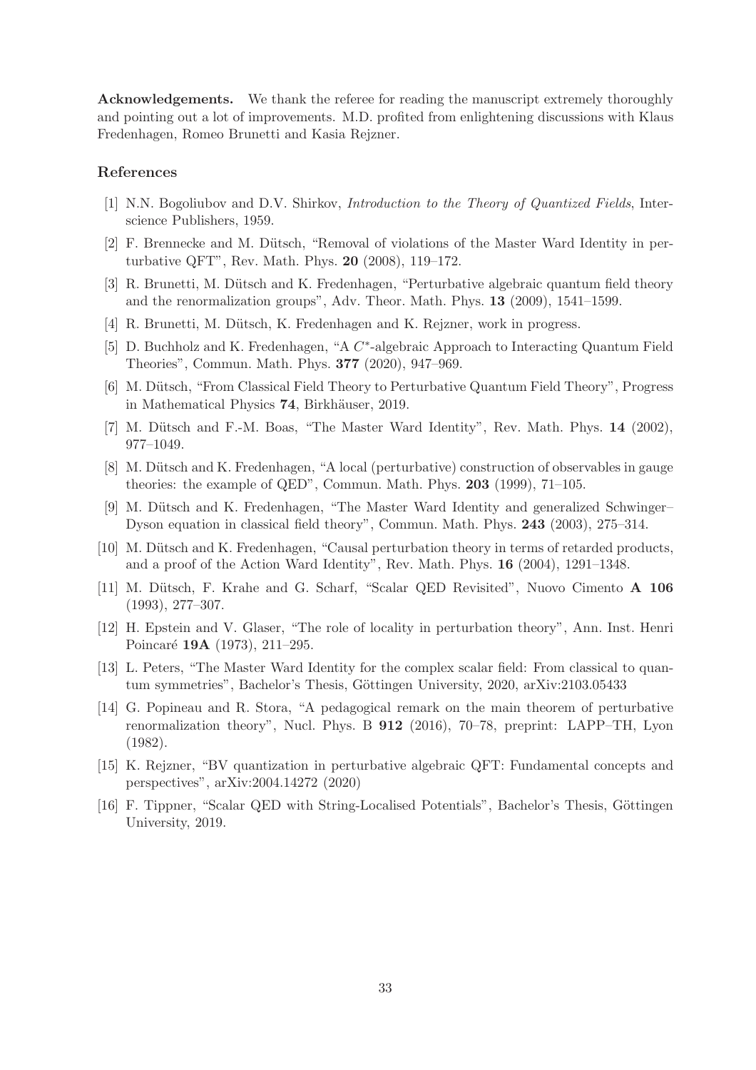**Acknowledgements.** We thank the referee for reading the manuscript extremely thoroughly and pointing out a lot of improvements. M.D. profited from enlightening discussions with Klaus Fredenhagen, Romeo Brunetti and Kasia Rejzner.

## References

[1] N.N. Bogoliubov and D.V. Shirkov, *Introduction to the Theory of Quantized Fields*, Interscience Publishers, 1959.

[2] F. Brennecke and M. Dütsch, "Removal of violations of the Master Ward Identity in perturbative QFT", Rev. Math. Phys. **20** (2008), 119–172.

[3] R. Brunetti, M. Dütsch and K. Fredenhagen, "Perturbative algebraic quantum field theory and the renormalization groups", Adv. Theor. Math. Phys. **13** (2009), 1541–1599.

[4] R. Brunetti, M. Dütsch, K. Fredenhagen and K. Rejzner, work in progress.

[5] D. Buchholz and K. Fredenhagen, "A $C^*$-algebraic Approach to Interacting Quantum Field Theories", Commun. Math. Phys. **377** (2020), 947–969.

[6] M. Dütsch, "From Classical Field Theory to Perturbative Quantum Field Theory", Progress in Mathematical Physics **74**, Birkhäuser, 2019.

[7] M. Dütsch and F.-M. Boas, "The Master Ward Identity", Rev. Math. Phys. **14** (2002), 977–1049.

[8] M. Dütsch and K. Fredenhagen, "A local (perturbative) construction of observables in gauge theories: the example of QED", Commun. Math. Phys. **203** (1999), 71–105.

[9] M. Dütsch and K. Fredenhagen, "The Master Ward Identity and generalized Schwinger–Dyson equation in classical field theory", Commun. Math. Phys. **243** (2003), 275–314.

[10] M. Dütsch and K. Fredenhagen, "Causal perturbation theory in terms of retarded products, and a proof of the Action Ward Identity", Rev. Math. Phys. **16** (2004), 1291–1348.

[11] M. Dütsch, F. Krahe and G. Scharf, "Scalar QED Revisited", Nuovo Cimento **A 106** (1993), 277–307.

[12] H. Epstein and V. Glaser, "The role of locality in perturbation theory", Ann. Inst. Henri Poincaré **19A** (1973), 211–295.

[13] L. Peters, "The Master Ward Identity for the complex scalar field: From classical to quantum symmetries", Bachelor's Thesis, Göttingen University, 2020, arXiv:2103.05433

[14] G. Popineau and R. Stora, "A pedagogical remark on the main theorem of perturbative renormalization theory", Nucl. Phys. B **912** (2016), 70–78, preprint: LAPP–TH, Lyon (1982).

[15] K. Rejzner, "BV quantization in perturbative algebraic QFT: Fundamental concepts and perspectives", arXiv:2004.14272 (2020)

[16] F. Tippner, "Scalar QED with String-Localised Potentials", Bachelor's Thesis, Göttingen University, 2019.